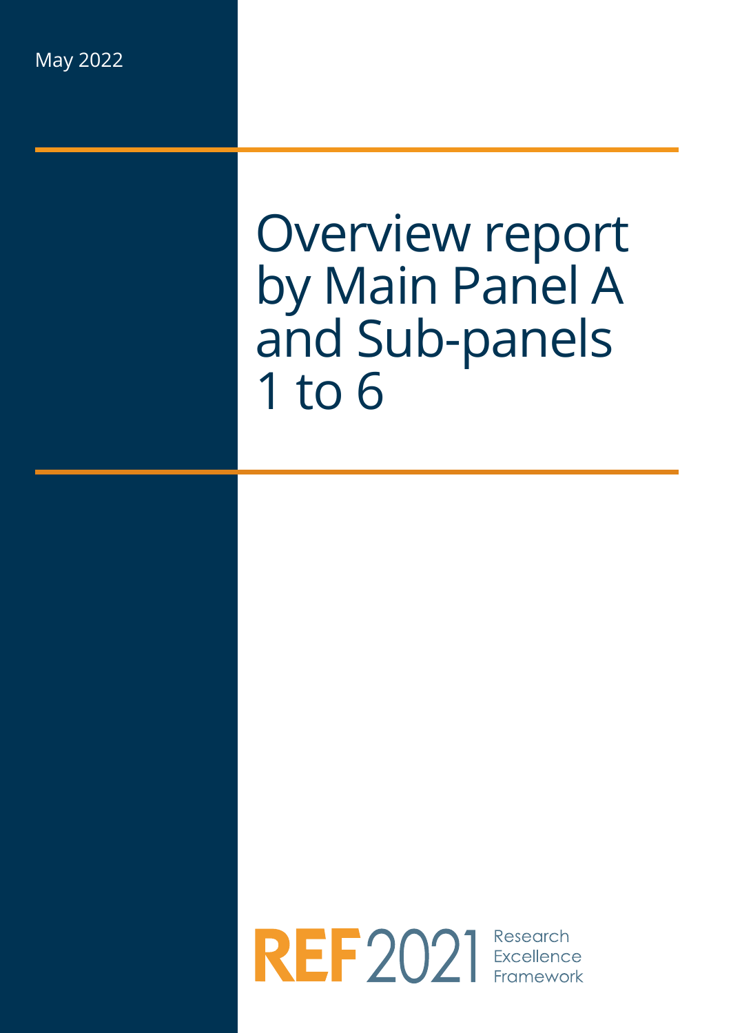May 2022

# Overview report by Main Panel A and Sub-panels 1 to 6

REF 2021 Research Excellence Framework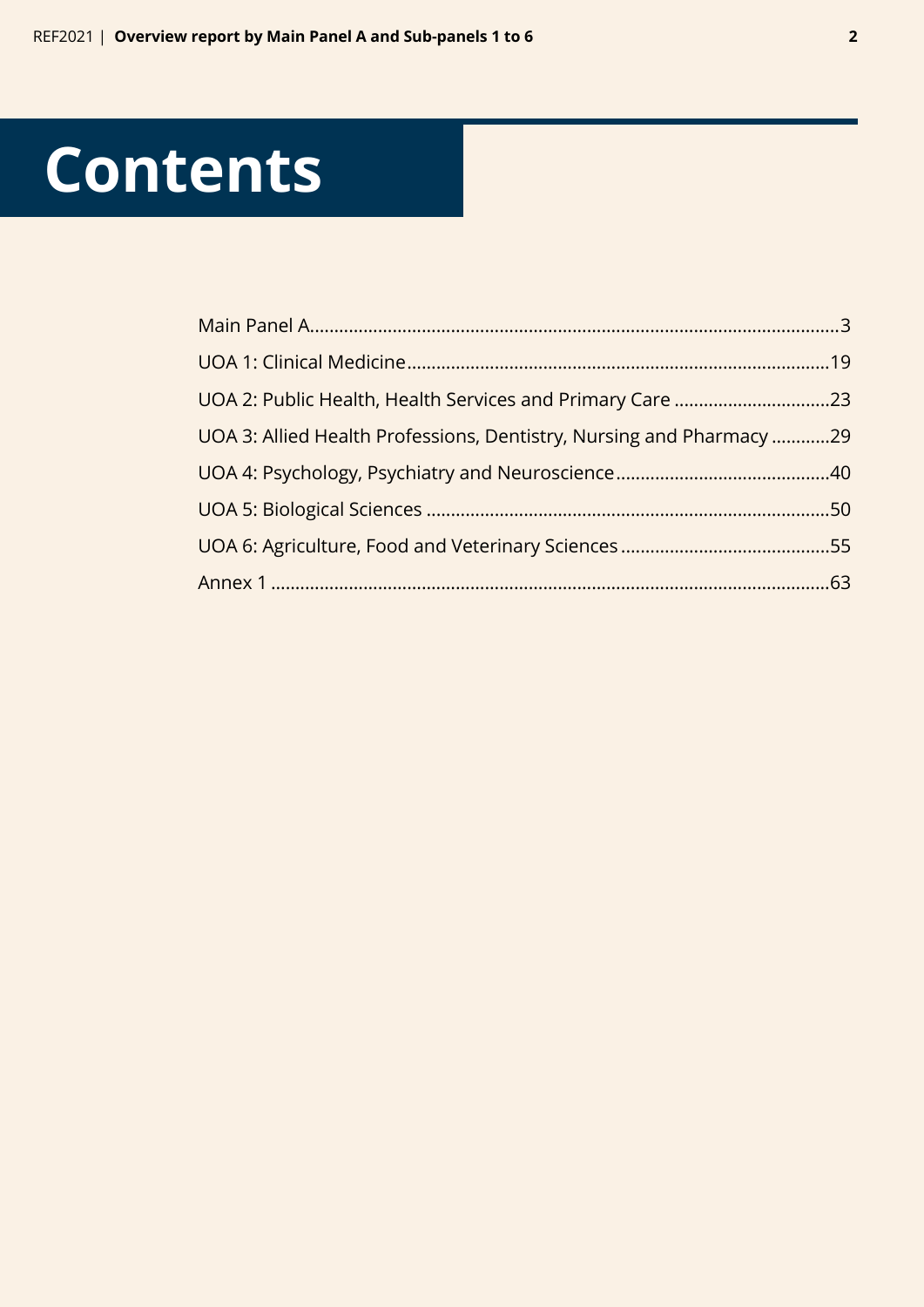# Contents

| | |
|---|---|
| Main Panel A | 3 |
| UOA 1: Clinical Medicine | 19 |
| UOA 2: Public Health, Health Services and Primary Care | 23 |
| UOA 3: Allied Health Professions, Dentistry, Nursing and Pharmacy | 29 |
| UOA 4: Psychology, Psychiatry and Neuroscience | 40 |
| UOA 5: Biological Sciences | 50 |
| UOA 6: Agriculture, Food and Veterinary Sciences | 55 |
| Annex 1 | 63 |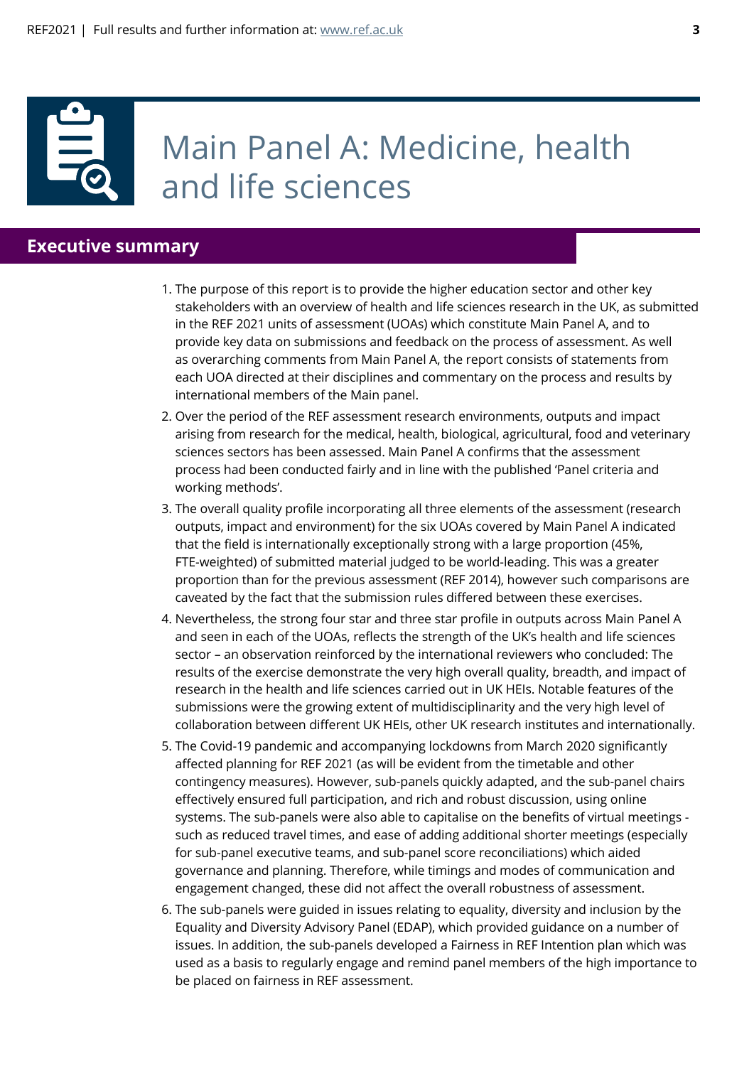# Main Panel A: Medicine, health and life sciences

## Executive summary

1. The purpose of this report is to provide the higher education sector and other key stakeholders with an overview of health and life sciences research in the UK, as submitted in the REF 2021 units of assessment (UOAs) which constitute Main Panel A, and to provide key data on submissions and feedback on the process of assessment. As well as overarching comments from Main Panel A, the report consists of statements from each UOA directed at their disciplines and commentary on the process and results by international members of the Main panel.
2. Over the period of the REF assessment research environments, outputs and impact arising from research for the medical, health, biological, agricultural, food and veterinary sciences sectors has been assessed. Main Panel A confirms that the assessment process had been conducted fairly and in line with the published 'Panel criteria and working methods'.
3. The overall quality profile incorporating all three elements of the assessment (research outputs, impact and environment) for the six UOAs covered by Main Panel A indicated that the field is internationally exceptionally strong with a large proportion (45%, FTE-weighted) of submitted material judged to be world-leading. This was a greater proportion than for the previous assessment (REF 2014), however such comparisons are caveated by the fact that the submission rules differed between these exercises.
4. Nevertheless, the strong four star and three star profile in outputs across Main Panel A and seen in each of the UOAs, reflects the strength of the UK's health and life sciences sector – an observation reinforced by the international reviewers who concluded: The results of the exercise demonstrate the very high overall quality, breadth, and impact of research in the health and life sciences carried out in UK HEIs. Notable features of the submissions were the growing extent of multidisciplinarity and the very high level of collaboration between different UK HEIs, other UK research institutes and internationally.
5. The Covid-19 pandemic and accompanying lockdowns from March 2020 significantly affected planning for REF 2021 (as will be evident from the timetable and other contingency measures). However, sub-panels quickly adapted, and the sub-panel chairs effectively ensured full participation, and rich and robust discussion, using online systems. The sub-panels were also able to capitalise on the benefits of virtual meetings - such as reduced travel times, and ease of adding additional shorter meetings (especially for sub-panel executive teams, and sub-panel score reconciliations) which aided governance and planning. Therefore, while timings and modes of communication and engagement changed, these did not affect the overall robustness of assessment.
6. The sub-panels were guided in issues relating to equality, diversity and inclusion by the Equality and Diversity Advisory Panel (EDAP), which provided guidance on a number of issues. In addition, the sub-panels developed a Fairness in REF Intention plan which was used as a basis to regularly engage and remind panel members of the high importance to be placed on fairness in REF assessment.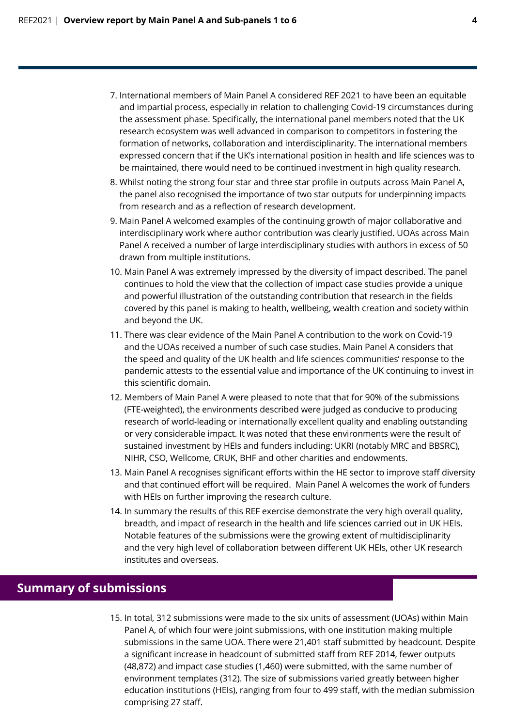7. International members of Main Panel A considered REF 2021 to have been an equitable and impartial process, especially in relation to challenging Covid-19 circumstances during the assessment phase. Specifically, the international panel members noted that the UK research ecosystem was well advanced in comparison to competitors in fostering the formation of networks, collaboration and interdisciplinarity. The international members expressed concern that if the UK's international position in health and life sciences was to be maintained, there would need to be continued investment in high quality research.

8. Whilst noting the strong four star and three star profile in outputs across Main Panel A, the panel also recognised the importance of two star outputs for underpinning impacts from research and as a reflection of research development.

9. Main Panel A welcomed examples of the continuing growth of major collaborative and interdisciplinary work where author contribution was clearly justified. UOAs across Main Panel A received a number of large interdisciplinary studies with authors in excess of 50 drawn from multiple institutions.

10. Main Panel A was extremely impressed by the diversity of impact described. The panel continues to hold the view that the collection of impact case studies provide a unique and powerful illustration of the outstanding contribution that research in the fields covered by this panel is making to health, wellbeing, wealth creation and society within and beyond the UK.

11. There was clear evidence of the Main Panel A contribution to the work on Covid-19 and the UOAs received a number of such case studies. Main Panel A considers that the speed and quality of the UK health and life sciences communities' response to the pandemic attests to the essential value and importance of the UK continuing to invest in this scientific domain.

12. Members of Main Panel A were pleased to note that that for 90% of the submissions (FTE-weighted), the environments described were judged as conducive to producing research of world-leading or internationally excellent quality and enabling outstanding or very considerable impact. It was noted that these environments were the result of sustained investment by HEIs and funders including: UKRI (notably MRC and BBSRC), NIHR, CSO, Wellcome, CRUK, BHF and other charities and endowments.

13. Main Panel A recognises significant efforts within the HE sector to improve staff diversity and that continued effort will be required. Main Panel A welcomes the work of funders with HEIs on further improving the research culture.

14. In summary the results of this REF exercise demonstrate the very high overall quality, breadth, and impact of research in the health and life sciences carried out in UK HEIs. Notable features of the submissions were the growing extent of multidisciplinarity and the very high level of collaboration between different UK HEIs, other UK research institutes and overseas.

## Summary of submissions

15. In total, 312 submissions were made to the six units of assessment (UOAs) within Main Panel A, of which four were joint submissions, with one institution making multiple submissions in the same UOA. There were 21,401 staff submitted by headcount. Despite a significant increase in headcount of submitted staff from REF 2014, fewer outputs (48,872) and impact case studies (1,460) were submitted, with the same number of environment templates (312). The size of submissions varied greatly between higher education institutions (HEIs), ranging from four to 499 staff, with the median submission comprising 27 staff.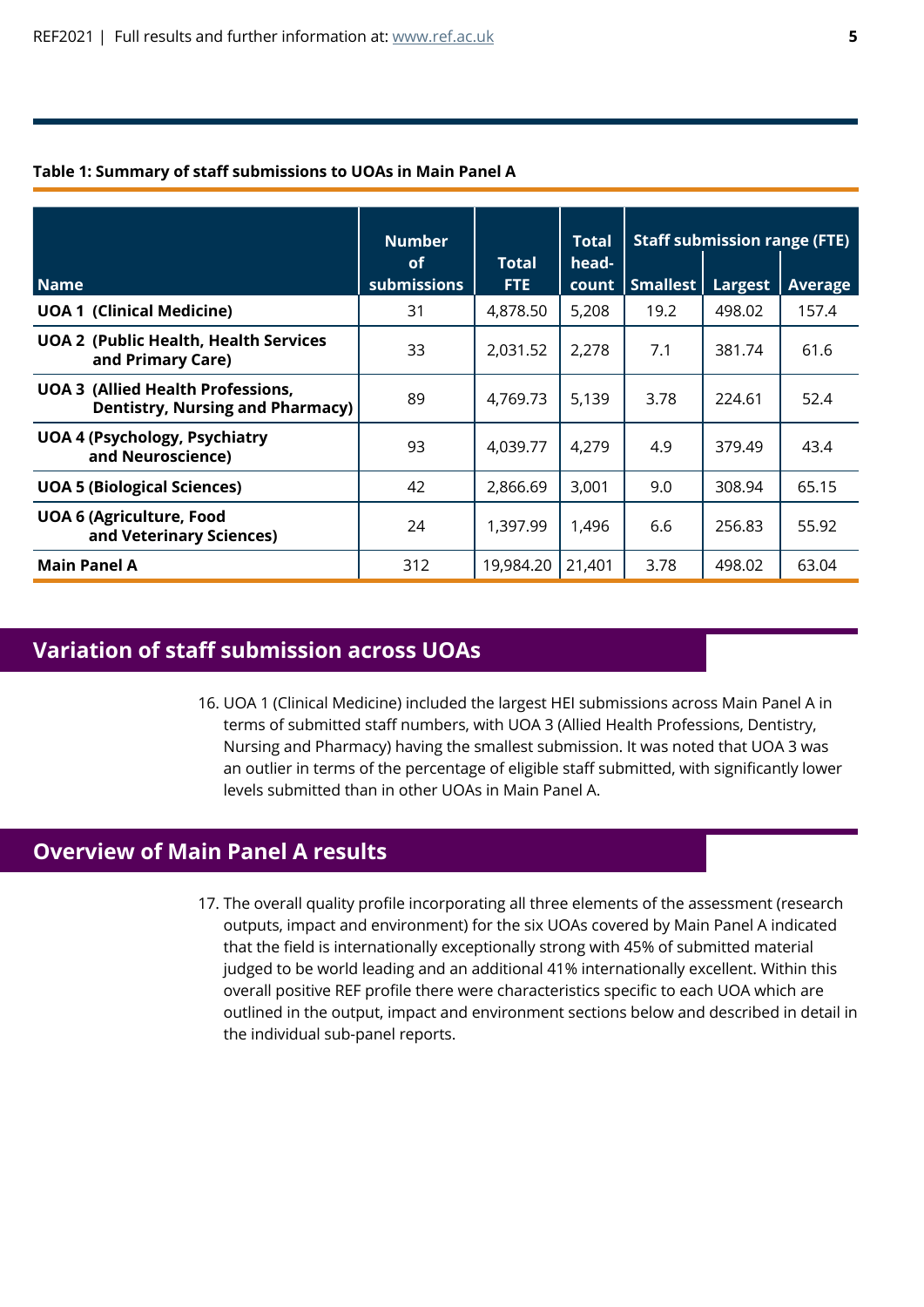**Table 1: Summary of staff submissions to UOAs in Main Panel A**

| Name | Number of submissions | Total FTE | Total head-count | Staff submission range (FTE) | | |
|---|---|---|---|---|---|---|
| | | | | Smallest | Largest | Average |
| **UOA 1 (Clinical Medicine)** | 31 | 4,878.50 | 5,208 | 19.2 | 498.02 | 157.4 |
| **UOA 2 (Public Health, Health Services and Primary Care)** | 33 | 2,031.52 | 2,278 | 7.1 | 381.74 | 61.6 |
| **UOA 3 (Allied Health Professions, Dentistry, Nursing and Pharmacy)** | 89 | 4,769.73 | 5,139 | 3.78 | 224.61 | 52.4 |
| **UOA 4 (Psychology, Psychiatry and Neuroscience)** | 93 | 4,039.77 | 4,279 | 4.9 | 379.49 | 43.4 |
| **UOA 5 (Biological Sciences)** | 42 | 2,866.69 | 3,001 | 9.0 | 308.94 | 65.15 |
| **UOA 6 (Agriculture, Food and Veterinary Sciences)** | 24 | 1,397.99 | 1,496 | 6.6 | 256.83 | 55.92 |
| **Main Panel A** | 312 | 19,984.20 | 21,401 | 3.78 | 498.02 | 63.04 |

## Variation of staff submission across UOAs

16. UOA 1 (Clinical Medicine) included the largest HEI submissions across Main Panel A in terms of submitted staff numbers, with UOA 3 (Allied Health Professions, Dentistry, Nursing and Pharmacy) having the smallest submission. It was noted that UOA 3 was an outlier in terms of the percentage of eligible staff submitted, with significantly lower levels submitted than in other UOAs in Main Panel A.

## Overview of Main Panel A results

17. The overall quality profile incorporating all three elements of the assessment (research outputs, impact and environment) for the six UOAs covered by Main Panel A indicated that the field is internationally exceptionally strong with 45% of submitted material judged to be world leading and an additional 41% internationally excellent. Within this overall positive REF profile there were characteristics specific to each UOA which are outlined in the output, impact and environment sections below and described in detail in the individual sub-panel reports.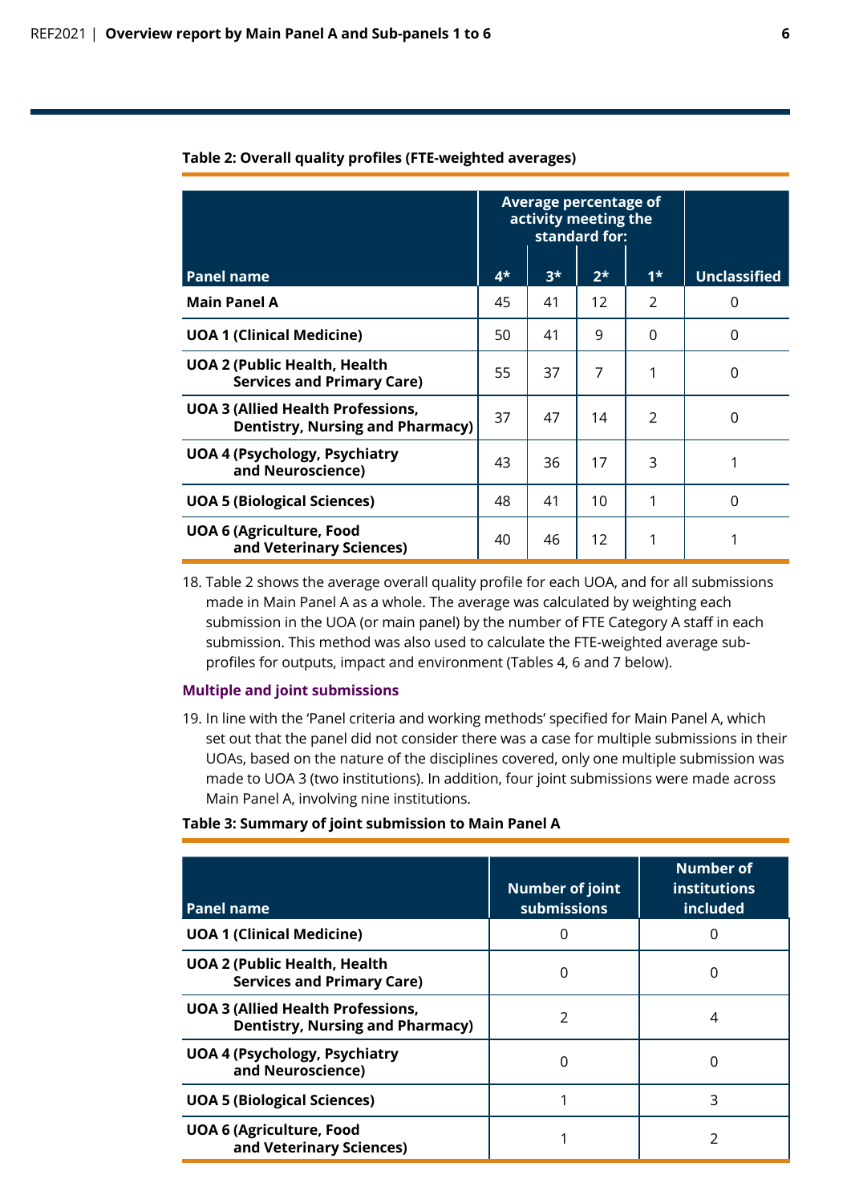**Table 2: Overall quality profiles (FTE-weighted averages)**

| Panel name | Average percentage of activity meeting the standard for: | | | | |
|---|---|---|---|---|---|
| | 4* | 3* | 2* | 1* | Unclassified |
| **Main Panel A** | 45 | 41 | 12 | 2 | 0 |
| **UOA 1 (Clinical Medicine)** | 50 | 41 | 9 | 0 | 0 |
| **UOA 2 (Public Health, Health Services and Primary Care)** | 55 | 37 | 7 | 1 | 0 |
| **UOA 3 (Allied Health Professions, Dentistry, Nursing and Pharmacy)** | 37 | 47 | 14 | 2 | 0 |
| **UOA 4 (Psychology, Psychiatry and Neuroscience)** | 43 | 36 | 17 | 3 | 1 |
| **UOA 5 (Biological Sciences)** | 48 | 41 | 10 | 1 | 0 |
| **UOA 6 (Agriculture, Food and Veterinary Sciences)** | 40 | 46 | 12 | 1 | 1 |

18. Table 2 shows the average overall quality profile for each UOA, and for all submissions made in Main Panel A as a whole. The average was calculated by weighting each submission in the UOA (or main panel) by the number of FTE Category A staff in each submission. This method was also used to calculate the FTE-weighted average sub-profiles for outputs, impact and environment (Tables 4, 6 and 7 below).

### Multiple and joint submissions

19. In line with the 'Panel criteria and working methods' specified for Main Panel A, which set out that the panel did not consider there was a case for multiple submissions in their UOAs, based on the nature of the disciplines covered, only one multiple submission was made to UOA 3 (two institutions). In addition, four joint submissions were made across Main Panel A, involving nine institutions.

**Table 3: Summary of joint submission to Main Panel A**

| Panel name | Number of joint submissions | Number of institutions included |
|---|---|---|
| **UOA 1 (Clinical Medicine)** | 0 | 0 |
| **UOA 2 (Public Health, Health Services and Primary Care)** | 0 | 0 |
| **UOA 3 (Allied Health Professions, Dentistry, Nursing and Pharmacy)** | 2 | 4 |
| **UOA 4 (Psychology, Psychiatry and Neuroscience)** | 0 | 0 |
| **UOA 5 (Biological Sciences)** | 1 | 3 |
| **UOA 6 (Agriculture, Food and Veterinary Sciences)** | 1 | 2 |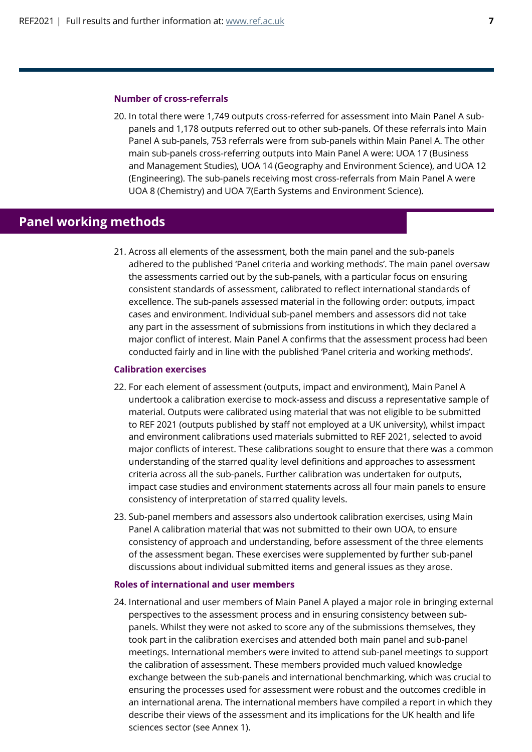### Number of cross-referrals

20. In total there were 1,749 outputs cross-referred for assessment into Main Panel A sub-panels and 1,178 outputs referred out to other sub-panels. Of these referrals into Main Panel A sub-panels, 753 referrals were from sub-panels within Main Panel A. The other main sub-panels cross-referring outputs into Main Panel A were: UOA 17 (Business and Management Studies), UOA 14 (Geography and Environment Science), and UOA 12 (Engineering). The sub-panels receiving most cross-referrals from Main Panel A were UOA 8 (Chemistry) and UOA 7(Earth Systems and Environment Science).

## Panel working methods

21. Across all elements of the assessment, both the main panel and the sub-panels adhered to the published 'Panel criteria and working methods'. The main panel oversaw the assessments carried out by the sub-panels, with a particular focus on ensuring consistent standards of assessment, calibrated to reflect international standards of excellence. The sub-panels assessed material in the following order: outputs, impact cases and environment. Individual sub-panel members and assessors did not take any part in the assessment of submissions from institutions in which they declared a major conflict of interest. Main Panel A confirms that the assessment process had been conducted fairly and in line with the published 'Panel criteria and working methods'.

### Calibration exercises

22. For each element of assessment (outputs, impact and environment), Main Panel A undertook a calibration exercise to mock-assess and discuss a representative sample of material. Outputs were calibrated using material that was not eligible to be submitted to REF 2021 (outputs published by staff not employed at a UK university), whilst impact and environment calibrations used materials submitted to REF 2021, selected to avoid major conflicts of interest. These calibrations sought to ensure that there was a common understanding of the starred quality level definitions and approaches to assessment criteria across all the sub-panels. Further calibration was undertaken for outputs, impact case studies and environment statements across all four main panels to ensure consistency of interpretation of starred quality levels.

23. Sub-panel members and assessors also undertook calibration exercises, using Main Panel A calibration material that was not submitted to their own UOA, to ensure consistency of approach and understanding, before assessment of the three elements of the assessment began. These exercises were supplemented by further sub-panel discussions about individual submitted items and general issues as they arose.

### Roles of international and user members

24. International and user members of Main Panel A played a major role in bringing external perspectives to the assessment process and in ensuring consistency between sub-panels. Whilst they were not asked to score any of the submissions themselves, they took part in the calibration exercises and attended both main panel and sub-panel meetings. International members were invited to attend sub-panel meetings to support the calibration of assessment. These members provided much valued knowledge exchange between the sub-panels and international benchmarking, which was crucial to ensuring the processes used for assessment were robust and the outcomes credible in an international arena. The international members have compiled a report in which they describe their views of the assessment and its implications for the UK health and life sciences sector (see Annex 1).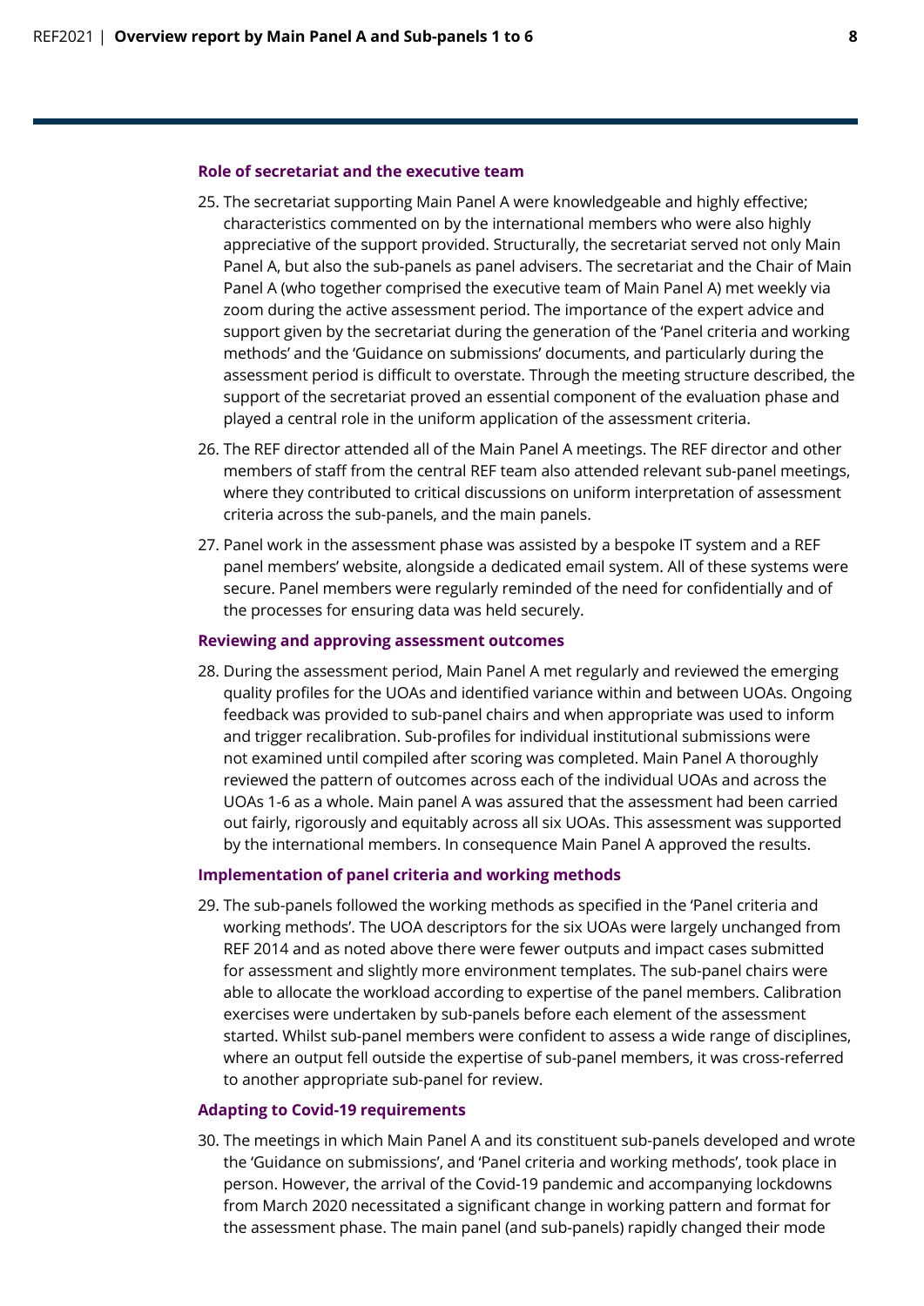### Role of secretariat and the executive team

25. The secretariat supporting Main Panel A were knowledgeable and highly effective; characteristics commented on by the international members who were also highly appreciative of the support provided. Structurally, the secretariat served not only Main Panel A, but also the sub-panels as panel advisers. The secretariat and the Chair of Main Panel A (who together comprised the executive team of Main Panel A) met weekly via zoom during the active assessment period. The importance of the expert advice and support given by the secretariat during the generation of the 'Panel criteria and working methods' and the 'Guidance on submissions' documents, and particularly during the assessment period is difficult to overstate. Through the meeting structure described, the support of the secretariat proved an essential component of the evaluation phase and played a central role in the uniform application of the assessment criteria.

26. The REF director attended all of the Main Panel A meetings. The REF director and other members of staff from the central REF team also attended relevant sub-panel meetings, where they contributed to critical discussions on uniform interpretation of assessment criteria across the sub-panels, and the main panels.

27. Panel work in the assessment phase was assisted by a bespoke IT system and a REF panel members' website, alongside a dedicated email system. All of these systems were secure. Panel members were regularly reminded of the need for confidentially and of the processes for ensuring data was held securely.

### Reviewing and approving assessment outcomes

28. During the assessment period, Main Panel A met regularly and reviewed the emerging quality profiles for the UOAs and identified variance within and between UOAs. Ongoing feedback was provided to sub-panel chairs and when appropriate was used to inform and trigger recalibration. Sub-profiles for individual institutional submissions were not examined until compiled after scoring was completed. Main Panel A thoroughly reviewed the pattern of outcomes across each of the individual UOAs and across the UOAs 1-6 as a whole. Main panel A was assured that the assessment had been carried out fairly, rigorously and equitably across all six UOAs. This assessment was supported by the international members. In consequence Main Panel A approved the results.

### Implementation of panel criteria and working methods

29. The sub-panels followed the working methods as specified in the 'Panel criteria and working methods'. The UOA descriptors for the six UOAs were largely unchanged from REF 2014 and as noted above there were fewer outputs and impact cases submitted for assessment and slightly more environment templates. The sub-panel chairs were able to allocate the workload according to expertise of the panel members. Calibration exercises were undertaken by sub-panels before each element of the assessment started. Whilst sub-panel members were confident to assess a wide range of disciplines, where an output fell outside the expertise of sub-panel members, it was cross-referred to another appropriate sub-panel for review.

### Adapting to Covid-19 requirements

30. The meetings in which Main Panel A and its constituent sub-panels developed and wrote the 'Guidance on submissions', and 'Panel criteria and working methods', took place in person. However, the arrival of the Covid-19 pandemic and accompanying lockdowns from March 2020 necessitated a significant change in working pattern and format for the assessment phase. The main panel (and sub-panels) rapidly changed their mode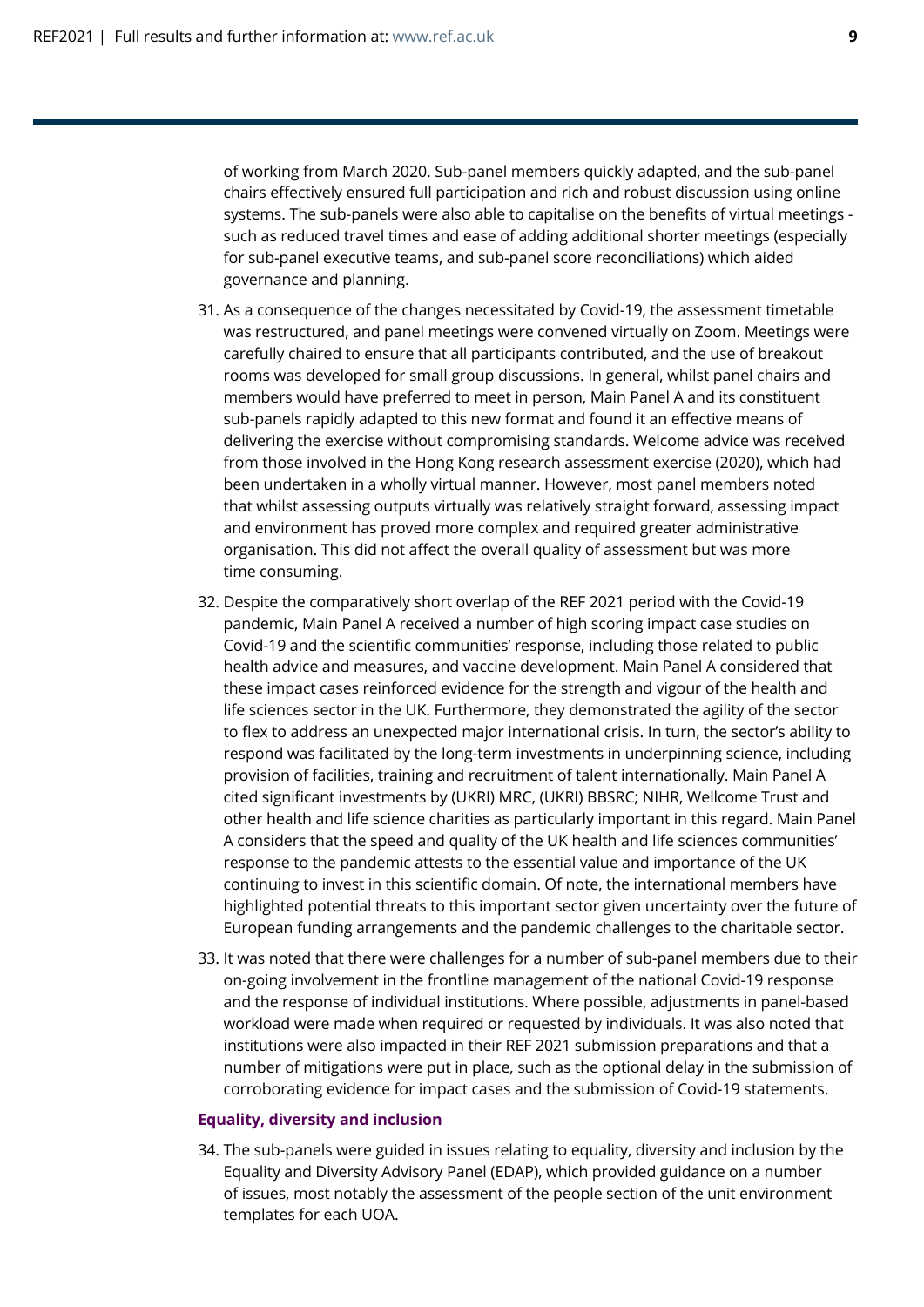of working from March 2020. Sub-panel members quickly adapted, and the sub-panel chairs effectively ensured full participation and rich and robust discussion using online systems. The sub-panels were also able to capitalise on the benefits of virtual meetings - such as reduced travel times and ease of adding additional shorter meetings (especially for sub-panel executive teams, and sub-panel score reconciliations) which aided governance and planning.

31. As a consequence of the changes necessitated by Covid-19, the assessment timetable was restructured, and panel meetings were convened virtually on Zoom. Meetings were carefully chaired to ensure that all participants contributed, and the use of breakout rooms was developed for small group discussions. In general, whilst panel chairs and members would have preferred to meet in person, Main Panel A and its constituent sub-panels rapidly adapted to this new format and found it an effective means of delivering the exercise without compromising standards. Welcome advice was received from those involved in the Hong Kong research assessment exercise (2020), which had been undertaken in a wholly virtual manner. However, most panel members noted that whilst assessing outputs virtually was relatively straight forward, assessing impact and environment has proved more complex and required greater administrative organisation. This did not affect the overall quality of assessment but was more time consuming.

32. Despite the comparatively short overlap of the REF 2021 period with the Covid-19 pandemic, Main Panel A received a number of high scoring impact case studies on Covid-19 and the scientific communities' response, including those related to public health advice and measures, and vaccine development. Main Panel A considered that these impact cases reinforced evidence for the strength and vigour of the health and life sciences sector in the UK. Furthermore, they demonstrated the agility of the sector to flex to address an unexpected major international crisis. In turn, the sector's ability to respond was facilitated by the long-term investments in underpinning science, including provision of facilities, training and recruitment of talent internationally. Main Panel A cited significant investments by (UKRI) MRC, (UKRI) BBSRC; NIHR, Wellcome Trust and other health and life science charities as particularly important in this regard. Main Panel A considers that the speed and quality of the UK health and life sciences communities' response to the pandemic attests to the essential value and importance of the UK continuing to invest in this scientific domain. Of note, the international members have highlighted potential threats to this important sector given uncertainty over the future of European funding arrangements and the pandemic challenges to the charitable sector.

33. It was noted that there were challenges for a number of sub-panel members due to their on-going involvement in the frontline management of the national Covid-19 response and the response of individual institutions. Where possible, adjustments in panel-based workload were made when required or requested by individuals. It was also noted that institutions were also impacted in their REF 2021 submission preparations and that a number of mitigations were put in place, such as the optional delay in the submission of corroborating evidence for impact cases and the submission of Covid-19 statements.

### Equality, diversity and inclusion

34. The sub-panels were guided in issues relating to equality, diversity and inclusion by the Equality and Diversity Advisory Panel (EDAP), which provided guidance on a number of issues, most notably the assessment of the people section of the unit environment templates for each UOA.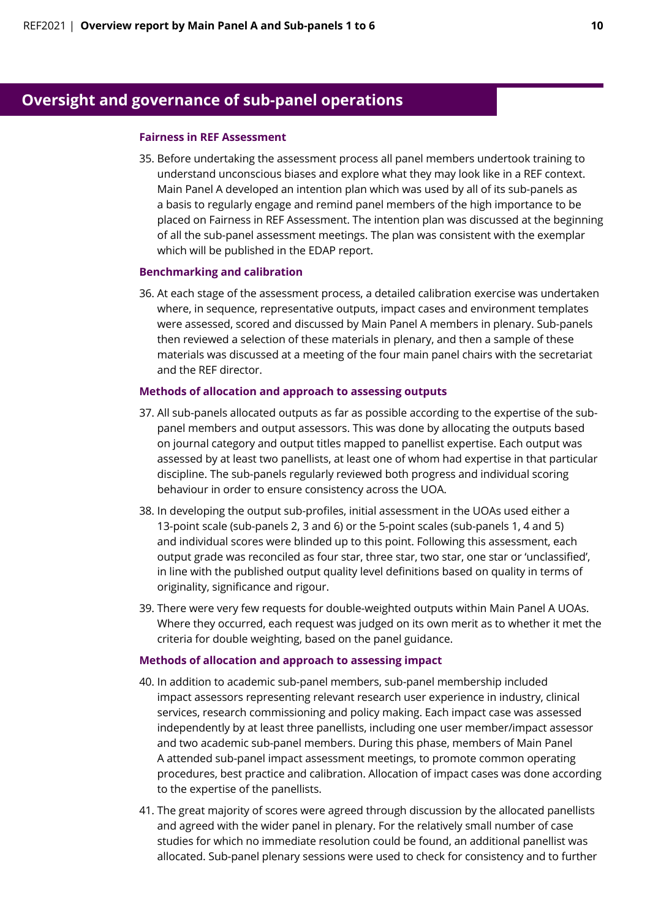## Oversight and governance of sub-panel operations

### Fairness in REF Assessment

35. Before undertaking the assessment process all panel members undertook training to understand unconscious biases and explore what they may look like in a REF context. Main Panel A developed an intention plan which was used by all of its sub-panels as a basis to regularly engage and remind panel members of the high importance to be placed on Fairness in REF Assessment. The intention plan was discussed at the beginning of all the sub-panel assessment meetings. The plan was consistent with the exemplar which will be published in the EDAP report.

### Benchmarking and calibration

36. At each stage of the assessment process, a detailed calibration exercise was undertaken where, in sequence, representative outputs, impact cases and environment templates were assessed, scored and discussed by Main Panel A members in plenary. Sub-panels then reviewed a selection of these materials in plenary, and then a sample of these materials was discussed at a meeting of the four main panel chairs with the secretariat and the REF director.

### Methods of allocation and approach to assessing outputs

37. All sub-panels allocated outputs as far as possible according to the expertise of the sub-panel members and output assessors. This was done by allocating the outputs based on journal category and output titles mapped to panellist expertise. Each output was assessed by at least two panellists, at least one of whom had expertise in that particular discipline. The sub-panels regularly reviewed both progress and individual scoring behaviour in order to ensure consistency across the UOA.

38. In developing the output sub-profiles, initial assessment in the UOAs used either a 13-point scale (sub-panels 2, 3 and 6) or the 5-point scales (sub-panels 1, 4 and 5) and individual scores were blinded up to this point. Following this assessment, each output grade was reconciled as four star, three star, two star, one star or 'unclassified', in line with the published output quality level definitions based on quality in terms of originality, significance and rigour.

39. There were very few requests for double-weighted outputs within Main Panel A UOAs. Where they occurred, each request was judged on its own merit as to whether it met the criteria for double weighting, based on the panel guidance.

### Methods of allocation and approach to assessing impact

40. In addition to academic sub-panel members, sub-panel membership included impact assessors representing relevant research user experience in industry, clinical services, research commissioning and policy making. Each impact case was assessed independently by at least three panellists, including one user member/impact assessor and two academic sub-panel members. During this phase, members of Main Panel A attended sub-panel impact assessment meetings, to promote common operating procedures, best practice and calibration. Allocation of impact cases was done according to the expertise of the panellists.

41. The great majority of scores were agreed through discussion by the allocated panellists and agreed with the wider panel in plenary. For the relatively small number of case studies for which no immediate resolution could be found, an additional panellist was allocated. Sub-panel plenary sessions were used to check for consistency and to further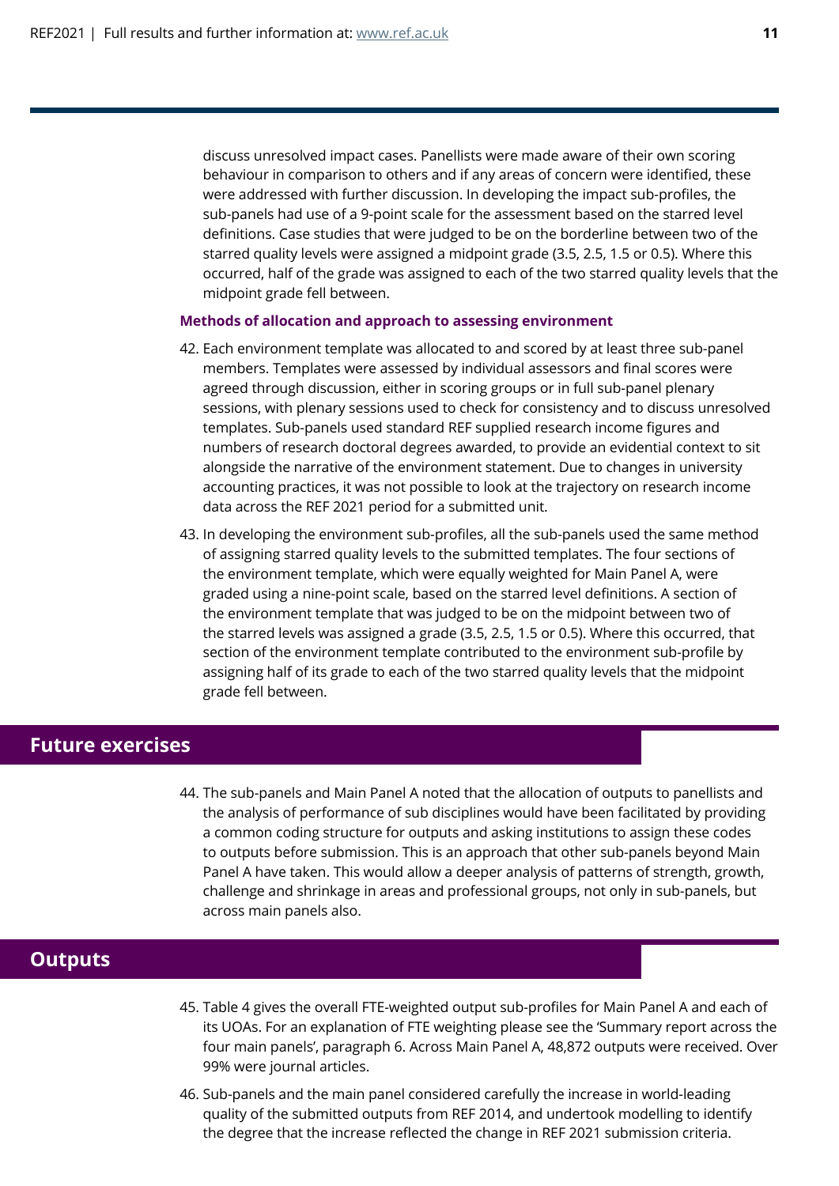discuss unresolved impact cases. Panellists were made aware of their own scoring behaviour in comparison to others and if any areas of concern were identified, these were addressed with further discussion. In developing the impact sub-profiles, the sub-panels had use of a 9-point scale for the assessment based on the starred level definitions. Case studies that were judged to be on the borderline between two of the starred quality levels were assigned a midpoint grade (3.5, 2.5, 1.5 or 0.5). Where this occurred, half of the grade was assigned to each of the two starred quality levels that the midpoint grade fell between.

### Methods of allocation and approach to assessing environment

42. Each environment template was allocated to and scored by at least three sub-panel members. Templates were assessed by individual assessors and final scores were agreed through discussion, either in scoring groups or in full sub-panel plenary sessions, with plenary sessions used to check for consistency and to discuss unresolved templates. Sub-panels used standard REF supplied research income figures and numbers of research doctoral degrees awarded, to provide an evidential context to sit alongside the narrative of the environment statement. Due to changes in university accounting practices, it was not possible to look at the trajectory on research income data across the REF 2021 period for a submitted unit.

43. In developing the environment sub-profiles, all the sub-panels used the same method of assigning starred quality levels to the submitted templates. The four sections of the environment template, which were equally weighted for Main Panel A, were graded using a nine-point scale, based on the starred level definitions. A section of the environment template that was judged to be on the midpoint between two of the starred levels was assigned a grade (3.5, 2.5, 1.5 or 0.5). Where this occurred, that section of the environment template contributed to the environment sub-profile by assigning half of its grade to each of the two starred quality levels that the midpoint grade fell between.

## Future exercises

44. The sub-panels and Main Panel A noted that the allocation of outputs to panellists and the analysis of performance of sub disciplines would have been facilitated by providing a common coding structure for outputs and asking institutions to assign these codes to outputs before submission. This is an approach that other sub-panels beyond Main Panel A have taken. This would allow a deeper analysis of patterns of strength, growth, challenge and shrinkage in areas and professional groups, not only in sub-panels, but across main panels also.

## Outputs

45. Table 4 gives the overall FTE-weighted output sub-profiles for Main Panel A and each of its UOAs. For an explanation of FTE weighting please see the 'Summary report across the four main panels', paragraph 6. Across Main Panel A, 48,872 outputs were received. Over 99% were journal articles.

46. Sub-panels and the main panel considered carefully the increase in world-leading quality of the submitted outputs from REF 2014, and undertook modelling to identify the degree that the increase reflected the change in REF 2021 submission criteria.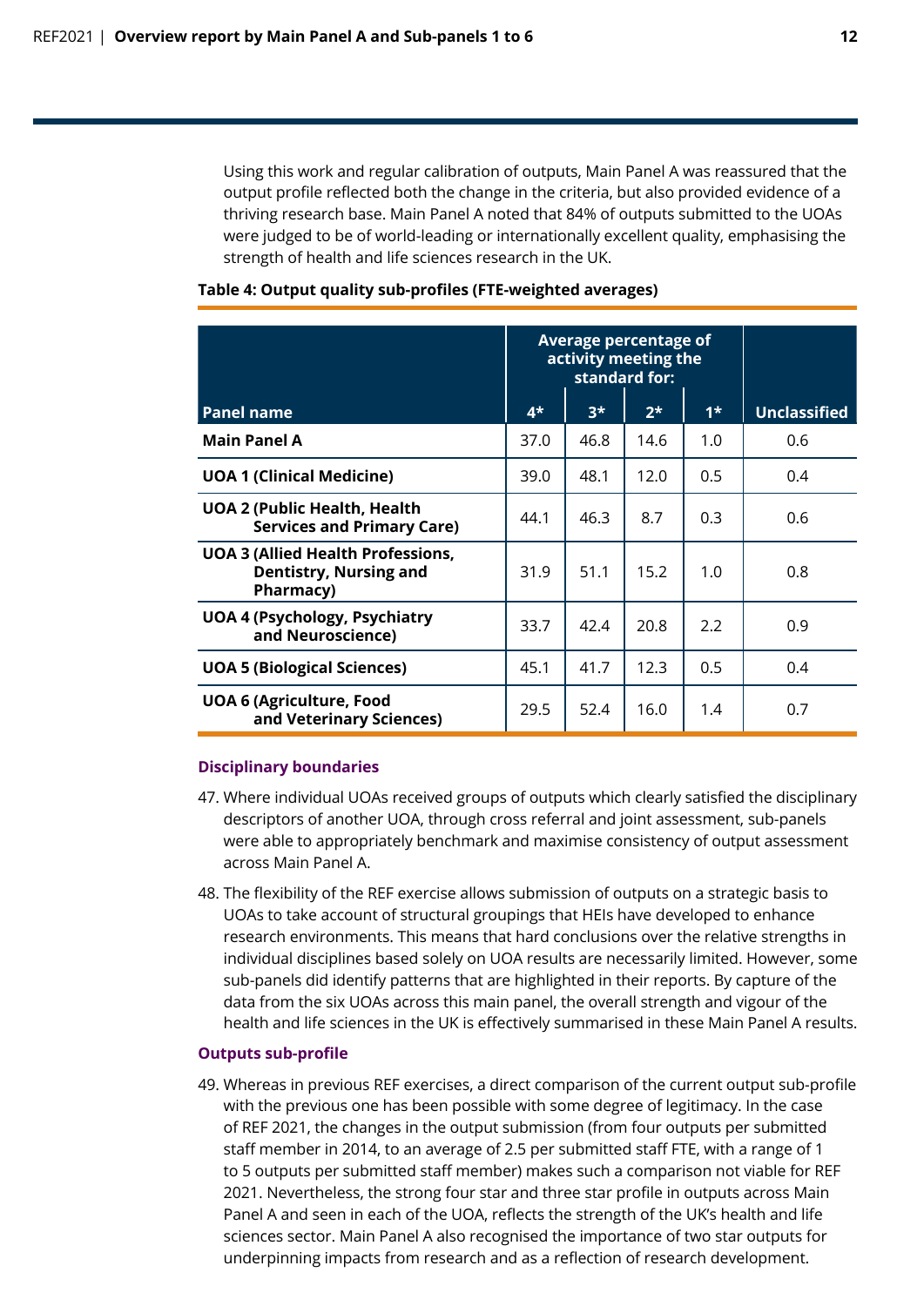Using this work and regular calibration of outputs, Main Panel A was reassured that the output profile reflected both the change in the criteria, but also provided evidence of a thriving research base. Main Panel A noted that 84% of outputs submitted to the UOAs were judged to be of world-leading or internationally excellent quality, emphasising the strength of health and life sciences research in the UK.

**Table 4: Output quality sub-profiles (FTE-weighted averages)**

| Panel name | Average percentage of activity meeting the standard for: | | | | Unclassified |
|---|---|---|---|---|---|
| | 4* | 3* | 2* | 1* | |
| **Main Panel A** | 37.0 | 46.8 | 14.6 | 1.0 | 0.6 |
| **UOA 1 (Clinical Medicine)** | 39.0 | 48.1 | 12.0 | 0.5 | 0.4 |
| **UOA 2 (Public Health, Health Services and Primary Care)** | 44.1 | 46.3 | 8.7 | 0.3 | 0.6 |
| **UOA 3 (Allied Health Professions, Dentistry, Nursing and Pharmacy)** | 31.9 | 51.1 | 15.2 | 1.0 | 0.8 |
| **UOA 4 (Psychology, Psychiatry and Neuroscience)** | 33.7 | 42.4 | 20.8 | 2.2 | 0.9 |
| **UOA 5 (Biological Sciences)** | 45.1 | 41.7 | 12.3 | 0.5 | 0.4 |
| **UOA 6 (Agriculture, Food and Veterinary Sciences)** | 29.5 | 52.4 | 16.0 | 1.4 | 0.7 |

### Disciplinary boundaries

47. Where individual UOAs received groups of outputs which clearly satisfied the disciplinary descriptors of another UOA, through cross referral and joint assessment, sub-panels were able to appropriately benchmark and maximise consistency of output assessment across Main Panel A.

48. The flexibility of the REF exercise allows submission of outputs on a strategic basis to UOAs to take account of structural groupings that HEIs have developed to enhance research environments. This means that hard conclusions over the relative strengths in individual disciplines based solely on UOA results are necessarily limited. However, some sub-panels did identify patterns that are highlighted in their reports. By capture of the data from the six UOAs across this main panel, the overall strength and vigour of the health and life sciences in the UK is effectively summarised in these Main Panel A results.

### Outputs sub-profile

49. Whereas in previous REF exercises, a direct comparison of the current output sub-profile with the previous one has been possible with some degree of legitimacy. In the case of REF 2021, the changes in the output submission (from four outputs per submitted staff member in 2014, to an average of 2.5 per submitted staff FTE, with a range of 1 to 5 outputs per submitted staff member) makes such a comparison not viable for REF 2021. Nevertheless, the strong four star and three star profile in outputs across Main Panel A and seen in each of the UOA, reflects the strength of the UK's health and life sciences sector. Main Panel A also recognised the importance of two star outputs for underpinning impacts from research and as a reflection of research development.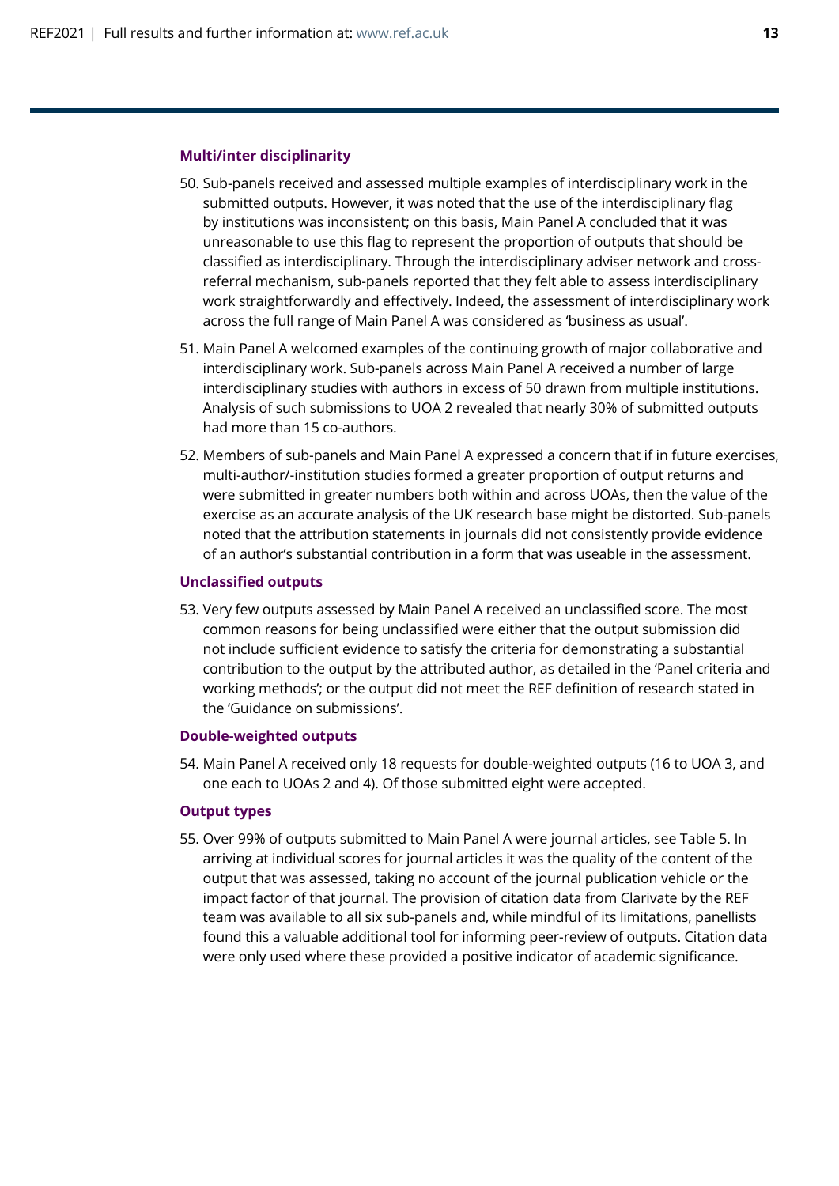### Multi/inter disciplinarity

50. Sub-panels received and assessed multiple examples of interdisciplinary work in the submitted outputs. However, it was noted that the use of the interdisciplinary flag by institutions was inconsistent; on this basis, Main Panel A concluded that it was unreasonable to use this flag to represent the proportion of outputs that should be classified as interdisciplinary. Through the interdisciplinary adviser network and cross-referral mechanism, sub-panels reported that they felt able to assess interdisciplinary work straightforwardly and effectively. Indeed, the assessment of interdisciplinary work across the full range of Main Panel A was considered as 'business as usual'.

51. Main Panel A welcomed examples of the continuing growth of major collaborative and interdisciplinary work. Sub-panels across Main Panel A received a number of large interdisciplinary studies with authors in excess of 50 drawn from multiple institutions. Analysis of such submissions to UOA 2 revealed that nearly 30% of submitted outputs had more than 15 co-authors.

52. Members of sub-panels and Main Panel A expressed a concern that if in future exercises, multi-author/-institution studies formed a greater proportion of output returns and were submitted in greater numbers both within and across UOAs, then the value of the exercise as an accurate analysis of the UK research base might be distorted. Sub-panels noted that the attribution statements in journals did not consistently provide evidence of an author's substantial contribution in a form that was useable in the assessment.

### Unclassified outputs

53. Very few outputs assessed by Main Panel A received an unclassified score. The most common reasons for being unclassified were either that the output submission did not include sufficient evidence to satisfy the criteria for demonstrating a substantial contribution to the output by the attributed author, as detailed in the 'Panel criteria and working methods'; or the output did not meet the REF definition of research stated in the 'Guidance on submissions'.

### Double-weighted outputs

54. Main Panel A received only 18 requests for double-weighted outputs (16 to UOA 3, and one each to UOAs 2 and 4). Of those submitted eight were accepted.

### Output types

55. Over 99% of outputs submitted to Main Panel A were journal articles, see Table 5. In arriving at individual scores for journal articles it was the quality of the content of the output that was assessed, taking no account of the journal publication vehicle or the impact factor of that journal. The provision of citation data from Clarivate by the REF team was available to all six sub-panels and, while mindful of its limitations, panellists found this a valuable additional tool for informing peer-review of outputs. Citation data were only used where these provided a positive indicator of academic significance.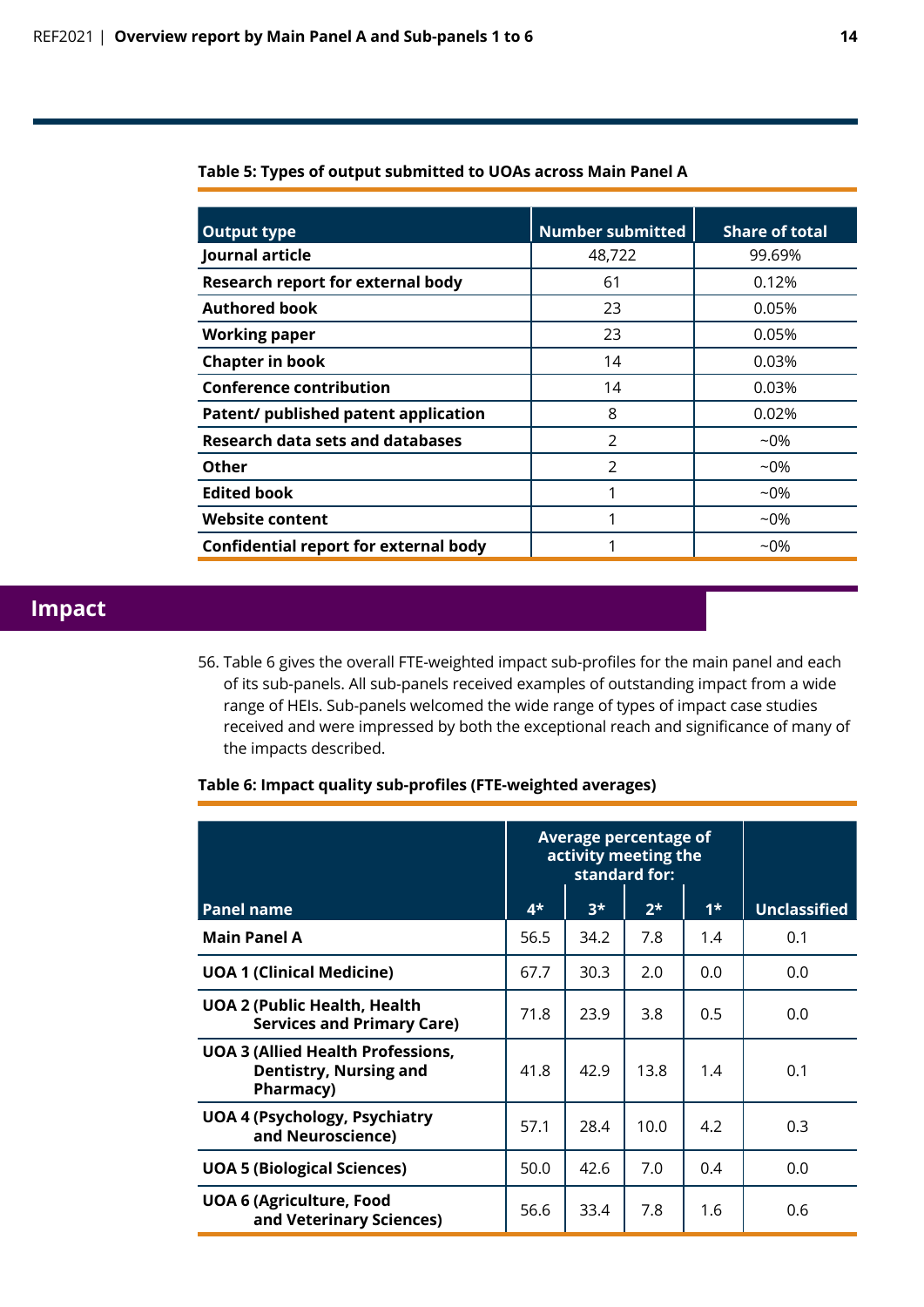**Table 5: Types of output submitted to UOAs across Main Panel A**

| Output type | Number submitted | Share of total |
|---|---|---|
| Journal article | 48,722 | 99.69% |
| Research report for external body | 61 | 0.12% |
| Authored book | 23 | 0.05% |
| Working paper | 23 | 0.05% |
| Chapter in book | 14 | 0.03% |
| Conference contribution | 14 | 0.03% |
| Patent/ published patent application | 8 | 0.02% |
| Research data sets and databases | 2 | ~0% |
| Other | 2 | ~0% |
| Edited book | 1 | ~0% |
| Website content | 1 | ~0% |
| Confidential report for external body | 1 | ~0% |

## Impact

56. Table 6 gives the overall FTE-weighted impact sub-profiles for the main panel and each of its sub-panels. All sub-panels received examples of outstanding impact from a wide range of HEIs. Sub-panels welcomed the wide range of types of impact case studies received and were impressed by both the exceptional reach and significance of many of the impacts described.

**Table 6: Impact quality sub-profiles (FTE-weighted averages)**

| | Average percentage of activity meeting the standard for: | | | | |
|---|---|---|---|---|---|
| Panel name | 4* | 3* | 2* | 1* | Unclassified |
| Main Panel A | 56.5 | 34.2 | 7.8 | 1.4 | 0.1 |
| UOA 1 (Clinical Medicine) | 67.7 | 30.3 | 2.0 | 0.0 | 0.0 |
| UOA 2 (Public Health, Health Services and Primary Care) | 71.8 | 23.9 | 3.8 | 0.5 | 0.0 |
| UOA 3 (Allied Health Professions, Dentistry, Nursing and Pharmacy) | 41.8 | 42.9 | 13.8 | 1.4 | 0.1 |
| UOA 4 (Psychology, Psychiatry and Neuroscience) | 57.1 | 28.4 | 10.0 | 4.2 | 0.3 |
| UOA 5 (Biological Sciences) | 50.0 | 42.6 | 7.0 | 0.4 | 0.0 |
| UOA 6 (Agriculture, Food and Veterinary Sciences) | 56.6 | 33.4 | 7.8 | 1.6 | 0.6 |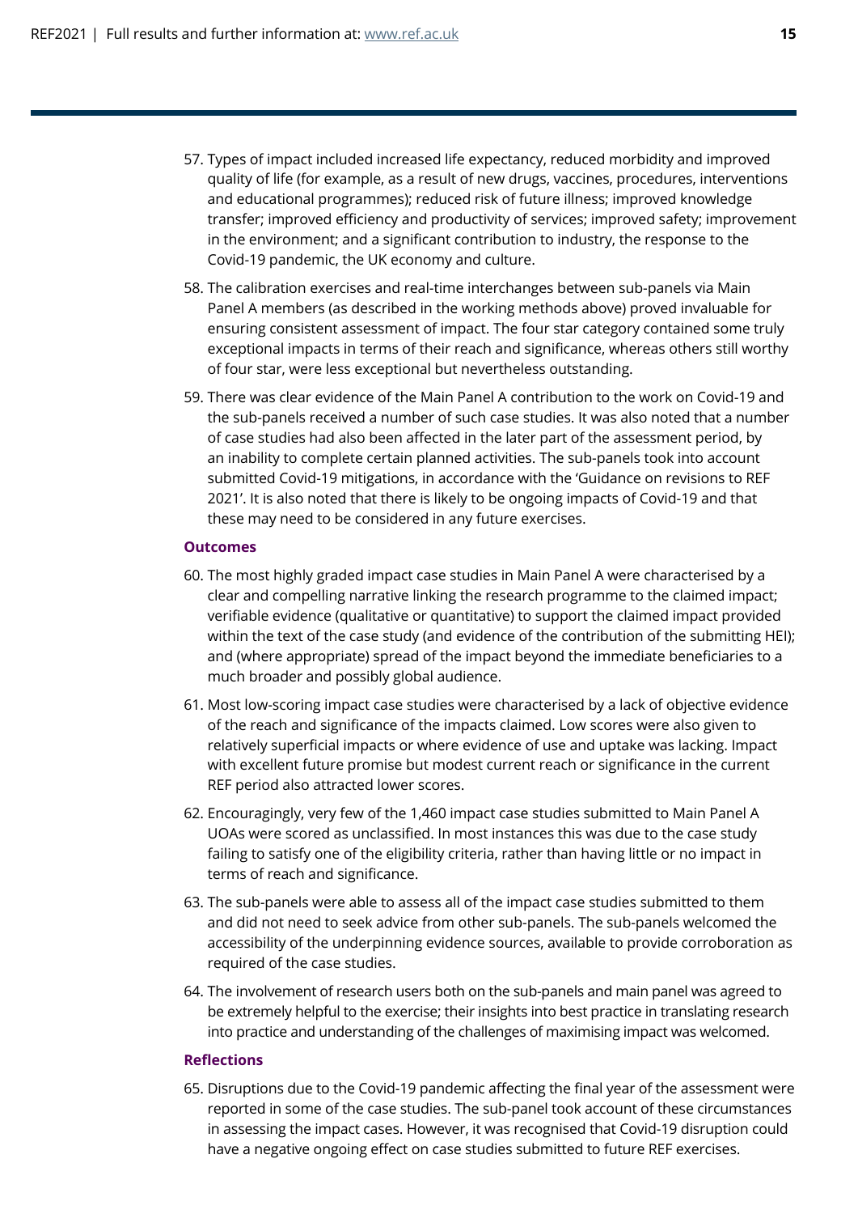57. Types of impact included increased life expectancy, reduced morbidity and improved quality of life (for example, as a result of new drugs, vaccines, procedures, interventions and educational programmes); reduced risk of future illness; improved knowledge transfer; improved efficiency and productivity of services; improved safety; improvement in the environment; and a significant contribution to industry, the response to the Covid-19 pandemic, the UK economy and culture.

58. The calibration exercises and real-time interchanges between sub-panels via Main Panel A members (as described in the working methods above) proved invaluable for ensuring consistent assessment of impact. The four star category contained some truly exceptional impacts in terms of their reach and significance, whereas others still worthy of four star, were less exceptional but nevertheless outstanding.

59. There was clear evidence of the Main Panel A contribution to the work on Covid-19 and the sub-panels received a number of such case studies. It was also noted that a number of case studies had also been affected in the later part of the assessment period, by an inability to complete certain planned activities. The sub-panels took into account submitted Covid-19 mitigations, in accordance with the 'Guidance on revisions to REF 2021'. It is also noted that there is likely to be ongoing impacts of Covid-19 and that these may need to be considered in any future exercises.

#### Outcomes

60. The most highly graded impact case studies in Main Panel A were characterised by a clear and compelling narrative linking the research programme to the claimed impact; verifiable evidence (qualitative or quantitative) to support the claimed impact provided within the text of the case study (and evidence of the contribution of the submitting HEI); and (where appropriate) spread of the impact beyond the immediate beneficiaries to a much broader and possibly global audience.

61. Most low-scoring impact case studies were characterised by a lack of objective evidence of the reach and significance of the impacts claimed. Low scores were also given to relatively superficial impacts or where evidence of use and uptake was lacking. Impact with excellent future promise but modest current reach or significance in the current REF period also attracted lower scores.

62. Encouragingly, very few of the 1,460 impact case studies submitted to Main Panel A UOAs were scored as unclassified. In most instances this was due to the case study failing to satisfy one of the eligibility criteria, rather than having little or no impact in terms of reach and significance.

63. The sub-panels were able to assess all of the impact case studies submitted to them and did not need to seek advice from other sub-panels. The sub-panels welcomed the accessibility of the underpinning evidence sources, available to provide corroboration as required of the case studies.

64. The involvement of research users both on the sub-panels and main panel was agreed to be extremely helpful to the exercise; their insights into best practice in translating research into practice and understanding of the challenges of maximising impact was welcomed.

#### Reflections

65. Disruptions due to the Covid-19 pandemic affecting the final year of the assessment were reported in some of the case studies. The sub-panel took account of these circumstances in assessing the impact cases. However, it was recognised that Covid-19 disruption could have a negative ongoing effect on case studies submitted to future REF exercises.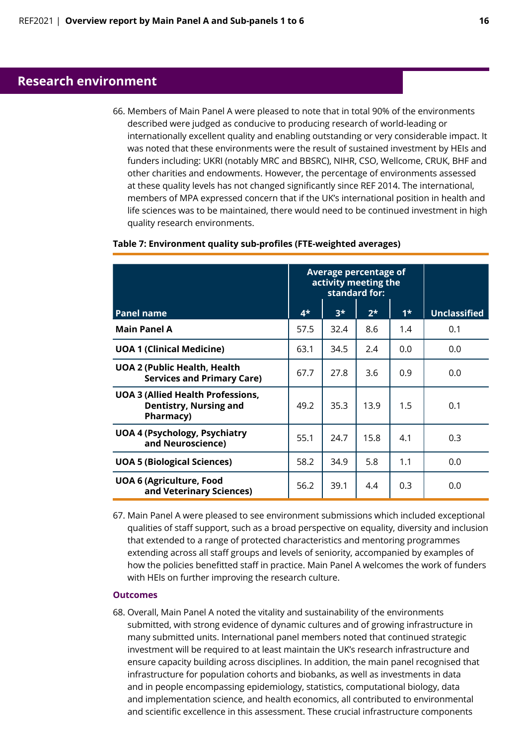## Research environment

66. Members of Main Panel A were pleased to note that in total 90% of the environments described were judged as conducive to producing research of world-leading or internationally excellent quality and enabling outstanding or very considerable impact. It was noted that these environments were the result of sustained investment by HEIs and funders including: UKRI (notably MRC and BBSRC), NIHR, CSO, Wellcome, CRUK, BHF and other charities and endowments. However, the percentage of environments assessed at these quality levels has not changed significantly since REF 2014. The international, members of MPA expressed concern that if the UK's international position in health and life sciences was to be maintained, there would need to be continued investment in high quality research environments.

**Table 7: Environment quality sub-profiles (FTE-weighted averages)**

| Panel name | Average percentage of activity meeting the standard for: | | | | Unclassified |
|---|---|---|---|---|---|
| | 4* | 3* | 2* | 1* | |
| **Main Panel A** | 57.5 | 32.4 | 8.6 | 1.4 | 0.1 |
| **UOA 1 (Clinical Medicine)** | 63.1 | 34.5 | 2.4 | 0.0 | 0.0 |
| **UOA 2 (Public Health, Health Services and Primary Care)** | 67.7 | 27.8 | 3.6 | 0.9 | 0.0 |
| **UOA 3 (Allied Health Professions, Dentistry, Nursing and Pharmacy)** | 49.2 | 35.3 | 13.9 | 1.5 | 0.1 |
| **UOA 4 (Psychology, Psychiatry and Neuroscience)** | 55.1 | 24.7 | 15.8 | 4.1 | 0.3 |
| **UOA 5 (Biological Sciences)** | 58.2 | 34.9 | 5.8 | 1.1 | 0.0 |
| **UOA 6 (Agriculture, Food and Veterinary Sciences)** | 56.2 | 39.1 | 4.4 | 0.3 | 0.0 |

67. Main Panel A were pleased to see environment submissions which included exceptional qualities of staff support, such as a broad perspective on equality, diversity and inclusion that extended to a range of protected characteristics and mentoring programmes extending across all staff groups and levels of seniority, accompanied by examples of how the policies benefitted staff in practice. Main Panel A welcomes the work of funders with HEIs on further improving the research culture.

### Outcomes

68. Overall, Main Panel A noted the vitality and sustainability of the environments submitted, with strong evidence of dynamic cultures and of growing infrastructure in many submitted units. International panel members noted that continued strategic investment will be required to at least maintain the UK's research infrastructure and ensure capacity building across disciplines. In addition, the main panel recognised that infrastructure for population cohorts and biobanks, as well as investments in data and in people encompassing epidemiology, statistics, computational biology, data and implementation science, and health economics, all contributed to environmental and scientific excellence in this assessment. These crucial infrastructure components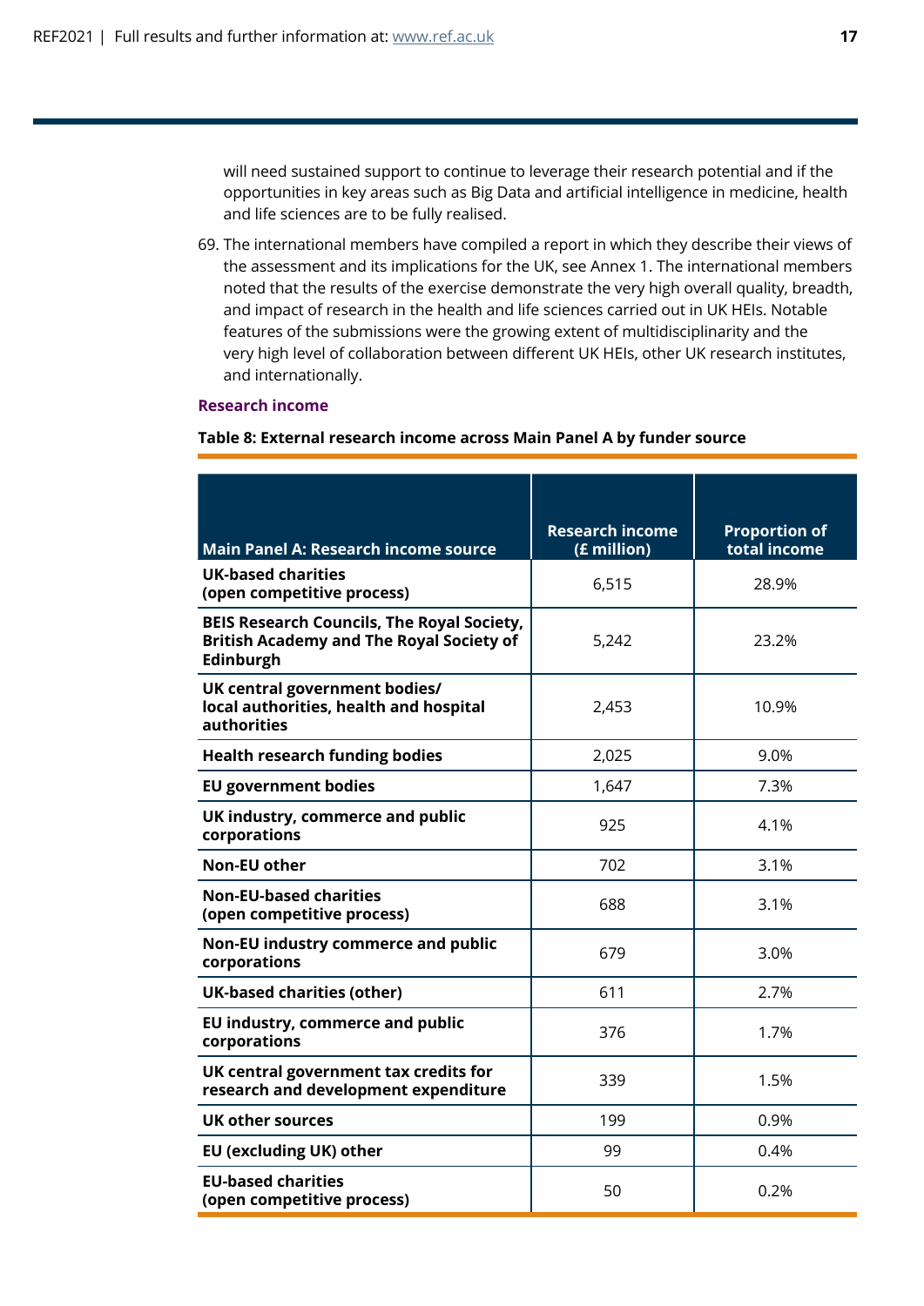will need sustained support to continue to leverage their research potential and if the opportunities in key areas such as Big Data and artificial intelligence in medicine, health and life sciences are to be fully realised.

69. The international members have compiled a report in which they describe their views of the assessment and its implications for the UK, see Annex 1. The international members noted that the results of the exercise demonstrate the very high overall quality, breadth, and impact of research in the health and life sciences carried out in UK HEIs. Notable features of the submissions were the growing extent of multidisciplinarity and the very high level of collaboration between different UK HEIs, other UK research institutes, and internationally.

### Research income

**Table 8: External research income across Main Panel A by funder source**

| Main Panel A: Research income source | Research income (£ million) | Proportion of total income |
|---|---|---|
| **UK-based charities (open competitive process)** | 6,515 | 28.9% |
| **BEIS Research Councils, The Royal Society, British Academy and The Royal Society of Edinburgh** | 5,242 | 23.2% |
| **UK central government bodies/ local authorities, health and hospital authorities** | 2,453 | 10.9% |
| **Health research funding bodies** | 2,025 | 9.0% |
| **EU government bodies** | 1,647 | 7.3% |
| **UK industry, commerce and public corporations** | 925 | 4.1% |
| **Non-EU other** | 702 | 3.1% |
| **Non-EU-based charities (open competitive process)** | 688 | 3.1% |
| **Non-EU industry commerce and public corporations** | 679 | 3.0% |
| **UK-based charities (other)** | 611 | 2.7% |
| **EU industry, commerce and public corporations** | 376 | 1.7% |
| **UK central government tax credits for research and development expenditure** | 339 | 1.5% |
| **UK other sources** | 199 | 0.9% |
| **EU (excluding UK) other** | 99 | 0.4% |
| **EU-based charities (open competitive process)** | 50 | 0.2% |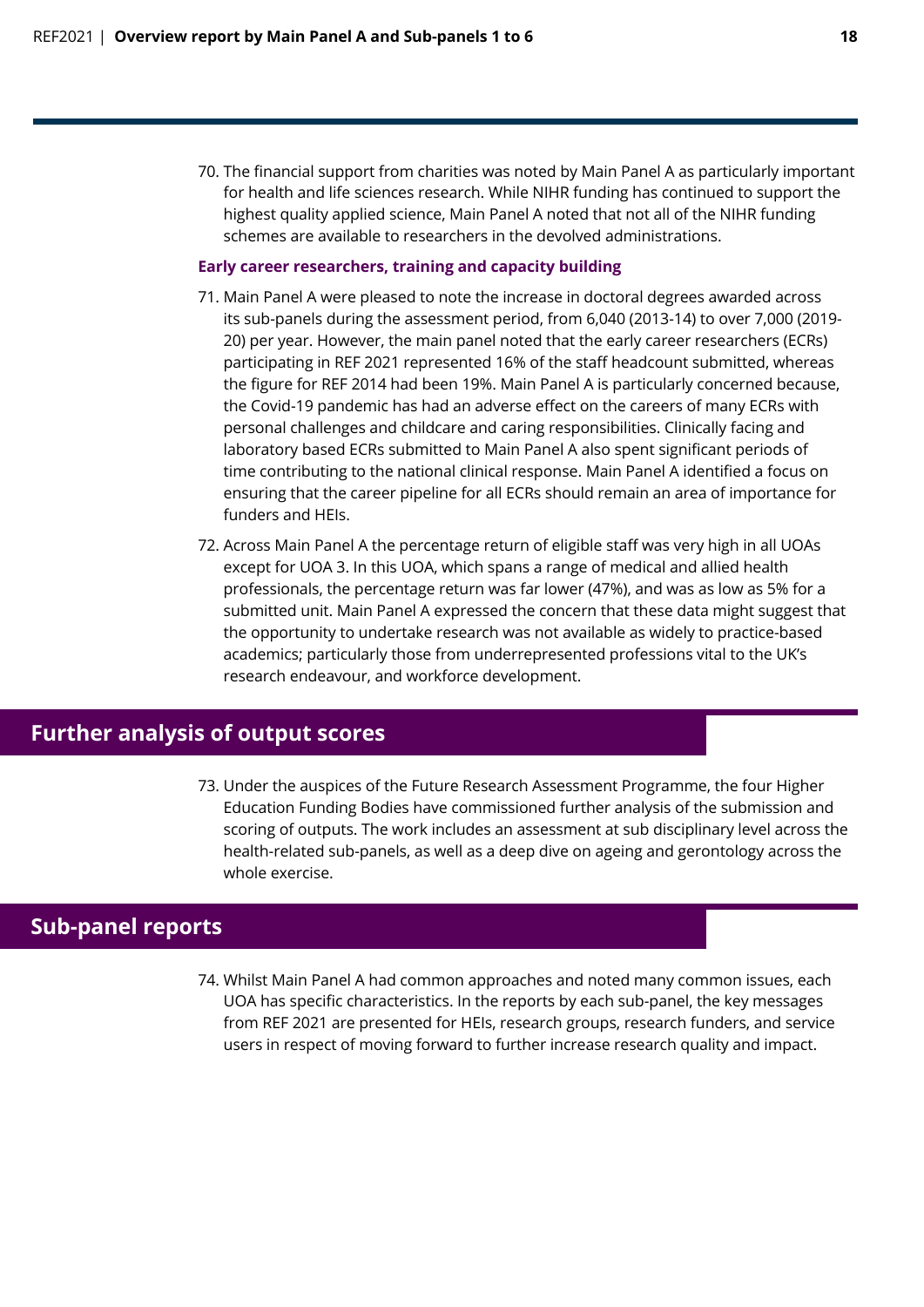70. The financial support from charities was noted by Main Panel A as particularly important for health and life sciences research. While NIHR funding has continued to support the highest quality applied science, Main Panel A noted that not all of the NIHR funding schemes are available to researchers in the devolved administrations.

### Early career researchers, training and capacity building

71. Main Panel A were pleased to note the increase in doctoral degrees awarded across its sub-panels during the assessment period, from 6,040 (2013-14) to over 7,000 (2019-20) per year. However, the main panel noted that the early career researchers (ECRs) participating in REF 2021 represented 16% of the staff headcount submitted, whereas the figure for REF 2014 had been 19%. Main Panel A is particularly concerned because, the Covid-19 pandemic has had an adverse effect on the careers of many ECRs with personal challenges and childcare and caring responsibilities. Clinically facing and laboratory based ECRs submitted to Main Panel A also spent significant periods of time contributing to the national clinical response. Main Panel A identified a focus on ensuring that the career pipeline for all ECRs should remain an area of importance for funders and HEIs.

72. Across Main Panel A the percentage return of eligible staff was very high in all UOAs except for UOA 3. In this UOA, which spans a range of medical and allied health professionals, the percentage return was far lower (47%), and was as low as 5% for a submitted unit. Main Panel A expressed the concern that these data might suggest that the opportunity to undertake research was not available as widely to practice-based academics; particularly those from underrepresented professions vital to the UK's research endeavour, and workforce development.

## Further analysis of output scores

73. Under the auspices of the Future Research Assessment Programme, the four Higher Education Funding Bodies have commissioned further analysis of the submission and scoring of outputs. The work includes an assessment at sub disciplinary level across the health-related sub-panels, as well as a deep dive on ageing and gerontology across the whole exercise.

## Sub-panel reports

74. Whilst Main Panel A had common approaches and noted many common issues, each UOA has specific characteristics. In the reports by each sub-panel, the key messages from REF 2021 are presented for HEIs, research groups, research funders, and service users in respect of moving forward to further increase research quality and impact.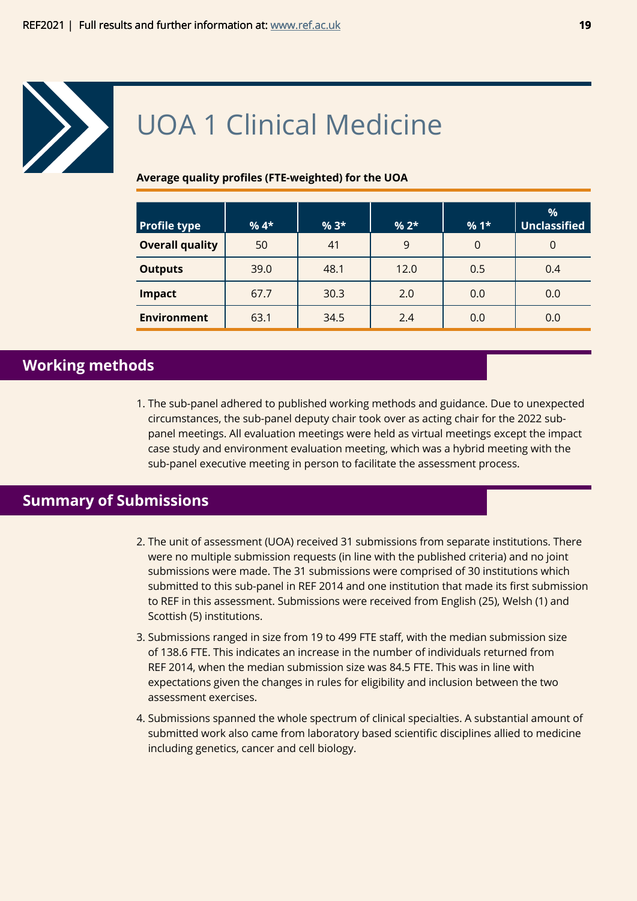# UOA 1 Clinical Medicine

**Average quality profiles (FTE-weighted) for the UOA**

| Profile type | % 4* | % 3* | % 2* | % 1* | % Unclassified |
|---|---|---|---|---|---|
| **Overall quality** | 50 | 41 | 9 | 0 | 0 |
| **Outputs** | 39.0 | 48.1 | 12.0 | 0.5 | 0.4 |
| **Impact** | 67.7 | 30.3 | 2.0 | 0.0 | 0.0 |
| **Environment** | 63.1 | 34.5 | 2.4 | 0.0 | 0.0 |

## Working methods

1. The sub-panel adhered to published working methods and guidance. Due to unexpected circumstances, the sub-panel deputy chair took over as acting chair for the 2022 sub-panel meetings. All evaluation meetings were held as virtual meetings except the impact case study and environment evaluation meeting, which was a hybrid meeting with the sub-panel executive meeting in person to facilitate the assessment process.

## Summary of Submissions

2. The unit of assessment (UOA) received 31 submissions from separate institutions. There were no multiple submission requests (in line with the published criteria) and no joint submissions were made. The 31 submissions were comprised of 30 institutions which submitted to this sub-panel in REF 2014 and one institution that made its first submission to REF in this assessment. Submissions were received from English (25), Welsh (1) and Scottish (5) institutions.

3. Submissions ranged in size from 19 to 499 FTE staff, with the median submission size of 138.6 FTE. This indicates an increase in the number of individuals returned from REF 2014, when the median submission size was 84.5 FTE. This was in line with expectations given the changes in rules for eligibility and inclusion between the two assessment exercises.

4. Submissions spanned the whole spectrum of clinical specialties. A substantial amount of submitted work also came from laboratory based scientific disciplines allied to medicine including genetics, cancer and cell biology.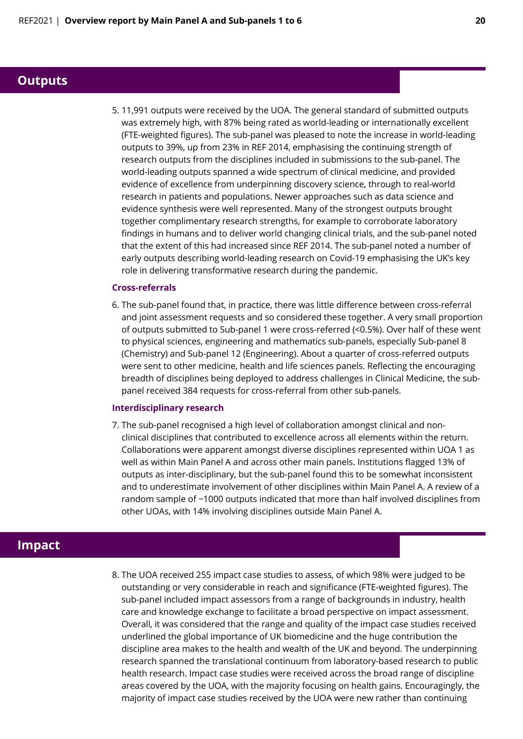## Outputs

5. 11,991 outputs were received by the UOA. The general standard of submitted outputs was extremely high, with 87% being rated as world-leading or internationally excellent (FTE-weighted figures). The sub-panel was pleased to note the increase in world-leading outputs to 39%, up from 23% in REF 2014, emphasising the continuing strength of research outputs from the disciplines included in submissions to the sub-panel. The world-leading outputs spanned a wide spectrum of clinical medicine, and provided evidence of excellence from underpinning discovery science, through to real-world research in patients and populations. Newer approaches such as data science and evidence synthesis were well represented. Many of the strongest outputs brought together complimentary research strengths, for example to corroborate laboratory findings in humans and to deliver world changing clinical trials, and the sub-panel noted that the extent of this had increased since REF 2014. The sub-panel noted a number of early outputs describing world-leading research on Covid-19 emphasising the UK's key role in delivering transformative research during the pandemic.

### Cross-referrals

6. The sub-panel found that, in practice, there was little difference between cross-referral and joint assessment requests and so considered these together. A very small proportion of outputs submitted to Sub-panel 1 were cross-referred (<0.5%). Over half of these went to physical sciences, engineering and mathematics sub-panels, especially Sub-panel 8 (Chemistry) and Sub-panel 12 (Engineering). About a quarter of cross-referred outputs were sent to other medicine, health and life sciences panels. Reflecting the encouraging breadth of disciplines being deployed to address challenges in Clinical Medicine, the sub-panel received 384 requests for cross-referral from other sub-panels.

### Interdisciplinary research

7. The sub-panel recognised a high level of collaboration amongst clinical and non-clinical disciplines that contributed to excellence across all elements within the return. Collaborations were apparent amongst diverse disciplines represented within UOA 1 as well as within Main Panel A and across other main panels. Institutions flagged 13% of outputs as inter-disciplinary, but the sub-panel found this to be somewhat inconsistent and to underestimate involvement of other disciplines within Main Panel A. A review of a random sample of ~1000 outputs indicated that more than half involved disciplines from other UOAs, with 14% involving disciplines outside Main Panel A.

## Impact

8. The UOA received 255 impact case studies to assess, of which 98% were judged to be outstanding or very considerable in reach and significance (FTE-weighted figures). The sub-panel included impact assessors from a range of backgrounds in industry, health care and knowledge exchange to facilitate a broad perspective on impact assessment. Overall, it was considered that the range and quality of the impact case studies received underlined the global importance of UK biomedicine and the huge contribution the discipline area makes to the health and wealth of the UK and beyond. The underpinning research spanned the translational continuum from laboratory-based research to public health research. Impact case studies were received across the broad range of discipline areas covered by the UOA, with the majority focusing on health gains. Encouragingly, the majority of impact case studies received by the UOA were new rather than continuing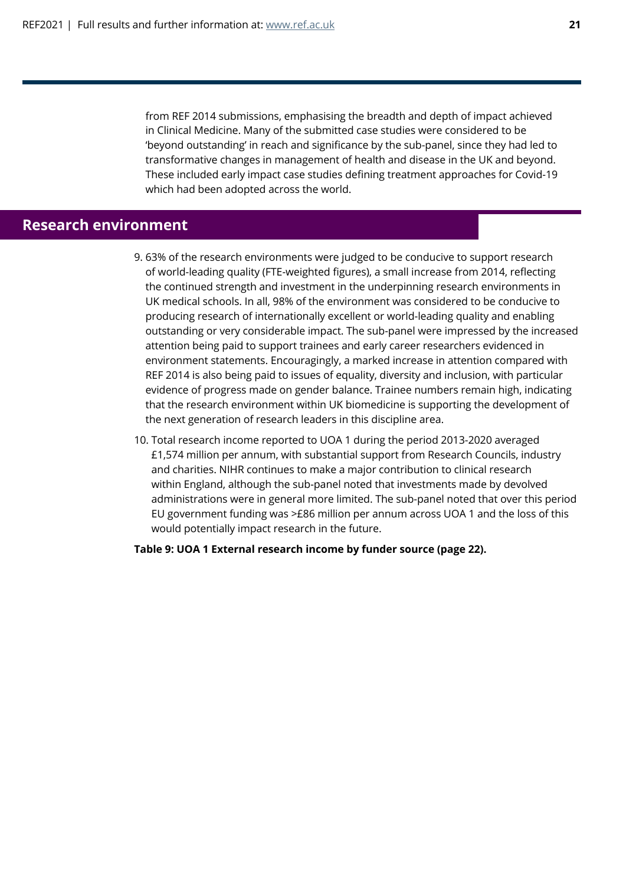from REF 2014 submissions, emphasising the breadth and depth of impact achieved in Clinical Medicine. Many of the submitted case studies were considered to be 'beyond outstanding' in reach and significance by the sub-panel, since they had led to transformative changes in management of health and disease in the UK and beyond. These included early impact case studies defining treatment approaches for Covid-19 which had been adopted across the world.

## Research environment

9. 63% of the research environments were judged to be conducive to support research of world-leading quality (FTE-weighted figures), a small increase from 2014, reflecting the continued strength and investment in the underpinning research environments in UK medical schools. In all, 98% of the environment was considered to be conducive to producing research of internationally excellent or world-leading quality and enabling outstanding or very considerable impact. The sub-panel were impressed by the increased attention being paid to support trainees and early career researchers evidenced in environment statements. Encouragingly, a marked increase in attention compared with REF 2014 is also being paid to issues of equality, diversity and inclusion, with particular evidence of progress made on gender balance. Trainee numbers remain high, indicating that the research environment within UK biomedicine is supporting the development of the next generation of research leaders in this discipline area.

10. Total research income reported to UOA 1 during the period 2013-2020 averaged £1,574 million per annum, with substantial support from Research Councils, industry and charities. NIHR continues to make a major contribution to clinical research within England, although the sub-panel noted that investments made by devolved administrations were in general more limited. The sub-panel noted that over this period EU government funding was >£86 million per annum across UOA 1 and the loss of this would potentially impact research in the future.

**Table 9: UOA 1 External research income by funder source (page 22).**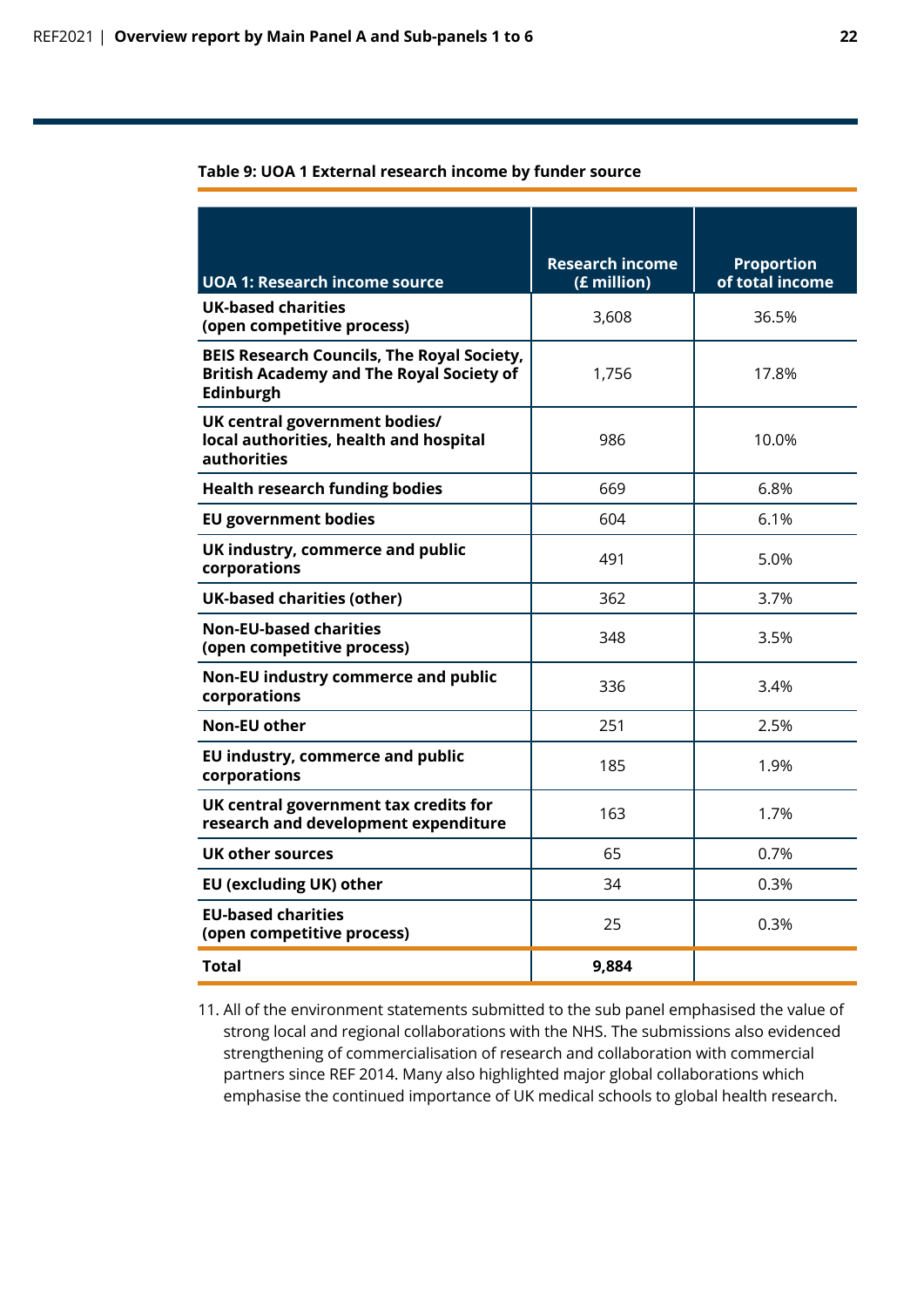**Table 9: UOA 1 External research income by funder source**

| UOA 1: Research income source | Research income (£ million) | Proportion of total income |
|---|---|---|
| UK-based charities (open competitive process) | 3,608 | 36.5% |
| BEIS Research Councils, The Royal Society, British Academy and The Royal Society of Edinburgh | 1,756 | 17.8% |
| UK central government bodies/ local authorities, health and hospital authorities | 986 | 10.0% |
| Health research funding bodies | 669 | 6.8% |
| EU government bodies | 604 | 6.1% |
| UK industry, commerce and public corporations | 491 | 5.0% |
| UK-based charities (other) | 362 | 3.7% |
| Non-EU-based charities (open competitive process) | 348 | 3.5% |
| Non-EU industry commerce and public corporations | 336 | 3.4% |
| Non-EU other | 251 | 2.5% |
| EU industry, commerce and public corporations | 185 | 1.9% |
| UK central government tax credits for research and development expenditure | 163 | 1.7% |
| UK other sources | 65 | 0.7% |
| EU (excluding UK) other | 34 | 0.3% |
| EU-based charities (open competitive process) | 25 | 0.3% |
| **Total** | **9,884** | |

11. All of the environment statements submitted to the sub panel emphasised the value of strong local and regional collaborations with the NHS. The submissions also evidenced strengthening of commercialisation of research and collaboration with commercial partners since REF 2014. Many also highlighted major global collaborations which emphasise the continued importance of UK medical schools to global health research.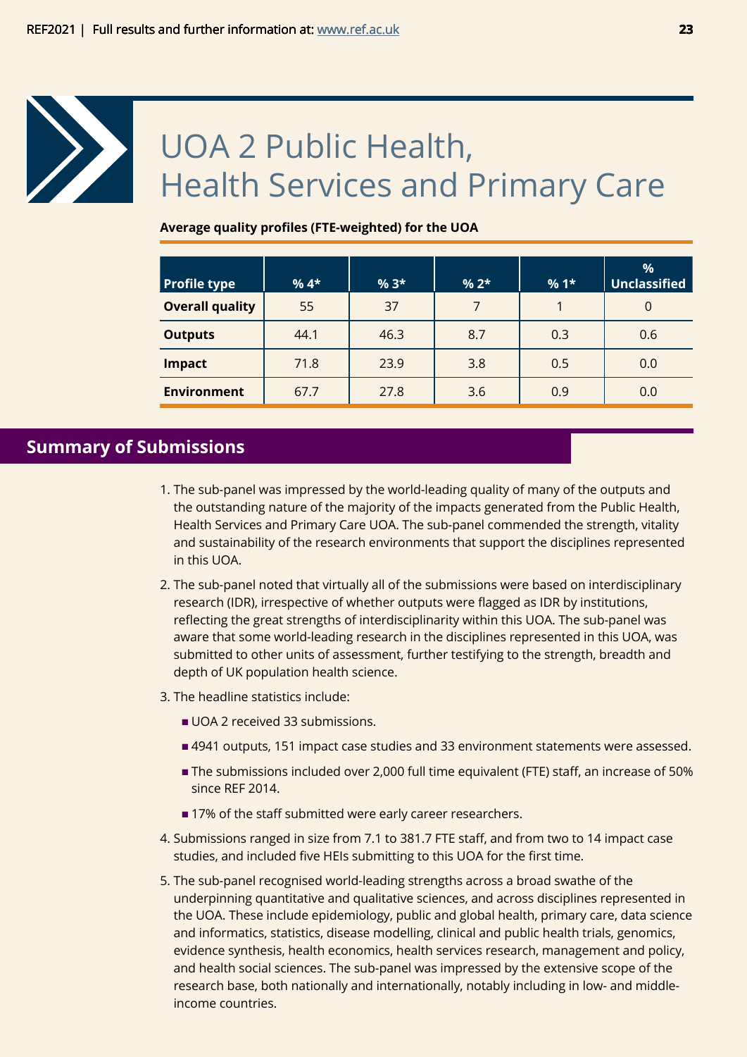# UOA 2 Public Health, Health Services and Primary Care

**Average quality profiles (FTE-weighted) for the UOA**

| Profile type | % 4* | % 3* | % 2* | % 1* | % Unclassified |
|---|---|---|---|---|---|
| **Overall quality** | 55 | 37 | 7 | 1 | 0 |
| **Outputs** | 44.1 | 46.3 | 8.7 | 0.3 | 0.6 |
| **Impact** | 71.8 | 23.9 | 3.8 | 0.5 | 0.0 |
| **Environment** | 67.7 | 27.8 | 3.6 | 0.9 | 0.0 |

## Summary of Submissions

1. The sub-panel was impressed by the world-leading quality of many of the outputs and the outstanding nature of the majority of the impacts generated from the Public Health, Health Services and Primary Care UOA. The sub-panel commended the strength, vitality and sustainability of the research environments that support the disciplines represented in this UOA.

2. The sub-panel noted that virtually all of the submissions were based on interdisciplinary research (IDR), irrespective of whether outputs were flagged as IDR by institutions, reflecting the great strengths of interdisciplinarity within this UOA. The sub-panel was aware that some world-leading research in the disciplines represented in this UOA, was submitted to other units of assessment, further testifying to the strength, breadth and depth of UK population health science.

3. The headline statistics include:
   - UOA 2 received 33 submissions.
   - 4941 outputs, 151 impact case studies and 33 environment statements were assessed.
   - The submissions included over 2,000 full time equivalent (FTE) staff, an increase of 50% since REF 2014.
   - 17% of the staff submitted were early career researchers.

4. Submissions ranged in size from 7.1 to 381.7 FTE staff, and from two to 14 impact case studies, and included five HEIs submitting to this UOA for the first time.

5. The sub-panel recognised world-leading strengths across a broad swathe of the underpinning quantitative and qualitative sciences, and across disciplines represented in the UOA. These include epidemiology, public and global health, primary care, data science and informatics, statistics, disease modelling, clinical and public health trials, genomics, evidence synthesis, health economics, health services research, management and policy, and health social sciences. The sub-panel was impressed by the extensive scope of the research base, both nationally and internationally, notably including in low- and middle-income countries.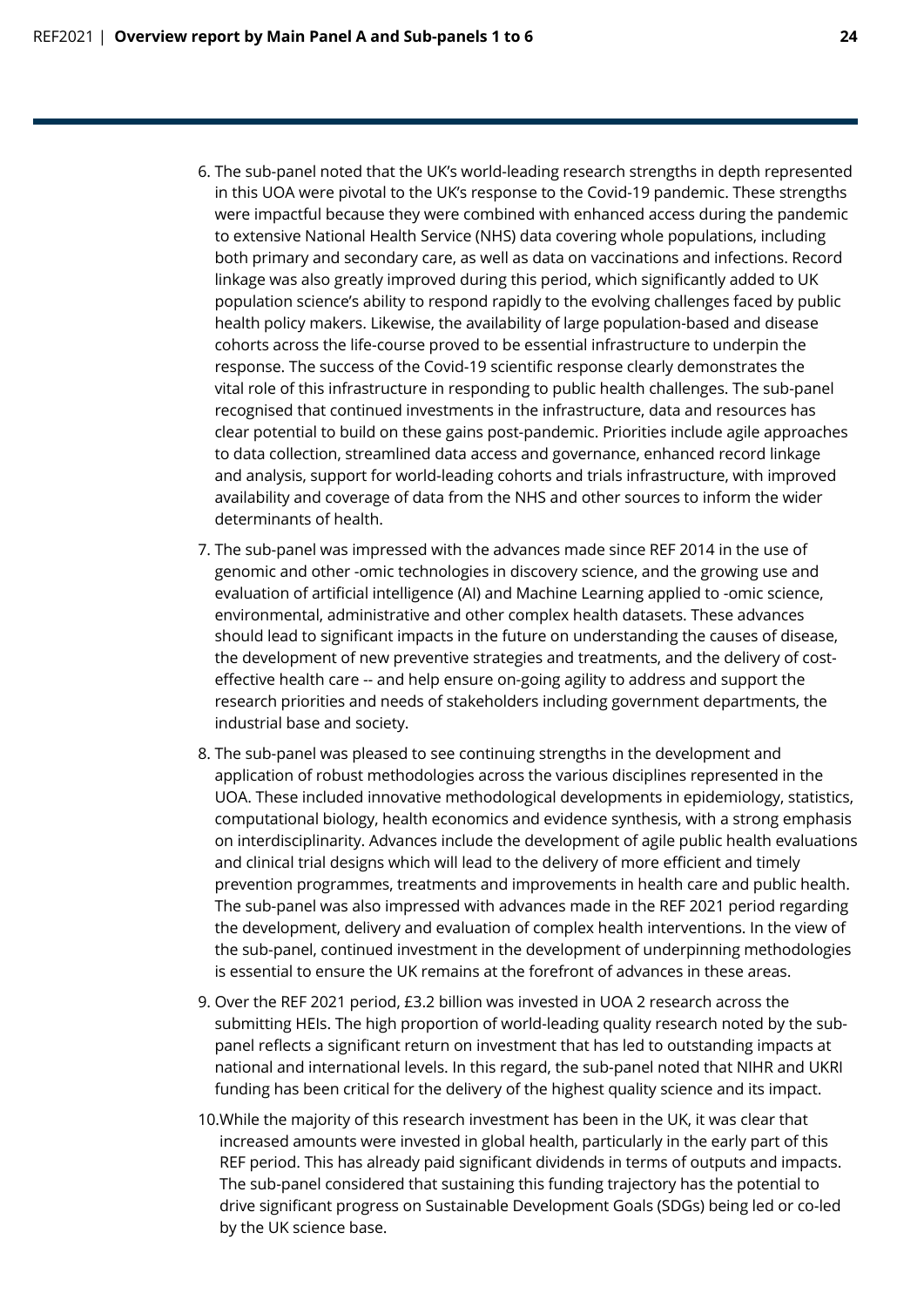6. The sub-panel noted that the UK's world-leading research strengths in depth represented in this UOA were pivotal to the UK's response to the Covid-19 pandemic. These strengths were impactful because they were combined with enhanced access during the pandemic to extensive National Health Service (NHS) data covering whole populations, including both primary and secondary care, as well as data on vaccinations and infections. Record linkage was also greatly improved during this period, which significantly added to UK population science's ability to respond rapidly to the evolving challenges faced by public health policy makers. Likewise, the availability of large population-based and disease cohorts across the life-course proved to be essential infrastructure to underpin the response. The success of the Covid-19 scientific response clearly demonstrates the vital role of this infrastructure in responding to public health challenges. The sub-panel recognised that continued investments in the infrastructure, data and resources has clear potential to build on these gains post-pandemic. Priorities include agile approaches to data collection, streamlined data access and governance, enhanced record linkage and analysis, support for world-leading cohorts and trials infrastructure, with improved availability and coverage of data from the NHS and other sources to inform the wider determinants of health.

7. The sub-panel was impressed with the advances made since REF 2014 in the use of genomic and other -omic technologies in discovery science, and the growing use and evaluation of artificial intelligence (AI) and Machine Learning applied to -omic science, environmental, administrative and other complex health datasets. These advances should lead to significant impacts in the future on understanding the causes of disease, the development of new preventive strategies and treatments, and the delivery of cost-effective health care -- and help ensure on-going agility to address and support the research priorities and needs of stakeholders including government departments, the industrial base and society.

8. The sub-panel was pleased to see continuing strengths in the development and application of robust methodologies across the various disciplines represented in the UOA. These included innovative methodological developments in epidemiology, statistics, computational biology, health economics and evidence synthesis, with a strong emphasis on interdisciplinarity. Advances include the development of agile public health evaluations and clinical trial designs which will lead to the delivery of more efficient and timely prevention programmes, treatments and improvements in health care and public health. The sub-panel was also impressed with advances made in the REF 2021 period regarding the development, delivery and evaluation of complex health interventions. In the view of the sub-panel, continued investment in the development of underpinning methodologies is essential to ensure the UK remains at the forefront of advances in these areas.

9. Over the REF 2021 period, £3.2 billion was invested in UOA 2 research across the submitting HEIs. The high proportion of world-leading quality research noted by the sub-panel reflects a significant return on investment that has led to outstanding impacts at national and international levels. In this regard, the sub-panel noted that NIHR and UKRI funding has been critical for the delivery of the highest quality science and its impact.

10. While the majority of this research investment has been in the UK, it was clear that increased amounts were invested in global health, particularly in the early part of this REF period. This has already paid significant dividends in terms of outputs and impacts. The sub-panel considered that sustaining this funding trajectory has the potential to drive significant progress on Sustainable Development Goals (SDGs) being led or co-led by the UK science base.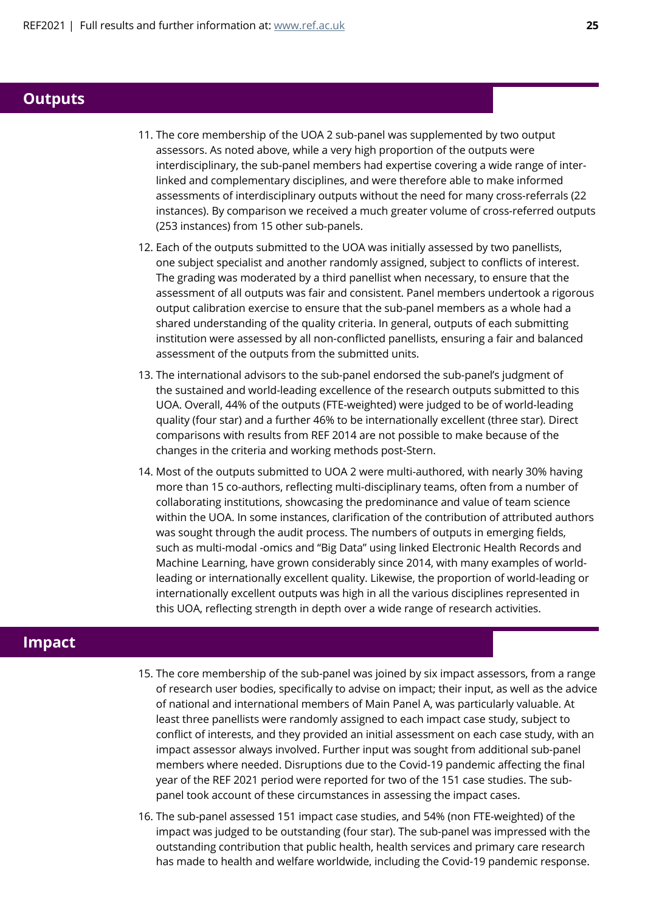## Outputs

11. The core membership of the UOA 2 sub-panel was supplemented by two output assessors. As noted above, while a very high proportion of the outputs were interdisciplinary, the sub-panel members had expertise covering a wide range of inter-linked and complementary disciplines, and were therefore able to make informed assessments of interdisciplinary outputs without the need for many cross-referrals (22 instances). By comparison we received a much greater volume of cross-referred outputs (253 instances) from 15 other sub-panels.

12. Each of the outputs submitted to the UOA was initially assessed by two panellists, one subject specialist and another randomly assigned, subject to conflicts of interest. The grading was moderated by a third panellist when necessary, to ensure that the assessment of all outputs was fair and consistent. Panel members undertook a rigorous output calibration exercise to ensure that the sub-panel members as a whole had a shared understanding of the quality criteria. In general, outputs of each submitting institution were assessed by all non-conflicted panellists, ensuring a fair and balanced assessment of the outputs from the submitted units.

13. The international advisors to the sub-panel endorsed the sub-panel's judgment of the sustained and world-leading excellence of the research outputs submitted to this UOA. Overall, 44% of the outputs (FTE-weighted) were judged to be of world-leading quality (four star) and a further 46% to be internationally excellent (three star). Direct comparisons with results from REF 2014 are not possible to make because of the changes in the criteria and working methods post-Stern.

14. Most of the outputs submitted to UOA 2 were multi-authored, with nearly 30% having more than 15 co-authors, reflecting multi-disciplinary teams, often from a number of collaborating institutions, showcasing the predominance and value of team science within the UOA. In some instances, clarification of the contribution of attributed authors was sought through the audit process. The numbers of outputs in emerging fields, such as multi-modal -omics and "Big Data" using linked Electronic Health Records and Machine Learning, have grown considerably since 2014, with many examples of world-leading or internationally excellent quality. Likewise, the proportion of world-leading or internationally excellent outputs was high in all the various disciplines represented in this UOA, reflecting strength in depth over a wide range of research activities.

## Impact

15. The core membership of the sub-panel was joined by six impact assessors, from a range of research user bodies, specifically to advise on impact; their input, as well as the advice of national and international members of Main Panel A, was particularly valuable. At least three panellists were randomly assigned to each impact case study, subject to conflict of interests, and they provided an initial assessment on each case study, with an impact assessor always involved. Further input was sought from additional sub-panel members where needed. Disruptions due to the Covid-19 pandemic affecting the final year of the REF 2021 period were reported for two of the 151 case studies. The sub-panel took account of these circumstances in assessing the impact cases.

16. The sub-panel assessed 151 impact case studies, and 54% (non FTE-weighted) of the impact was judged to be outstanding (four star). The sub-panel was impressed with the outstanding contribution that public health, health services and primary care research has made to health and welfare worldwide, including the Covid-19 pandemic response.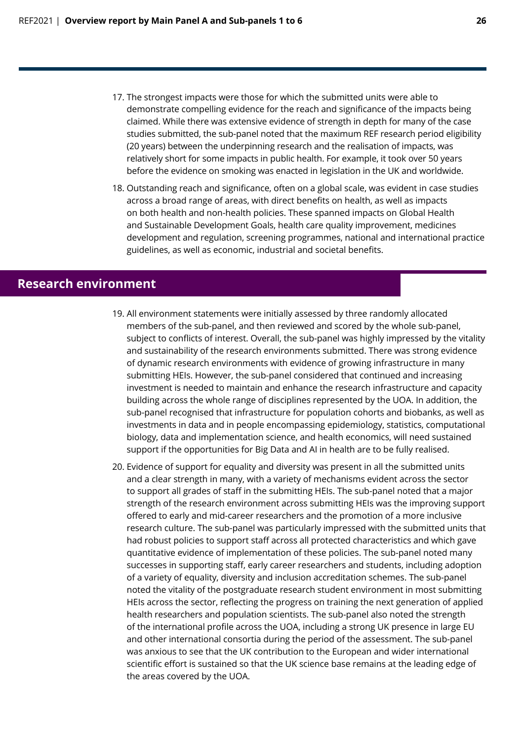17. The strongest impacts were those for which the submitted units were able to demonstrate compelling evidence for the reach and significance of the impacts being claimed. While there was extensive evidence of strength in depth for many of the case studies submitted, the sub-panel noted that the maximum REF research period eligibility (20 years) between the underpinning research and the realisation of impacts, was relatively short for some impacts in public health. For example, it took over 50 years before the evidence on smoking was enacted in legislation in the UK and worldwide.

18. Outstanding reach and significance, often on a global scale, was evident in case studies across a broad range of areas, with direct benefits on health, as well as impacts on both health and non-health policies. These spanned impacts on Global Health and Sustainable Development Goals, health care quality improvement, medicines development and regulation, screening programmes, national and international practice guidelines, as well as economic, industrial and societal benefits.

## Research environment

19. All environment statements were initially assessed by three randomly allocated members of the sub-panel, and then reviewed and scored by the whole sub-panel, subject to conflicts of interest. Overall, the sub-panel was highly impressed by the vitality and sustainability of the research environments submitted. There was strong evidence of dynamic research environments with evidence of growing infrastructure in many submitting HEIs. However, the sub-panel considered that continued and increasing investment is needed to maintain and enhance the research infrastructure and capacity building across the whole range of disciplines represented by the UOA. In addition, the sub-panel recognised that infrastructure for population cohorts and biobanks, as well as investments in data and in people encompassing epidemiology, statistics, computational biology, data and implementation science, and health economics, will need sustained support if the opportunities for Big Data and AI in health are to be fully realised.

20. Evidence of support for equality and diversity was present in all the submitted units and a clear strength in many, with a variety of mechanisms evident across the sector to support all grades of staff in the submitting HEIs. The sub-panel noted that a major strength of the research environment across submitting HEIs was the improving support offered to early and mid-career researchers and the promotion of a more inclusive research culture. The sub-panel was particularly impressed with the submitted units that had robust policies to support staff across all protected characteristics and which gave quantitative evidence of implementation of these policies. The sub-panel noted many successes in supporting staff, early career researchers and students, including adoption of a variety of equality, diversity and inclusion accreditation schemes. The sub-panel noted the vitality of the postgraduate research student environment in most submitting HEIs across the sector, reflecting the progress on training the next generation of applied health researchers and population scientists. The sub-panel also noted the strength of the international profile across the UOA, including a strong UK presence in large EU and other international consortia during the period of the assessment. The sub-panel was anxious to see that the UK contribution to the European and wider international scientific effort is sustained so that the UK science base remains at the leading edge of the areas covered by the UOA.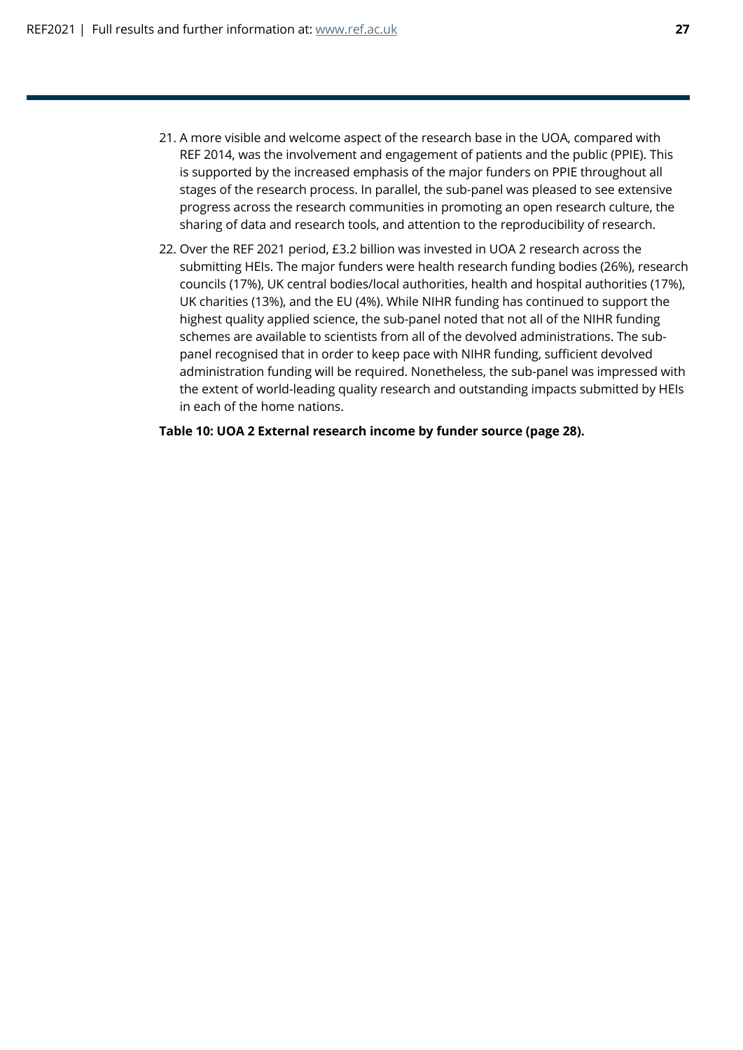21. A more visible and welcome aspect of the research base in the UOA, compared with REF 2014, was the involvement and engagement of patients and the public (PPIE). This is supported by the increased emphasis of the major funders on PPIE throughout all stages of the research process. In parallel, the sub-panel was pleased to see extensive progress across the research communities in promoting an open research culture, the sharing of data and research tools, and attention to the reproducibility of research.

22. Over the REF 2021 period, £3.2 billion was invested in UOA 2 research across the submitting HEIs. The major funders were health research funding bodies (26%), research councils (17%), UK central bodies/local authorities, health and hospital authorities (17%), UK charities (13%), and the EU (4%). While NIHR funding has continued to support the highest quality applied science, the sub-panel noted that not all of the NIHR funding schemes are available to scientists from all of the devolved administrations. The sub-panel recognised that in order to keep pace with NIHR funding, sufficient devolved administration funding will be required. Nonetheless, the sub-panel was impressed with the extent of world-leading quality research and outstanding impacts submitted by HEIs in each of the home nations.

**Table 10: UOA 2 External research income by funder source (page 28).**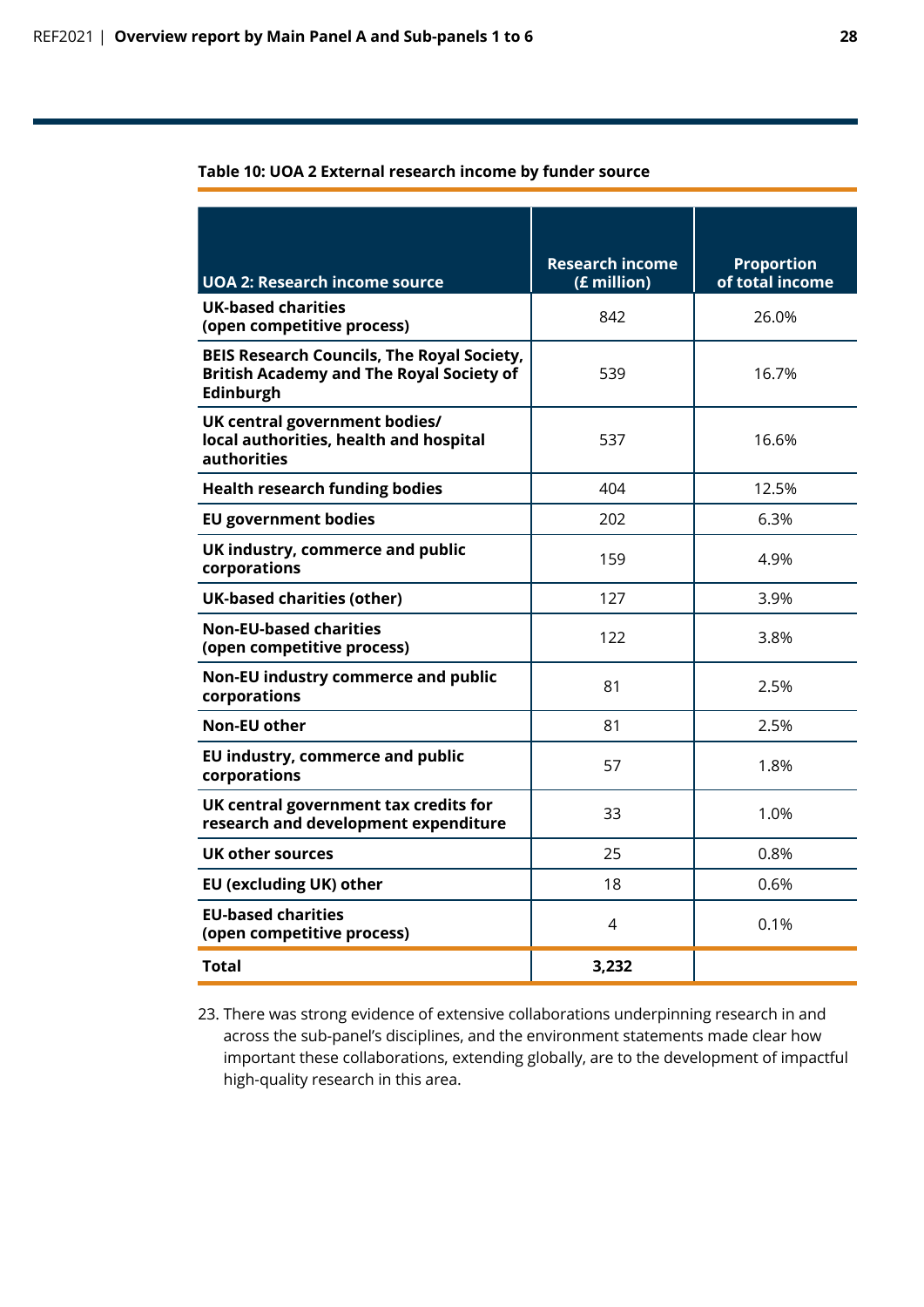**Table 10: UOA 2 External research income by funder source**

| UOA 2: Research income source | Research income (£ million) | Proportion of total income |
|---|---|---|
| **UK-based charities (open competitive process)** | 842 | 26.0% |
| **BEIS Research Councils, The Royal Society, British Academy and The Royal Society of Edinburgh** | 539 | 16.7% |
| **UK central government bodies/ local authorities, health and hospital authorities** | 537 | 16.6% |
| **Health research funding bodies** | 404 | 12.5% |
| **EU government bodies** | 202 | 6.3% |
| **UK industry, commerce and public corporations** | 159 | 4.9% |
| **UK-based charities (other)** | 127 | 3.9% |
| **Non-EU-based charities (open competitive process)** | 122 | 3.8% |
| **Non-EU industry commerce and public corporations** | 81 | 2.5% |
| **Non-EU other** | 81 | 2.5% |
| **EU industry, commerce and public corporations** | 57 | 1.8% |
| **UK central government tax credits for research and development expenditure** | 33 | 1.0% |
| **UK other sources** | 25 | 0.8% |
| **EU (excluding UK) other** | 18 | 0.6% |
| **EU-based charities (open competitive process)** | 4 | 0.1% |
| **Total** | **3,232** | |

23. There was strong evidence of extensive collaborations underpinning research in and across the sub-panel's disciplines, and the environment statements made clear how important these collaborations, extending globally, are to the development of impactful high-quality research in this area.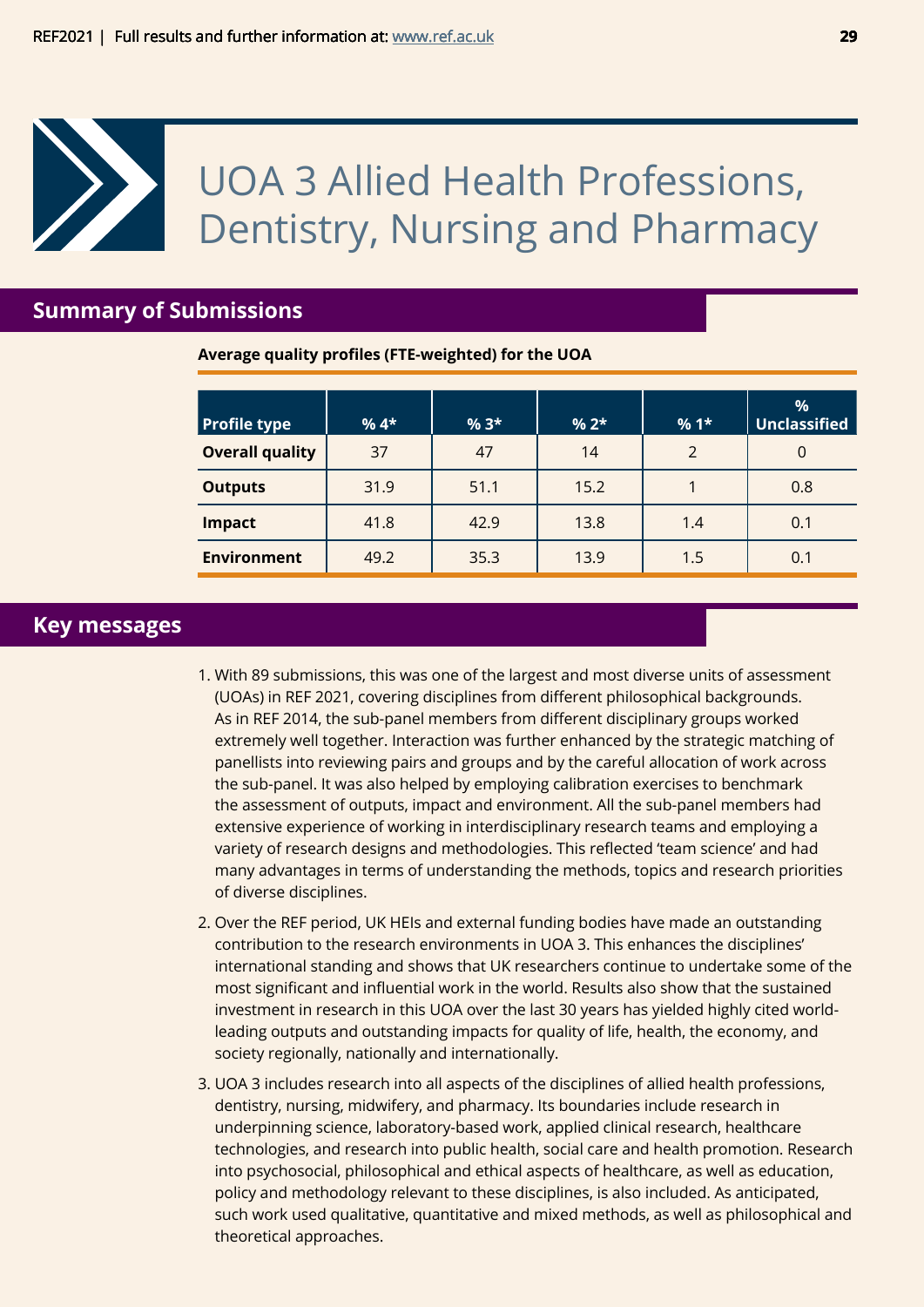# UOA 3 Allied Health Professions, Dentistry, Nursing and Pharmacy

## Summary of Submissions

**Average quality profiles (FTE-weighted) for the UOA**

| Profile type | % 4* | % 3* | % 2* | % 1* | % Unclassified |
|---|---|---|---|---|---|
| **Overall quality** | 37 | 47 | 14 | 2 | 0 |
| **Outputs** | 31.9 | 51.1 | 15.2 | 1 | 0.8 |
| **Impact** | 41.8 | 42.9 | 13.8 | 1.4 | 0.1 |
| **Environment** | 49.2 | 35.3 | 13.9 | 1.5 | 0.1 |

## Key messages

1. With 89 submissions, this was one of the largest and most diverse units of assessment (UOAs) in REF 2021, covering disciplines from different philosophical backgrounds. As in REF 2014, the sub-panel members from different disciplinary groups worked extremely well together. Interaction was further enhanced by the strategic matching of panellists into reviewing pairs and groups and by the careful allocation of work across the sub-panel. It was also helped by employing calibration exercises to benchmark the assessment of outputs, impact and environment. All the sub-panel members had extensive experience of working in interdisciplinary research teams and employing a variety of research designs and methodologies. This reflected 'team science' and had many advantages in terms of understanding the methods, topics and research priorities of diverse disciplines.

2. Over the REF period, UK HEIs and external funding bodies have made an outstanding contribution to the research environments in UOA 3. This enhances the disciplines' international standing and shows that UK researchers continue to undertake some of the most significant and influential work in the world. Results also show that the sustained investment in research in this UOA over the last 30 years has yielded highly cited world-leading outputs and outstanding impacts for quality of life, health, the economy, and society regionally, nationally and internationally.

3. UOA 3 includes research into all aspects of the disciplines of allied health professions, dentistry, nursing, midwifery, and pharmacy. Its boundaries include research in underpinning science, laboratory-based work, applied clinical research, healthcare technologies, and research into public health, social care and health promotion. Research into psychosocial, philosophical and ethical aspects of healthcare, as well as education, policy and methodology relevant to these disciplines, is also included. As anticipated, such work used qualitative, quantitative and mixed methods, as well as philosophical and theoretical approaches.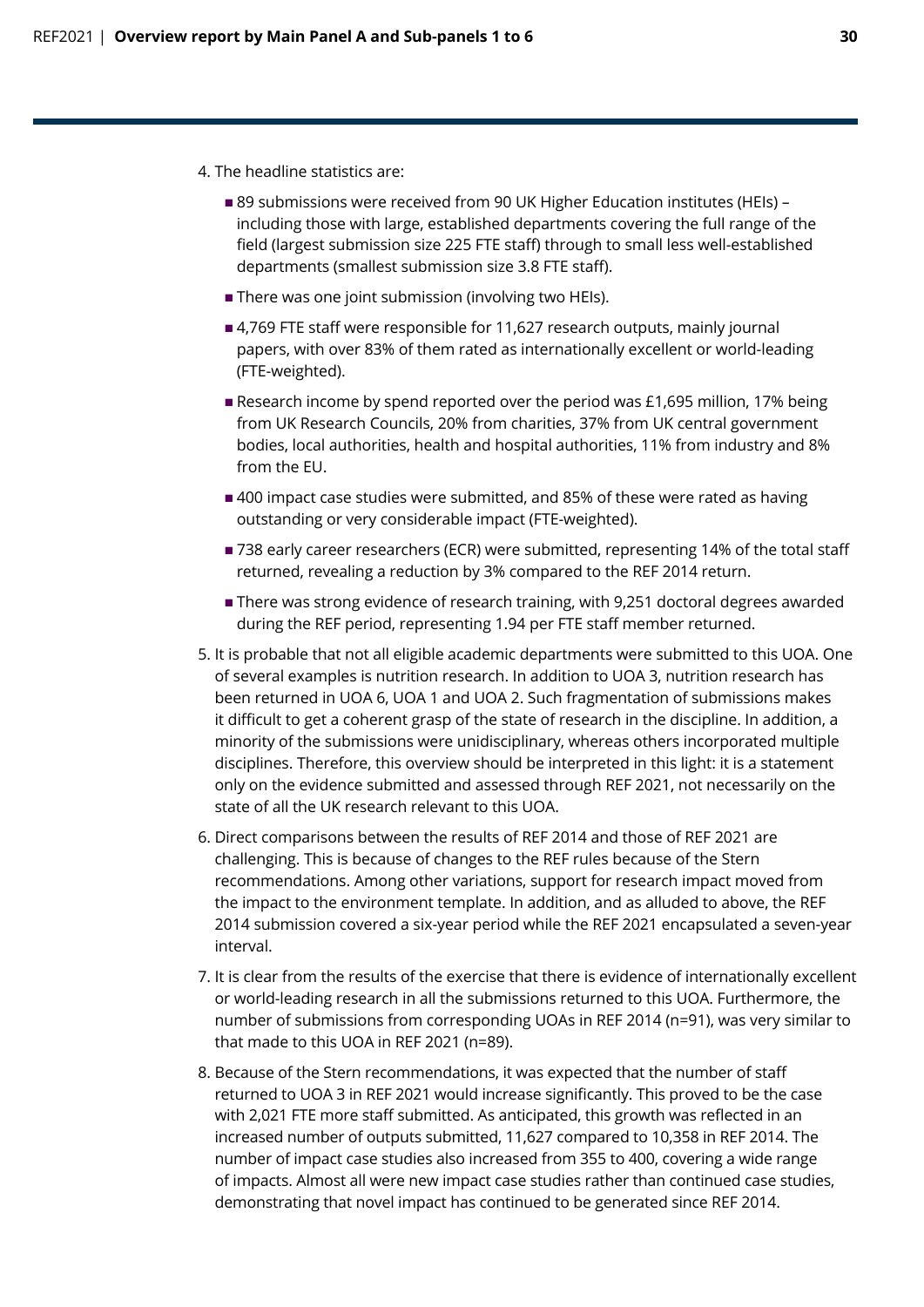4. The headline statistics are:

   - 89 submissions were received from 90 UK Higher Education institutes (HEIs) – including those with large, established departments covering the full range of the field (largest submission size 225 FTE staff) through to small less well-established departments (smallest submission size 3.8 FTE staff).
   - There was one joint submission (involving two HEIs).
   - 4,769 FTE staff were responsible for 11,627 research outputs, mainly journal papers, with over 83% of them rated as internationally excellent or world-leading (FTE-weighted).
   - Research income by spend reported over the period was £1,695 million, 17% being from UK Research Councils, 20% from charities, 37% from UK central government bodies, local authorities, health and hospital authorities, 11% from industry and 8% from the EU.
   - 400 impact case studies were submitted, and 85% of these were rated as having outstanding or very considerable impact (FTE-weighted).
   - 738 early career researchers (ECR) were submitted, representing 14% of the total staff returned, revealing a reduction by 3% compared to the REF 2014 return.
   - There was strong evidence of research training, with 9,251 doctoral degrees awarded during the REF period, representing 1.94 per FTE staff member returned.

5. It is probable that not all eligible academic departments were submitted to this UOA. One of several examples is nutrition research. In addition to UOA 3, nutrition research has been returned in UOA 6, UOA 1 and UOA 2. Such fragmentation of submissions makes it difficult to get a coherent grasp of the state of research in the discipline. In addition, a minority of the submissions were unidisciplinary, whereas others incorporated multiple disciplines. Therefore, this overview should be interpreted in this light: it is a statement only on the evidence submitted and assessed through REF 2021, not necessarily on the state of all the UK research relevant to this UOA.

6. Direct comparisons between the results of REF 2014 and those of REF 2021 are challenging. This is because of changes to the REF rules because of the Stern recommendations. Among other variations, support for research impact moved from the impact to the environment template. In addition, and as alluded to above, the REF 2014 submission covered a six-year period while the REF 2021 encapsulated a seven-year interval.

7. It is clear from the results of the exercise that there is evidence of internationally excellent or world-leading research in all the submissions returned to this UOA. Furthermore, the number of submissions from corresponding UOAs in REF 2014 (n=91), was very similar to that made to this UOA in REF 2021 (n=89).

8. Because of the Stern recommendations, it was expected that the number of staff returned to UOA 3 in REF 2021 would increase significantly. This proved to be the case with 2,021 FTE more staff submitted. As anticipated, this growth was reflected in an increased number of outputs submitted, 11,627 compared to 10,358 in REF 2014. The number of impact case studies also increased from 355 to 400, covering a wide range of impacts. Almost all were new impact case studies rather than continued case studies, demonstrating that novel impact has continued to be generated since REF 2014.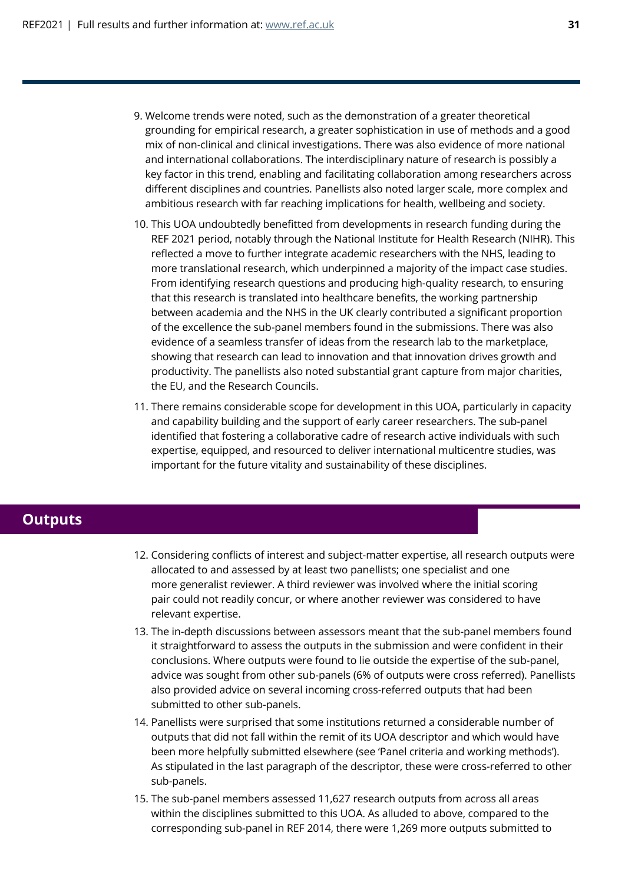9. Welcome trends were noted, such as the demonstration of a greater theoretical grounding for empirical research, a greater sophistication in use of methods and a good mix of non-clinical and clinical investigations. There was also evidence of more national and international collaborations. The interdisciplinary nature of research is possibly a key factor in this trend, enabling and facilitating collaboration among researchers across different disciplines and countries. Panellists also noted larger scale, more complex and ambitious research with far reaching implications for health, wellbeing and society.

10. This UOA undoubtedly benefitted from developments in research funding during the REF 2021 period, notably through the National Institute for Health Research (NIHR). This reflected a move to further integrate academic researchers with the NHS, leading to more translational research, which underpinned a majority of the impact case studies. From identifying research questions and producing high-quality research, to ensuring that this research is translated into healthcare benefits, the working partnership between academia and the NHS in the UK clearly contributed a significant proportion of the excellence the sub-panel members found in the submissions. There was also evidence of a seamless transfer of ideas from the research lab to the marketplace, showing that research can lead to innovation and that innovation drives growth and productivity. The panellists also noted substantial grant capture from major charities, the EU, and the Research Councils.

11. There remains considerable scope for development in this UOA, particularly in capacity and capability building and the support of early career researchers. The sub-panel identified that fostering a collaborative cadre of research active individuals with such expertise, equipped, and resourced to deliver international multicentre studies, was important for the future vitality and sustainability of these disciplines.

## Outputs

12. Considering conflicts of interest and subject-matter expertise, all research outputs were allocated to and assessed by at least two panellists; one specialist and one more generalist reviewer. A third reviewer was involved where the initial scoring pair could not readily concur, or where another reviewer was considered to have relevant expertise.

13. The in-depth discussions between assessors meant that the sub-panel members found it straightforward to assess the outputs in the submission and were confident in their conclusions. Where outputs were found to lie outside the expertise of the sub-panel, advice was sought from other sub-panels (6% of outputs were cross referred). Panellists also provided advice on several incoming cross-referred outputs that had been submitted to other sub-panels.

14. Panellists were surprised that some institutions returned a considerable number of outputs that did not fall within the remit of its UOA descriptor and which would have been more helpfully submitted elsewhere (see 'Panel criteria and working methods'). As stipulated in the last paragraph of the descriptor, these were cross-referred to other sub-panels.

15. The sub-panel members assessed 11,627 research outputs from across all areas within the disciplines submitted to this UOA. As alluded to above, compared to the corresponding sub-panel in REF 2014, there were 1,269 more outputs submitted to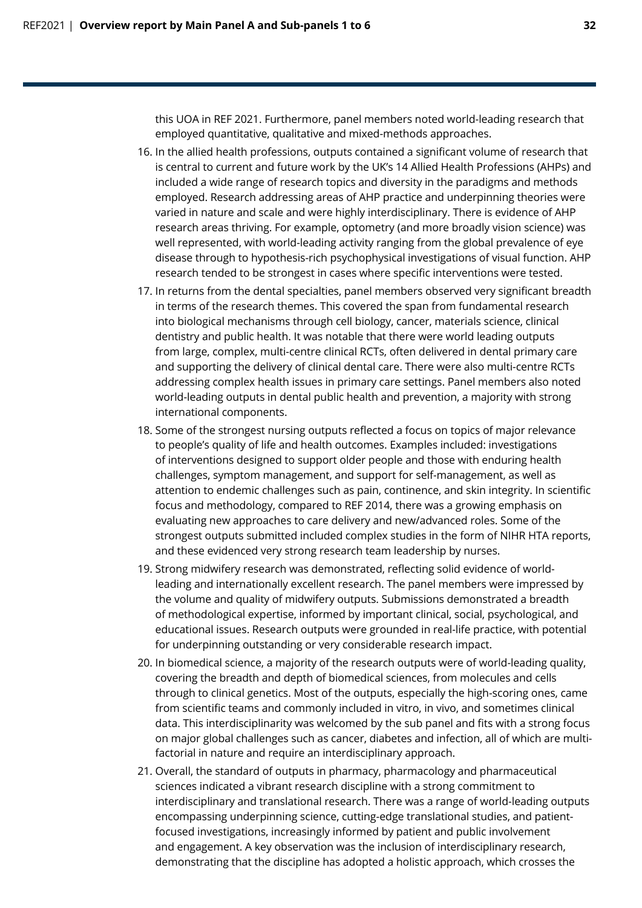this UOA in REF 2021. Furthermore, panel members noted world-leading research that employed quantitative, qualitative and mixed-methods approaches.

16. In the allied health professions, outputs contained a significant volume of research that is central to current and future work by the UK's 14 Allied Health Professions (AHPs) and included a wide range of research topics and diversity in the paradigms and methods employed. Research addressing areas of AHP practice and underpinning theories were varied in nature and scale and were highly interdisciplinary. There is evidence of AHP research areas thriving. For example, optometry (and more broadly vision science) was well represented, with world-leading activity ranging from the global prevalence of eye disease through to hypothesis-rich psychophysical investigations of visual function. AHP research tended to be strongest in cases where specific interventions were tested.

17. In returns from the dental specialties, panel members observed very significant breadth in terms of the research themes. This covered the span from fundamental research into biological mechanisms through cell biology, cancer, materials science, clinical dentistry and public health. It was notable that there were world leading outputs from large, complex, multi-centre clinical RCTs, often delivered in dental primary care and supporting the delivery of clinical dental care. There were also multi-centre RCTs addressing complex health issues in primary care settings. Panel members also noted world-leading outputs in dental public health and prevention, a majority with strong international components.

18. Some of the strongest nursing outputs reflected a focus on topics of major relevance to people's quality of life and health outcomes. Examples included: investigations of interventions designed to support older people and those with enduring health challenges, symptom management, and support for self-management, as well as attention to endemic challenges such as pain, continence, and skin integrity. In scientific focus and methodology, compared to REF 2014, there was a growing emphasis on evaluating new approaches to care delivery and new/advanced roles. Some of the strongest outputs submitted included complex studies in the form of NIHR HTA reports, and these evidenced very strong research team leadership by nurses.

19. Strong midwifery research was demonstrated, reflecting solid evidence of world-leading and internationally excellent research. The panel members were impressed by the volume and quality of midwifery outputs. Submissions demonstrated a breadth of methodological expertise, informed by important clinical, social, psychological, and educational issues. Research outputs were grounded in real-life practice, with potential for underpinning outstanding or very considerable research impact.

20. In biomedical science, a majority of the research outputs were of world-leading quality, covering the breadth and depth of biomedical sciences, from molecules and cells through to clinical genetics. Most of the outputs, especially the high-scoring ones, came from scientific teams and commonly included in vitro, in vivo, and sometimes clinical data. This interdisciplinarity was welcomed by the sub panel and fits with a strong focus on major global challenges such as cancer, diabetes and infection, all of which are multi-factorial in nature and require an interdisciplinary approach.

21. Overall, the standard of outputs in pharmacy, pharmacology and pharmaceutical sciences indicated a vibrant research discipline with a strong commitment to interdisciplinary and translational research. There was a range of world-leading outputs encompassing underpinning science, cutting-edge translational studies, and patient-focused investigations, increasingly informed by patient and public involvement and engagement. A key observation was the inclusion of interdisciplinary research, demonstrating that the discipline has adopted a holistic approach, which crosses the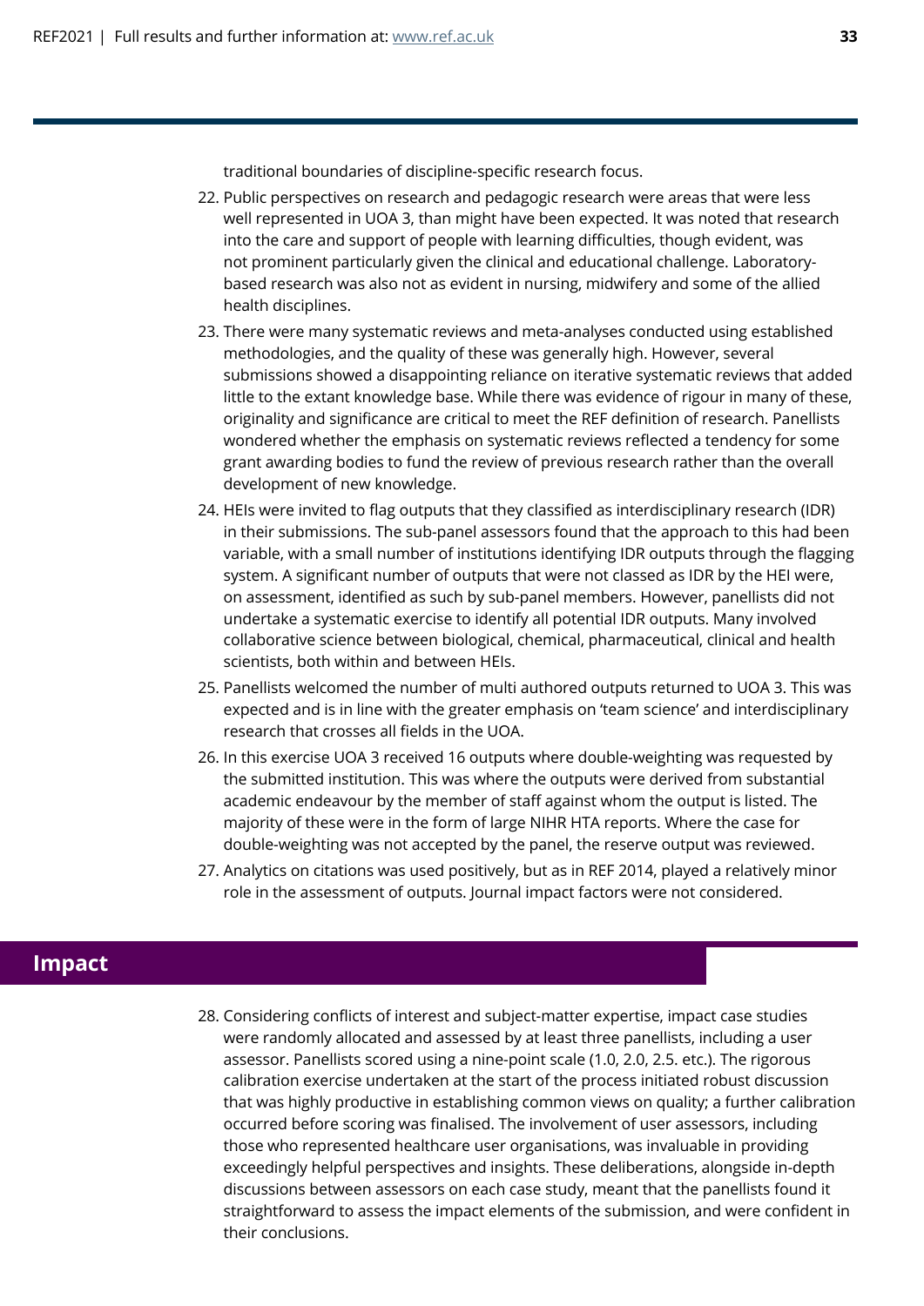traditional boundaries of discipline-specific research focus.

22. Public perspectives on research and pedagogic research were areas that were less well represented in UOA 3, than might have been expected. It was noted that research into the care and support of people with learning difficulties, though evident, was not prominent particularly given the clinical and educational challenge. Laboratory-based research was also not as evident in nursing, midwifery and some of the allied health disciplines.
23. There were many systematic reviews and meta-analyses conducted using established methodologies, and the quality of these was generally high. However, several submissions showed a disappointing reliance on iterative systematic reviews that added little to the extant knowledge base. While there was evidence of rigour in many of these, originality and significance are critical to meet the REF definition of research. Panellists wondered whether the emphasis on systematic reviews reflected a tendency for some grant awarding bodies to fund the review of previous research rather than the overall development of new knowledge.
24. HEIs were invited to flag outputs that they classified as interdisciplinary research (IDR) in their submissions. The sub-panel assessors found that the approach to this had been variable, with a small number of institutions identifying IDR outputs through the flagging system. A significant number of outputs that were not classed as IDR by the HEI were, on assessment, identified as such by sub-panel members. However, panellists did not undertake a systematic exercise to identify all potential IDR outputs. Many involved collaborative science between biological, chemical, pharmaceutical, clinical and health scientists, both within and between HEIs.
25. Panellists welcomed the number of multi authored outputs returned to UOA 3. This was expected and is in line with the greater emphasis on 'team science' and interdisciplinary research that crosses all fields in the UOA.
26. In this exercise UOA 3 received 16 outputs where double-weighting was requested by the submitted institution. This was where the outputs were derived from substantial academic endeavour by the member of staff against whom the output is listed. The majority of these were in the form of large NIHR HTA reports. Where the case for double-weighting was not accepted by the panel, the reserve output was reviewed.
27. Analytics on citations was used positively, but as in REF 2014, played a relatively minor role in the assessment of outputs. Journal impact factors were not considered.

## Impact

28. Considering conflicts of interest and subject-matter expertise, impact case studies were randomly allocated and assessed by at least three panellists, including a user assessor. Panellists scored using a nine-point scale (1.0, 2.0, 2.5. etc.). The rigorous calibration exercise undertaken at the start of the process initiated robust discussion that was highly productive in establishing common views on quality; a further calibration occurred before scoring was finalised. The involvement of user assessors, including those who represented healthcare user organisations, was invaluable in providing exceedingly helpful perspectives and insights. These deliberations, alongside in-depth discussions between assessors on each case study, meant that the panellists found it straightforward to assess the impact elements of the submission, and were confident in their conclusions.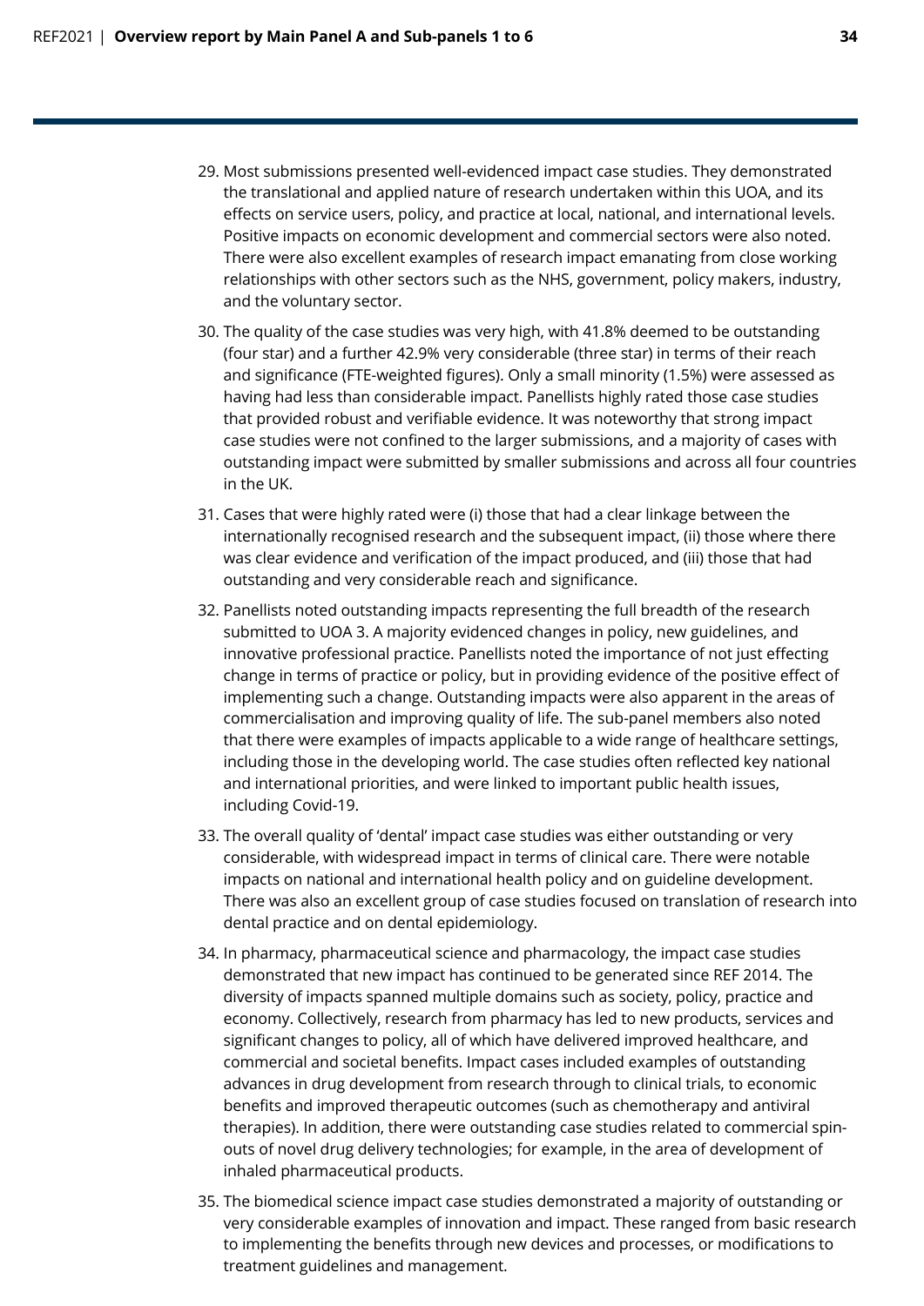29. Most submissions presented well-evidenced impact case studies. They demonstrated the translational and applied nature of research undertaken within this UOA, and its effects on service users, policy, and practice at local, national, and international levels. Positive impacts on economic development and commercial sectors were also noted. There were also excellent examples of research impact emanating from close working relationships with other sectors such as the NHS, government, policy makers, industry, and the voluntary sector.

30. The quality of the case studies was very high, with 41.8% deemed to be outstanding (four star) and a further 42.9% very considerable (three star) in terms of their reach and significance (FTE-weighted figures). Only a small minority (1.5%) were assessed as having had less than considerable impact. Panellists highly rated those case studies that provided robust and verifiable evidence. It was noteworthy that strong impact case studies were not confined to the larger submissions, and a majority of cases with outstanding impact were submitted by smaller submissions and across all four countries in the UK.

31. Cases that were highly rated were (i) those that had a clear linkage between the internationally recognised research and the subsequent impact, (ii) those where there was clear evidence and verification of the impact produced, and (iii) those that had outstanding and very considerable reach and significance.

32. Panellists noted outstanding impacts representing the full breadth of the research submitted to UOA 3. A majority evidenced changes in policy, new guidelines, and innovative professional practice. Panellists noted the importance of not just effecting change in terms of practice or policy, but in providing evidence of the positive effect of implementing such a change. Outstanding impacts were also apparent in the areas of commercialisation and improving quality of life. The sub-panel members also noted that there were examples of impacts applicable to a wide range of healthcare settings, including those in the developing world. The case studies often reflected key national and international priorities, and were linked to important public health issues, including Covid-19.

33. The overall quality of 'dental' impact case studies was either outstanding or very considerable, with widespread impact in terms of clinical care. There were notable impacts on national and international health policy and on guideline development. There was also an excellent group of case studies focused on translation of research into dental practice and on dental epidemiology.

34. In pharmacy, pharmaceutical science and pharmacology, the impact case studies demonstrated that new impact has continued to be generated since REF 2014. The diversity of impacts spanned multiple domains such as society, policy, practice and economy. Collectively, research from pharmacy has led to new products, services and significant changes to policy, all of which have delivered improved healthcare, and commercial and societal benefits. Impact cases included examples of outstanding advances in drug development from research through to clinical trials, to economic benefits and improved therapeutic outcomes (such as chemotherapy and antiviral therapies). In addition, there were outstanding case studies related to commercial spin-outs of novel drug delivery technologies; for example, in the area of development of inhaled pharmaceutical products.

35. The biomedical science impact case studies demonstrated a majority of outstanding or very considerable examples of innovation and impact. These ranged from basic research to implementing the benefits through new devices and processes, or modifications to treatment guidelines and management.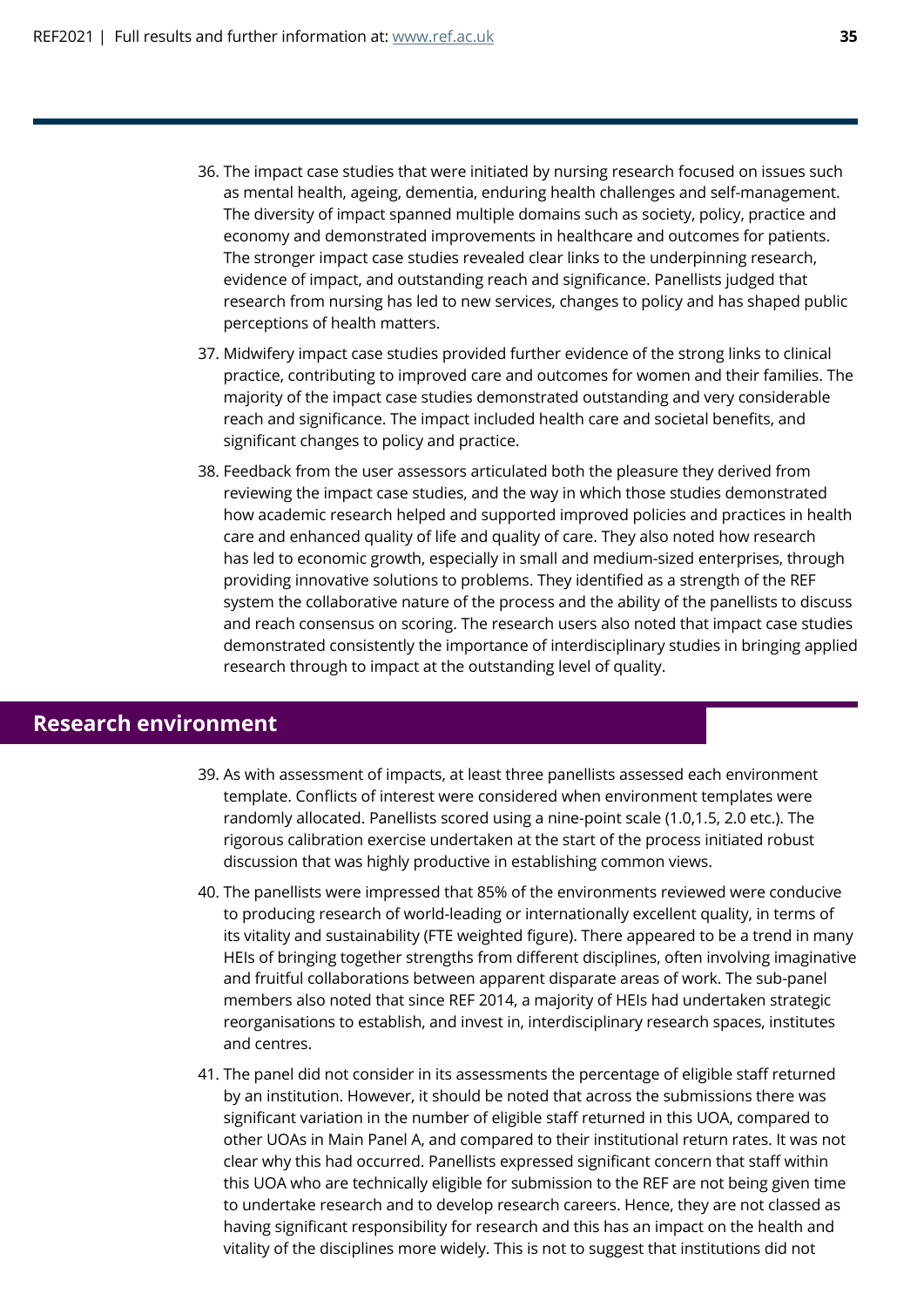36. The impact case studies that were initiated by nursing research focused on issues such as mental health, ageing, dementia, enduring health challenges and self-management. The diversity of impact spanned multiple domains such as society, policy, practice and economy and demonstrated improvements in healthcare and outcomes for patients. The stronger impact case studies revealed clear links to the underpinning research, evidence of impact, and outstanding reach and significance. Panellists judged that research from nursing has led to new services, changes to policy and has shaped public perceptions of health matters.

37. Midwifery impact case studies provided further evidence of the strong links to clinical practice, contributing to improved care and outcomes for women and their families. The majority of the impact case studies demonstrated outstanding and very considerable reach and significance. The impact included health care and societal benefits, and significant changes to policy and practice.

38. Feedback from the user assessors articulated both the pleasure they derived from reviewing the impact case studies, and the way in which those studies demonstrated how academic research helped and supported improved policies and practices in health care and enhanced quality of life and quality of care. They also noted how research has led to economic growth, especially in small and medium-sized enterprises, through providing innovative solutions to problems. They identified as a strength of the REF system the collaborative nature of the process and the ability of the panellists to discuss and reach consensus on scoring. The research users also noted that impact case studies demonstrated consistently the importance of interdisciplinary studies in bringing applied research through to impact at the outstanding level of quality.

## Research environment

39. As with assessment of impacts, at least three panellists assessed each environment template. Conflicts of interest were considered when environment templates were randomly allocated. Panellists scored using a nine-point scale (1.0,1.5, 2.0 etc.). The rigorous calibration exercise undertaken at the start of the process initiated robust discussion that was highly productive in establishing common views.

40. The panellists were impressed that 85% of the environments reviewed were conducive to producing research of world-leading or internationally excellent quality, in terms of its vitality and sustainability (FTE weighted figure). There appeared to be a trend in many HEIs of bringing together strengths from different disciplines, often involving imaginative and fruitful collaborations between apparent disparate areas of work. The sub-panel members also noted that since REF 2014, a majority of HEIs had undertaken strategic reorganisations to establish, and invest in, interdisciplinary research spaces, institutes and centres.

41. The panel did not consider in its assessments the percentage of eligible staff returned by an institution. However, it should be noted that across the submissions there was significant variation in the number of eligible staff returned in this UOA, compared to other UOAs in Main Panel A, and compared to their institutional return rates. It was not clear why this had occurred. Panellists expressed significant concern that staff within this UOA who are technically eligible for submission to the REF are not being given time to undertake research and to develop research careers. Hence, they are not classed as having significant responsibility for research and this has an impact on the health and vitality of the disciplines more widely. This is not to suggest that institutions did not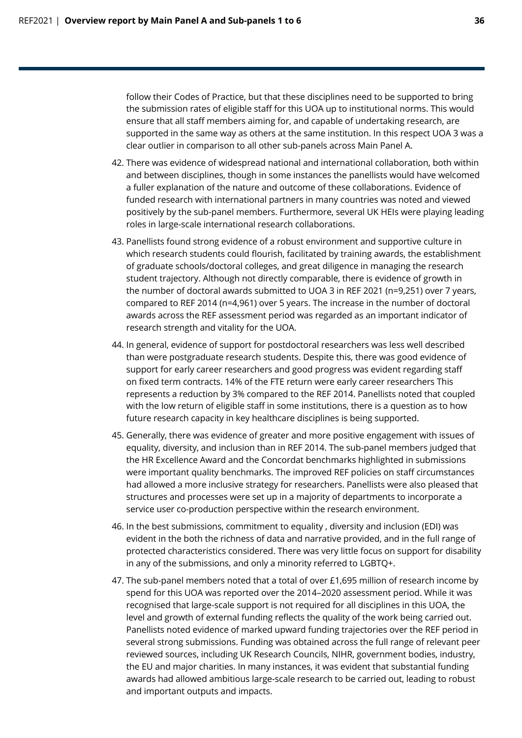follow their Codes of Practice, but that these disciplines need to be supported to bring the submission rates of eligible staff for this UOA up to institutional norms. This would ensure that all staff members aiming for, and capable of undertaking research, are supported in the same way as others at the same institution. In this respect UOA 3 was a clear outlier in comparison to all other sub-panels across Main Panel A.

42. There was evidence of widespread national and international collaboration, both within and between disciplines, though in some instances the panellists would have welcomed a fuller explanation of the nature and outcome of these collaborations. Evidence of funded research with international partners in many countries was noted and viewed positively by the sub-panel members. Furthermore, several UK HEIs were playing leading roles in large-scale international research collaborations.

43. Panellists found strong evidence of a robust environment and supportive culture in which research students could flourish, facilitated by training awards, the establishment of graduate schools/doctoral colleges, and great diligence in managing the research student trajectory. Although not directly comparable, there is evidence of growth in the number of doctoral awards submitted to UOA 3 in REF 2021 (n=9,251) over 7 years, compared to REF 2014 (n=4,961) over 5 years. The increase in the number of doctoral awards across the REF assessment period was regarded as an important indicator of research strength and vitality for the UOA.

44. In general, evidence of support for postdoctoral researchers was less well described than were postgraduate research students. Despite this, there was good evidence of support for early career researchers and good progress was evident regarding staff on fixed term contracts. 14% of the FTE return were early career researchers This represents a reduction by 3% compared to the REF 2014. Panellists noted that coupled with the low return of eligible staff in some institutions, there is a question as to how future research capacity in key healthcare disciplines is being supported.

45. Generally, there was evidence of greater and more positive engagement with issues of equality, diversity, and inclusion than in REF 2014. The sub-panel members judged that the HR Excellence Award and the Concordat benchmarks highlighted in submissions were important quality benchmarks. The improved REF policies on staff circumstances had allowed a more inclusive strategy for researchers. Panellists were also pleased that structures and processes were set up in a majority of departments to incorporate a service user co-production perspective within the research environment.

46. In the best submissions, commitment to equality , diversity and inclusion (EDI) was evident in the both the richness of data and narrative provided, and in the full range of protected characteristics considered. There was very little focus on support for disability in any of the submissions, and only a minority referred to LGBTQ+.

47. The sub-panel members noted that a total of over £1,695 million of research income by spend for this UOA was reported over the 2014–2020 assessment period. While it was recognised that large-scale support is not required for all disciplines in this UOA, the level and growth of external funding reflects the quality of the work being carried out. Panellists noted evidence of marked upward funding trajectories over the REF period in several strong submissions. Funding was obtained across the full range of relevant peer reviewed sources, including UK Research Councils, NIHR, government bodies, industry, the EU and major charities. In many instances, it was evident that substantial funding awards had allowed ambitious large-scale research to be carried out, leading to robust and important outputs and impacts.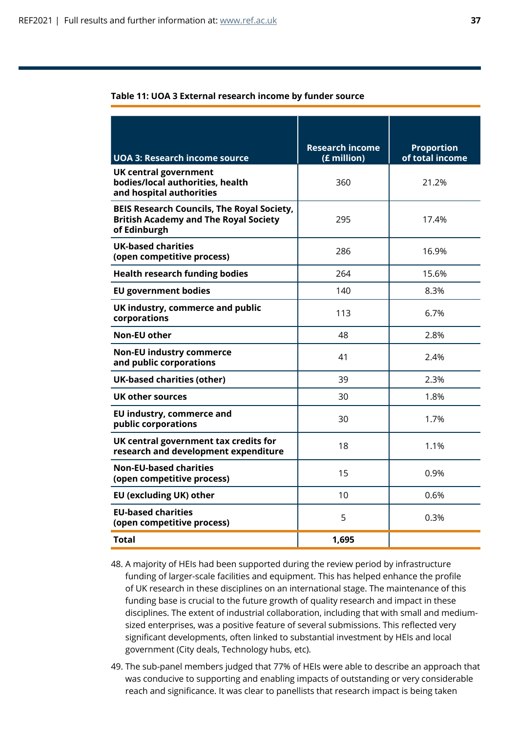**Table 11: UOA 3 External research income by funder source**

| UOA 3: Research income source | Research income (£ million) | Proportion of total income |
|---|---|---|
| **UK central government bodies/local authorities, health and hospital authorities** | 360 | 21.2% |
| **BEIS Research Councils, The Royal Society, British Academy and The Royal Society of Edinburgh** | 295 | 17.4% |
| **UK-based charities (open competitive process)** | 286 | 16.9% |
| **Health research funding bodies** | 264 | 15.6% |
| **EU government bodies** | 140 | 8.3% |
| **UK industry, commerce and public corporations** | 113 | 6.7% |
| **Non-EU other** | 48 | 2.8% |
| **Non-EU industry commerce and public corporations** | 41 | 2.4% |
| **UK-based charities (other)** | 39 | 2.3% |
| **UK other sources** | 30 | 1.8% |
| **EU industry, commerce and public corporations** | 30 | 1.7% |
| **UK central government tax credits for research and development expenditure** | 18 | 1.1% |
| **Non-EU-based charities (open competitive process)** | 15 | 0.9% |
| **EU (excluding UK) other** | 10 | 0.6% |
| **EU-based charities (open competitive process)** | 5 | 0.3% |
| **Total** | **1,695** | |

48. A majority of HEIs had been supported during the review period by infrastructure funding of larger-scale facilities and equipment. This has helped enhance the profile of UK research in these disciplines on an international stage. The maintenance of this funding base is crucial to the future growth of quality research and impact in these disciplines. The extent of industrial collaboration, including that with small and medium-sized enterprises, was a positive feature of several submissions. This reflected very significant developments, often linked to substantial investment by HEIs and local government (City deals, Technology hubs, etc).

49. The sub-panel members judged that 77% of HEIs were able to describe an approach that was conducive to supporting and enabling impacts of outstanding or very considerable reach and significance. It was clear to panellists that research impact is being taken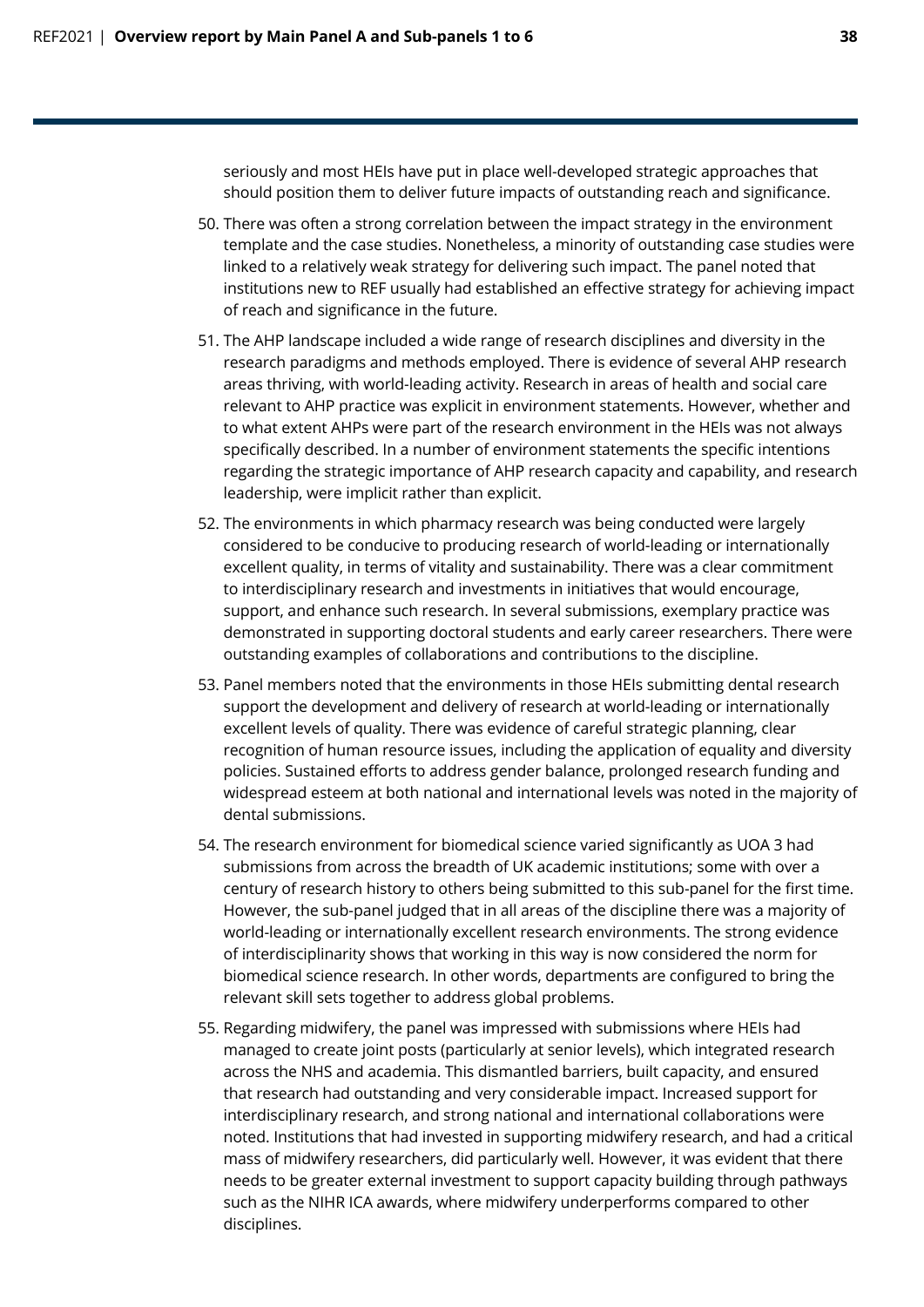seriously and most HEIs have put in place well-developed strategic approaches that should position them to deliver future impacts of outstanding reach and significance.

50. There was often a strong correlation between the impact strategy in the environment template and the case studies. Nonetheless, a minority of outstanding case studies were linked to a relatively weak strategy for delivering such impact. The panel noted that institutions new to REF usually had established an effective strategy for achieving impact of reach and significance in the future.

51. The AHP landscape included a wide range of research disciplines and diversity in the research paradigms and methods employed. There is evidence of several AHP research areas thriving, with world-leading activity. Research in areas of health and social care relevant to AHP practice was explicit in environment statements. However, whether and to what extent AHPs were part of the research environment in the HEIs was not always specifically described. In a number of environment statements the specific intentions regarding the strategic importance of AHP research capacity and capability, and research leadership, were implicit rather than explicit.

52. The environments in which pharmacy research was being conducted were largely considered to be conducive to producing research of world-leading or internationally excellent quality, in terms of vitality and sustainability. There was a clear commitment to interdisciplinary research and investments in initiatives that would encourage, support, and enhance such research. In several submissions, exemplary practice was demonstrated in supporting doctoral students and early career researchers. There were outstanding examples of collaborations and contributions to the discipline.

53. Panel members noted that the environments in those HEIs submitting dental research support the development and delivery of research at world-leading or internationally excellent levels of quality. There was evidence of careful strategic planning, clear recognition of human resource issues, including the application of equality and diversity policies. Sustained efforts to address gender balance, prolonged research funding and widespread esteem at both national and international levels was noted in the majority of dental submissions.

54. The research environment for biomedical science varied significantly as UOA 3 had submissions from across the breadth of UK academic institutions; some with over a century of research history to others being submitted to this sub-panel for the first time. However, the sub-panel judged that in all areas of the discipline there was a majority of world-leading or internationally excellent research environments. The strong evidence of interdisciplinarity shows that working in this way is now considered the norm for biomedical science research. In other words, departments are configured to bring the relevant skill sets together to address global problems.

55. Regarding midwifery, the panel was impressed with submissions where HEIs had managed to create joint posts (particularly at senior levels), which integrated research across the NHS and academia. This dismantled barriers, built capacity, and ensured that research had outstanding and very considerable impact. Increased support for interdisciplinary research, and strong national and international collaborations were noted. Institutions that had invested in supporting midwifery research, and had a critical mass of midwifery researchers, did particularly well. However, it was evident that there needs to be greater external investment to support capacity building through pathways such as the NIHR ICA awards, where midwifery underperforms compared to other disciplines.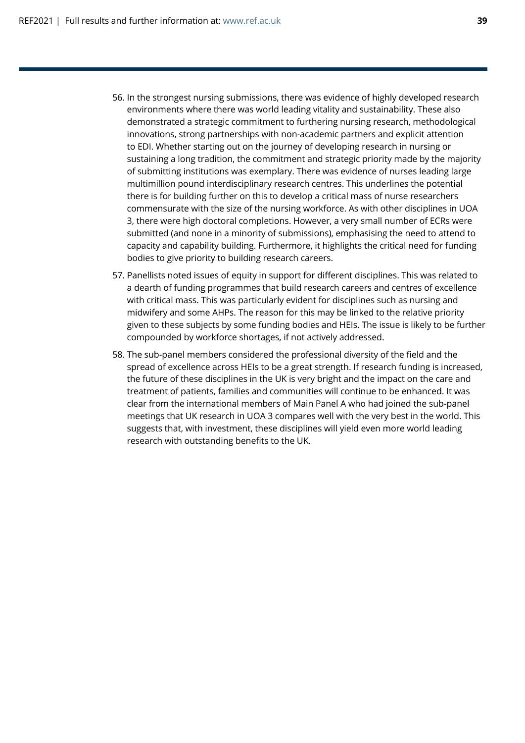56. In the strongest nursing submissions, there was evidence of highly developed research environments where there was world leading vitality and sustainability. These also demonstrated a strategic commitment to furthering nursing research, methodological innovations, strong partnerships with non-academic partners and explicit attention to EDI. Whether starting out on the journey of developing research in nursing or sustaining a long tradition, the commitment and strategic priority made by the majority of submitting institutions was exemplary. There was evidence of nurses leading large multimillion pound interdisciplinary research centres. This underlines the potential there is for building further on this to develop a critical mass of nurse researchers commensurate with the size of the nursing workforce. As with other disciplines in UOA 3, there were high doctoral completions. However, a very small number of ECRs were submitted (and none in a minority of submissions), emphasising the need to attend to capacity and capability building. Furthermore, it highlights the critical need for funding bodies to give priority to building research careers.

57. Panellists noted issues of equity in support for different disciplines. This was related to a dearth of funding programmes that build research careers and centres of excellence with critical mass. This was particularly evident for disciplines such as nursing and midwifery and some AHPs. The reason for this may be linked to the relative priority given to these subjects by some funding bodies and HEIs. The issue is likely to be further compounded by workforce shortages, if not actively addressed.

58. The sub-panel members considered the professional diversity of the field and the spread of excellence across HEIs to be a great strength. If research funding is increased, the future of these disciplines in the UK is very bright and the impact on the care and treatment of patients, families and communities will continue to be enhanced. It was clear from the international members of Main Panel A who had joined the sub-panel meetings that UK research in UOA 3 compares well with the very best in the world. This suggests that, with investment, these disciplines will yield even more world leading research with outstanding benefits to the UK.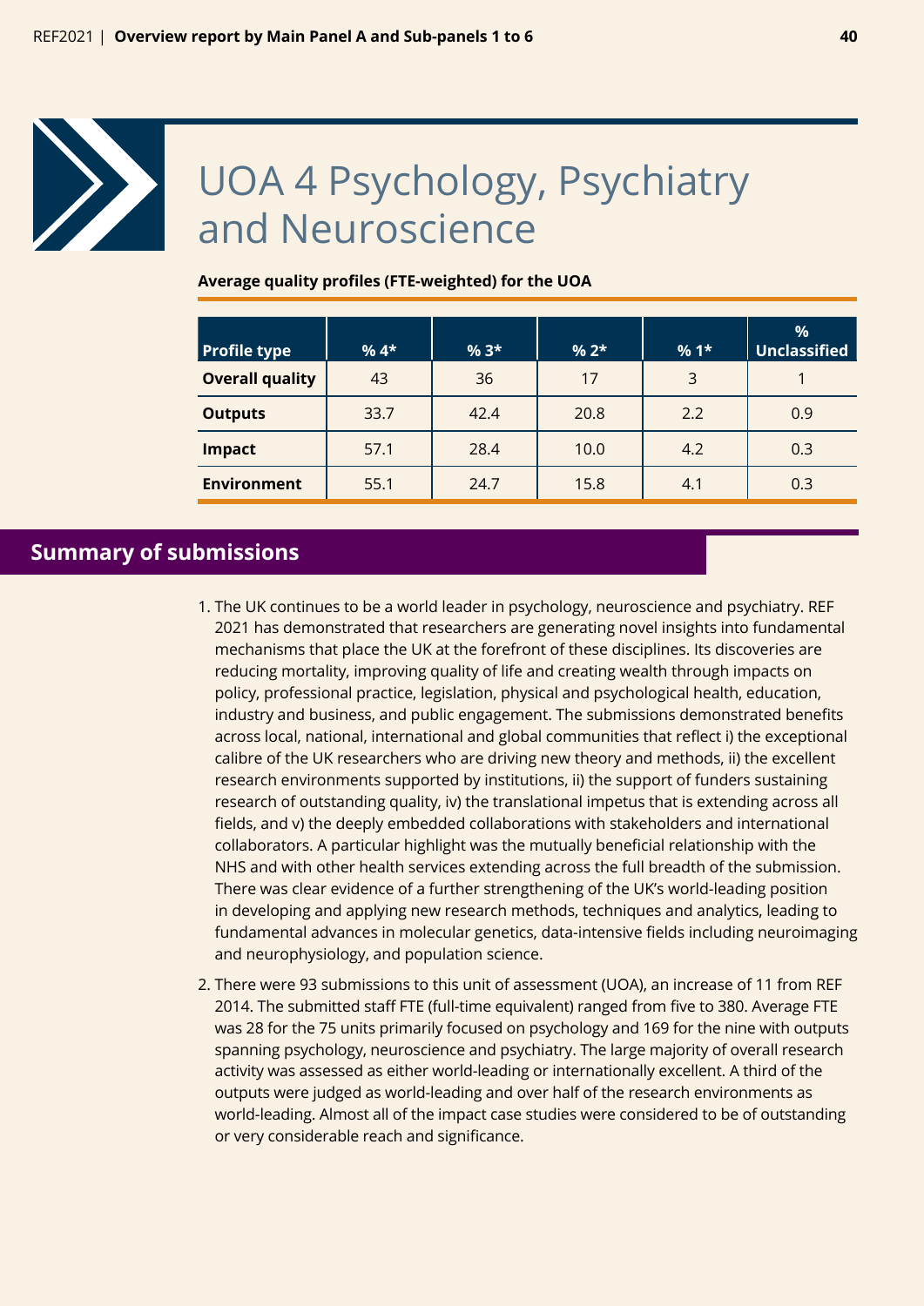# UOA 4 Psychology, Psychiatry and Neuroscience

**Average quality profiles (FTE-weighted) for the UOA**

| Profile type | % 4* | % 3* | % 2* | % 1* | % Unclassified |
|---|---|---|---|---|---|
| **Overall quality** | 43 | 36 | 17 | 3 | 1 |
| **Outputs** | 33.7 | 42.4 | 20.8 | 2.2 | 0.9 |
| **Impact** | 57.1 | 28.4 | 10.0 | 4.2 | 0.3 |
| **Environment** | 55.1 | 24.7 | 15.8 | 4.1 | 0.3 |

## Summary of submissions

1. The UK continues to be a world leader in psychology, neuroscience and psychiatry. REF 2021 has demonstrated that researchers are generating novel insights into fundamental mechanisms that place the UK at the forefront of these disciplines. Its discoveries are reducing mortality, improving quality of life and creating wealth through impacts on policy, professional practice, legislation, physical and psychological health, education, industry and business, and public engagement. The submissions demonstrated benefits across local, national, international and global communities that reflect i) the exceptional calibre of the UK researchers who are driving new theory and methods, ii) the excellent research environments supported by institutions, ii) the support of funders sustaining research of outstanding quality, iv) the translational impetus that is extending across all fields, and v) the deeply embedded collaborations with stakeholders and international collaborators. A particular highlight was the mutually beneficial relationship with the NHS and with other health services extending across the full breadth of the submission. There was clear evidence of a further strengthening of the UK's world-leading position in developing and applying new research methods, techniques and analytics, leading to fundamental advances in molecular genetics, data-intensive fields including neuroimaging and neurophysiology, and population science.

2. There were 93 submissions to this unit of assessment (UOA), an increase of 11 from REF 2014. The submitted staff FTE (full-time equivalent) ranged from five to 380. Average FTE was 28 for the 75 units primarily focused on psychology and 169 for the nine with outputs spanning psychology, neuroscience and psychiatry. The large majority of overall research activity was assessed as either world-leading or internationally excellent. A third of the outputs were judged as world-leading and over half of the research environments as world-leading. Almost all of the impact case studies were considered to be of outstanding or very considerable reach and significance.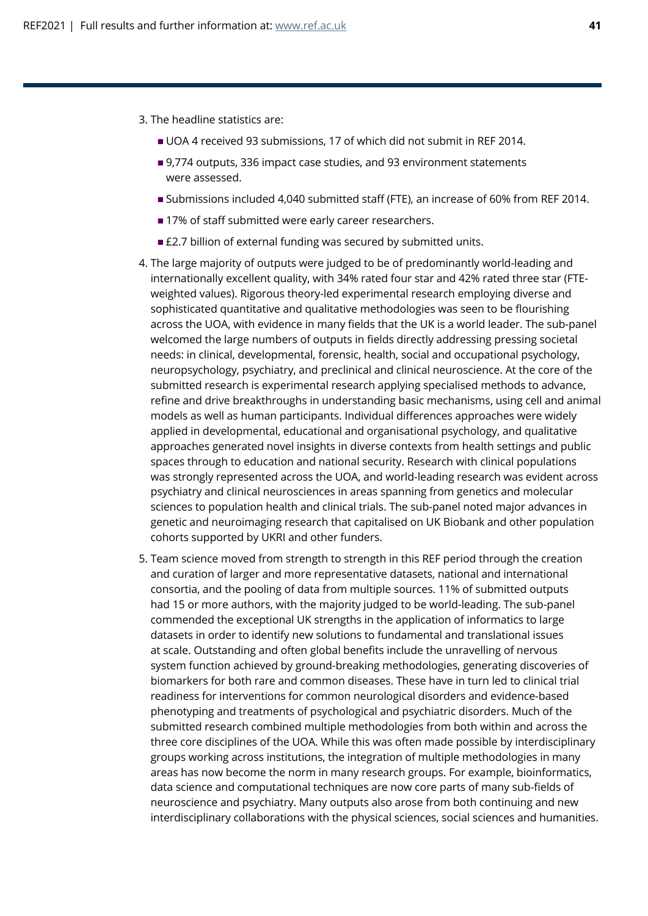3. The headline statistics are:
   - UOA 4 received 93 submissions, 17 of which did not submit in REF 2014.
   - 9,774 outputs, 336 impact case studies, and 93 environment statements were assessed.
   - Submissions included 4,040 submitted staff (FTE), an increase of 60% from REF 2014.
   - 17% of staff submitted were early career researchers.
   - £2.7 billion of external funding was secured by submitted units.
4. The large majority of outputs were judged to be of predominantly world-leading and internationally excellent quality, with 34% rated four star and 42% rated three star (FTE-weighted values). Rigorous theory-led experimental research employing diverse and sophisticated quantitative and qualitative methodologies was seen to be flourishing across the UOA, with evidence in many fields that the UK is a world leader. The sub-panel welcomed the large numbers of outputs in fields directly addressing pressing societal needs: in clinical, developmental, forensic, health, social and occupational psychology, neuropsychology, psychiatry, and preclinical and clinical neuroscience. At the core of the submitted research is experimental research applying specialised methods to advance, refine and drive breakthroughs in understanding basic mechanisms, using cell and animal models as well as human participants. Individual differences approaches were widely applied in developmental, educational and organisational psychology, and qualitative approaches generated novel insights in diverse contexts from health settings and public spaces through to education and national security. Research with clinical populations was strongly represented across the UOA, and world-leading research was evident across psychiatry and clinical neurosciences in areas spanning from genetics and molecular sciences to population health and clinical trials. The sub-panel noted major advances in genetic and neuroimaging research that capitalised on UK Biobank and other population cohorts supported by UKRI and other funders.
5. Team science moved from strength to strength in this REF period through the creation and curation of larger and more representative datasets, national and international consortia, and the pooling of data from multiple sources. 11% of submitted outputs had 15 or more authors, with the majority judged to be world-leading. The sub-panel commended the exceptional UK strengths in the application of informatics to large datasets in order to identify new solutions to fundamental and translational issues at scale. Outstanding and often global benefits include the unravelling of nervous system function achieved by ground-breaking methodologies, generating discoveries of biomarkers for both rare and common diseases. These have in turn led to clinical trial readiness for interventions for common neurological disorders and evidence-based phenotyping and treatments of psychological and psychiatric disorders. Much of the submitted research combined multiple methodologies from both within and across the three core disciplines of the UOA. While this was often made possible by interdisciplinary groups working across institutions, the integration of multiple methodologies in many areas has now become the norm in many research groups. For example, bioinformatics, data science and computational techniques are now core parts of many sub-fields of neuroscience and psychiatry. Many outputs also arose from both continuing and new interdisciplinary collaborations with the physical sciences, social sciences and humanities.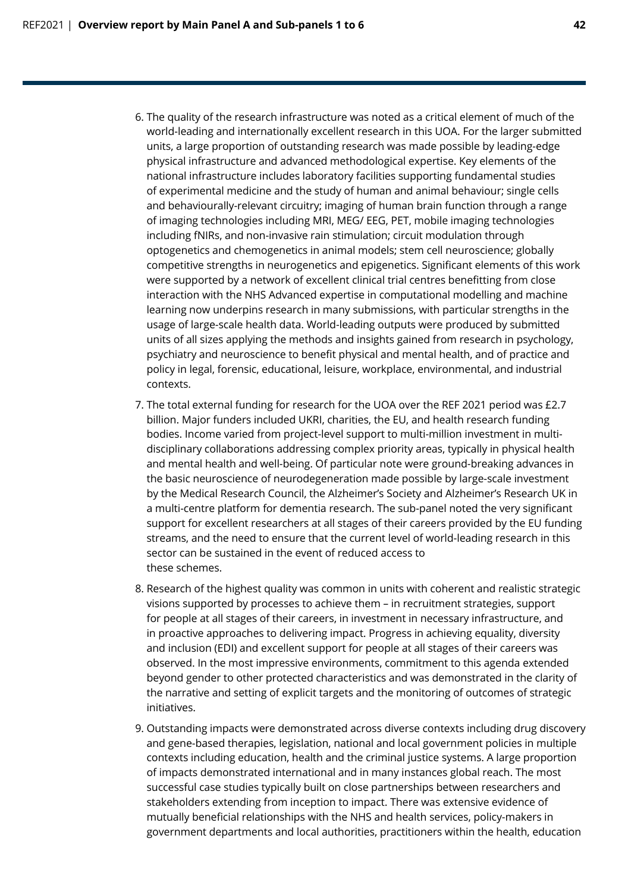6. The quality of the research infrastructure was noted as a critical element of much of the world-leading and internationally excellent research in this UOA. For the larger submitted units, a large proportion of outstanding research was made possible by leading-edge physical infrastructure and advanced methodological expertise. Key elements of the national infrastructure includes laboratory facilities supporting fundamental studies of experimental medicine and the study of human and animal behaviour; single cells and behaviourally-relevant circuitry; imaging of human brain function through a range of imaging technologies including MRI, MEG/ EEG, PET, mobile imaging technologies including fNIRs, and non-invasive rain stimulation; circuit modulation through optogenetics and chemogenetics in animal models; stem cell neuroscience; globally competitive strengths in neurogenetics and epigenetics. Significant elements of this work were supported by a network of excellent clinical trial centres benefitting from close interaction with the NHS Advanced expertise in computational modelling and machine learning now underpins research in many submissions, with particular strengths in the usage of large-scale health data. World-leading outputs were produced by submitted units of all sizes applying the methods and insights gained from research in psychology, psychiatry and neuroscience to benefit physical and mental health, and of practice and policy in legal, forensic, educational, leisure, workplace, environmental, and industrial contexts.

7. The total external funding for research for the UOA over the REF 2021 period was £2.7 billion. Major funders included UKRI, charities, the EU, and health research funding bodies. Income varied from project-level support to multi-million investment in multi-disciplinary collaborations addressing complex priority areas, typically in physical health and mental health and well-being. Of particular note were ground-breaking advances in the basic neuroscience of neurodegeneration made possible by large-scale investment by the Medical Research Council, the Alzheimer's Society and Alzheimer's Research UK in a multi-centre platform for dementia research. The sub-panel noted the very significant support for excellent researchers at all stages of their careers provided by the EU funding streams, and the need to ensure that the current level of world-leading research in this sector can be sustained in the event of reduced access to these schemes.

8. Research of the highest quality was common in units with coherent and realistic strategic visions supported by processes to achieve them – in recruitment strategies, support for people at all stages of their careers, in investment in necessary infrastructure, and in proactive approaches to delivering impact. Progress in achieving equality, diversity and inclusion (EDI) and excellent support for people at all stages of their careers was observed. In the most impressive environments, commitment to this agenda extended beyond gender to other protected characteristics and was demonstrated in the clarity of the narrative and setting of explicit targets and the monitoring of outcomes of strategic initiatives.

9. Outstanding impacts were demonstrated across diverse contexts including drug discovery and gene-based therapies, legislation, national and local government policies in multiple contexts including education, health and the criminal justice systems. A large proportion of impacts demonstrated international and in many instances global reach. The most successful case studies typically built on close partnerships between researchers and stakeholders extending from inception to impact. There was extensive evidence of mutually beneficial relationships with the NHS and health services, policy-makers in government departments and local authorities, practitioners within the health, education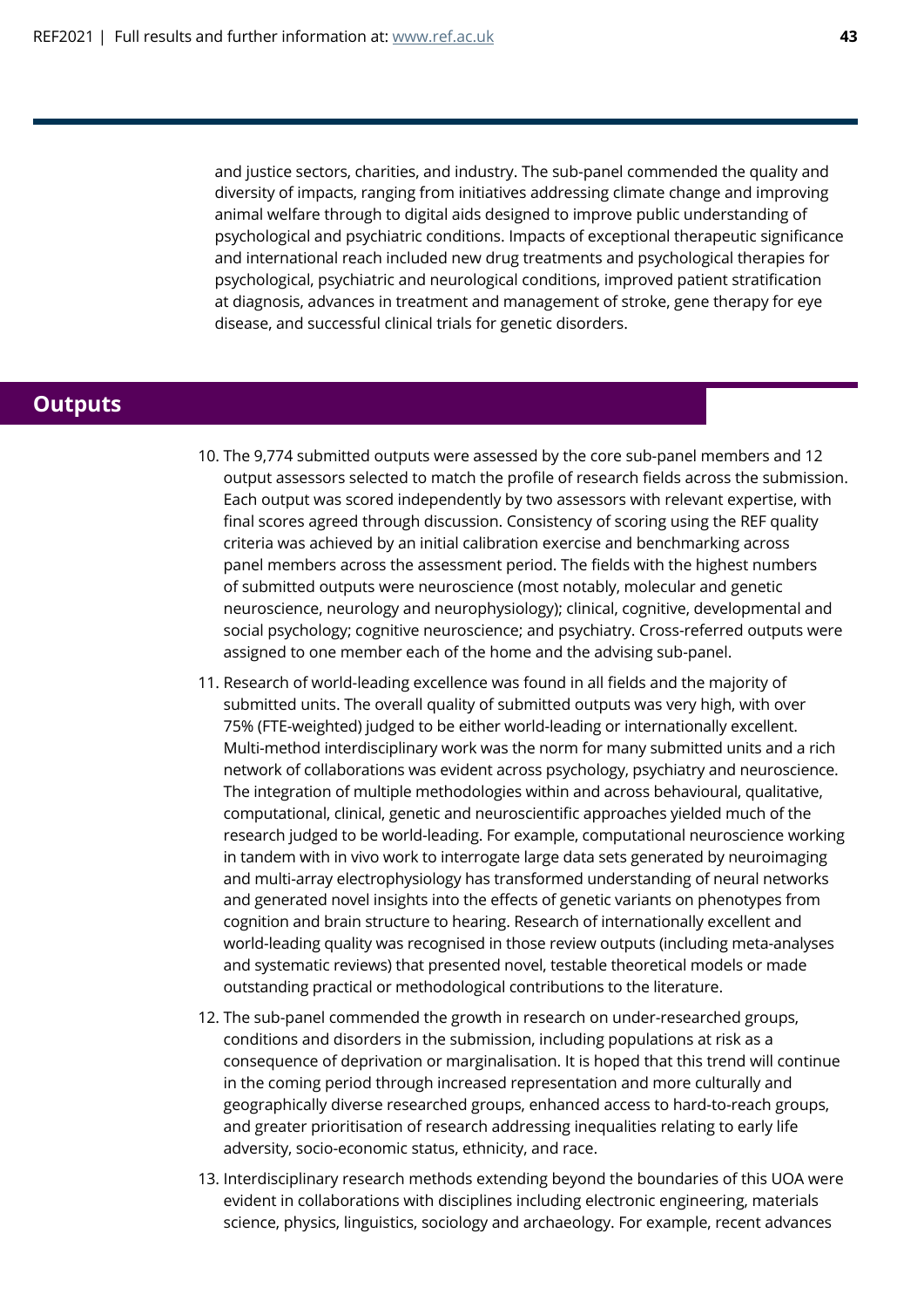and justice sectors, charities, and industry. The sub-panel commended the quality and diversity of impacts, ranging from initiatives addressing climate change and improving animal welfare through to digital aids designed to improve public understanding of psychological and psychiatric conditions. Impacts of exceptional therapeutic significance and international reach included new drug treatments and psychological therapies for psychological, psychiatric and neurological conditions, improved patient stratification at diagnosis, advances in treatment and management of stroke, gene therapy for eye disease, and successful clinical trials for genetic disorders.

## Outputs

10. The 9,774 submitted outputs were assessed by the core sub-panel members and 12 output assessors selected to match the profile of research fields across the submission. Each output was scored independently by two assessors with relevant expertise, with final scores agreed through discussion. Consistency of scoring using the REF quality criteria was achieved by an initial calibration exercise and benchmarking across panel members across the assessment period. The fields with the highest numbers of submitted outputs were neuroscience (most notably, molecular and genetic neuroscience, neurology and neurophysiology); clinical, cognitive, developmental and social psychology; cognitive neuroscience; and psychiatry. Cross-referred outputs were assigned to one member each of the home and the advising sub-panel.

11. Research of world-leading excellence was found in all fields and the majority of submitted units. The overall quality of submitted outputs was very high, with over 75% (FTE-weighted) judged to be either world-leading or internationally excellent. Multi-method interdisciplinary work was the norm for many submitted units and a rich network of collaborations was evident across psychology, psychiatry and neuroscience. The integration of multiple methodologies within and across behavioural, qualitative, computational, clinical, genetic and neuroscientific approaches yielded much of the research judged to be world-leading. For example, computational neuroscience working in tandem with in vivo work to interrogate large data sets generated by neuroimaging and multi-array electrophysiology has transformed understanding of neural networks and generated novel insights into the effects of genetic variants on phenotypes from cognition and brain structure to hearing. Research of internationally excellent and world-leading quality was recognised in those review outputs (including meta-analyses and systematic reviews) that presented novel, testable theoretical models or made outstanding practical or methodological contributions to the literature.

12. The sub-panel commended the growth in research on under-researched groups, conditions and disorders in the submission, including populations at risk as a consequence of deprivation or marginalisation. It is hoped that this trend will continue in the coming period through increased representation and more culturally and geographically diverse researched groups, enhanced access to hard-to-reach groups, and greater prioritisation of research addressing inequalities relating to early life adversity, socio-economic status, ethnicity, and race.

13. Interdisciplinary research methods extending beyond the boundaries of this UOA were evident in collaborations with disciplines including electronic engineering, materials science, physics, linguistics, sociology and archaeology. For example, recent advances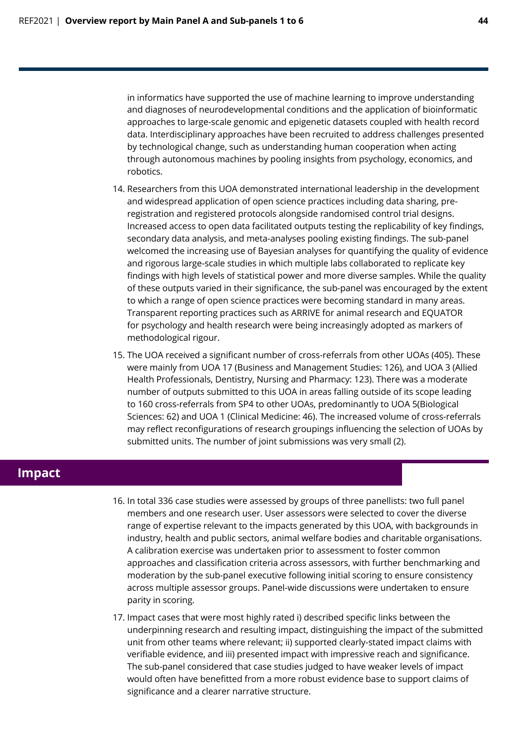in informatics have supported the use of machine learning to improve understanding and diagnoses of neurodevelopmental conditions and the application of bioinformatic approaches to large-scale genomic and epigenetic datasets coupled with health record data. Interdisciplinary approaches have been recruited to address challenges presented by technological change, such as understanding human cooperation when acting through autonomous machines by pooling insights from psychology, economics, and robotics.

14. Researchers from this UOA demonstrated international leadership in the development and widespread application of open science practices including data sharing, pre-registration and registered protocols alongside randomised control trial designs. Increased access to open data facilitated outputs testing the replicability of key findings, secondary data analysis, and meta-analyses pooling existing findings. The sub-panel welcomed the increasing use of Bayesian analyses for quantifying the quality of evidence and rigorous large-scale studies in which multiple labs collaborated to replicate key findings with high levels of statistical power and more diverse samples. While the quality of these outputs varied in their significance, the sub-panel was encouraged by the extent to which a range of open science practices were becoming standard in many areas. Transparent reporting practices such as ARRIVE for animal research and EQUATOR for psychology and health research were being increasingly adopted as markers of methodological rigour.

15. The UOA received a significant number of cross-referrals from other UOAs (405). These were mainly from UOA 17 (Business and Management Studies: 126), and UOA 3 (Allied Health Professionals, Dentistry, Nursing and Pharmacy: 123). There was a moderate number of outputs submitted to this UOA in areas falling outside of its scope leading to 160 cross-referrals from SP4 to other UOAs, predominantly to UOA 5(Biological Sciences: 62) and UOA 1 (Clinical Medicine: 46). The increased volume of cross-referrals may reflect reconfigurations of research groupings influencing the selection of UOAs by submitted units. The number of joint submissions was very small (2).

## Impact

16. In total 336 case studies were assessed by groups of three panellists: two full panel members and one research user. User assessors were selected to cover the diverse range of expertise relevant to the impacts generated by this UOA, with backgrounds in industry, health and public sectors, animal welfare bodies and charitable organisations. A calibration exercise was undertaken prior to assessment to foster common approaches and classification criteria across assessors, with further benchmarking and moderation by the sub-panel executive following initial scoring to ensure consistency across multiple assessor groups. Panel-wide discussions were undertaken to ensure parity in scoring.

17. Impact cases that were most highly rated i) described specific links between the underpinning research and resulting impact, distinguishing the impact of the submitted unit from other teams where relevant; ii) supported clearly-stated impact claims with verifiable evidence, and iii) presented impact with impressive reach and significance. The sub-panel considered that case studies judged to have weaker levels of impact would often have benefitted from a more robust evidence base to support claims of significance and a clearer narrative structure.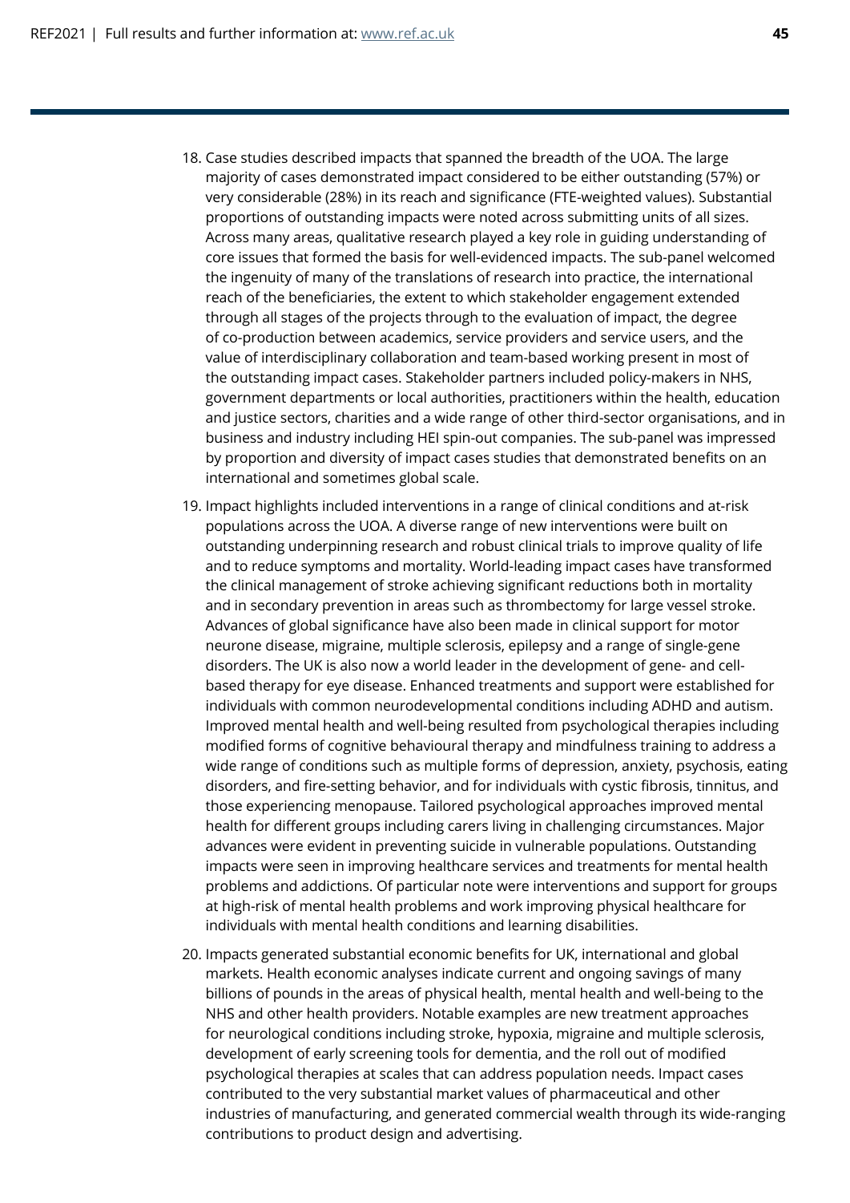18. Case studies described impacts that spanned the breadth of the UOA. The large majority of cases demonstrated impact considered to be either outstanding (57%) or very considerable (28%) in its reach and significance (FTE-weighted values). Substantial proportions of outstanding impacts were noted across submitting units of all sizes. Across many areas, qualitative research played a key role in guiding understanding of core issues that formed the basis for well-evidenced impacts. The sub-panel welcomed the ingenuity of many of the translations of research into practice, the international reach of the beneficiaries, the extent to which stakeholder engagement extended through all stages of the projects through to the evaluation of impact, the degree of co-production between academics, service providers and service users, and the value of interdisciplinary collaboration and team-based working present in most of the outstanding impact cases. Stakeholder partners included policy-makers in NHS, government departments or local authorities, practitioners within the health, education and justice sectors, charities and a wide range of other third-sector organisations, and in business and industry including HEI spin-out companies. The sub-panel was impressed by proportion and diversity of impact cases studies that demonstrated benefits on an international and sometimes global scale.

19. Impact highlights included interventions in a range of clinical conditions and at-risk populations across the UOA. A diverse range of new interventions were built on outstanding underpinning research and robust clinical trials to improve quality of life and to reduce symptoms and mortality. World-leading impact cases have transformed the clinical management of stroke achieving significant reductions both in mortality and in secondary prevention in areas such as thrombectomy for large vessel stroke. Advances of global significance have also been made in clinical support for motor neurone disease, migraine, multiple sclerosis, epilepsy and a range of single-gene disorders. The UK is also now a world leader in the development of gene- and cell-based therapy for eye disease. Enhanced treatments and support were established for individuals with common neurodevelopmental conditions including ADHD and autism. Improved mental health and well-being resulted from psychological therapies including modified forms of cognitive behavioural therapy and mindfulness training to address a wide range of conditions such as multiple forms of depression, anxiety, psychosis, eating disorders, and fire-setting behavior, and for individuals with cystic fibrosis, tinnitus, and those experiencing menopause. Tailored psychological approaches improved mental health for different groups including carers living in challenging circumstances. Major advances were evident in preventing suicide in vulnerable populations. Outstanding impacts were seen in improving healthcare services and treatments for mental health problems and addictions. Of particular note were interventions and support for groups at high-risk of mental health problems and work improving physical healthcare for individuals with mental health conditions and learning disabilities.

20. Impacts generated substantial economic benefits for UK, international and global markets. Health economic analyses indicate current and ongoing savings of many billions of pounds in the areas of physical health, mental health and well-being to the NHS and other health providers. Notable examples are new treatment approaches for neurological conditions including stroke, hypoxia, migraine and multiple sclerosis, development of early screening tools for dementia, and the roll out of modified psychological therapies at scales that can address population needs. Impact cases contributed to the very substantial market values of pharmaceutical and other industries of manufacturing, and generated commercial wealth through its wide-ranging contributions to product design and advertising.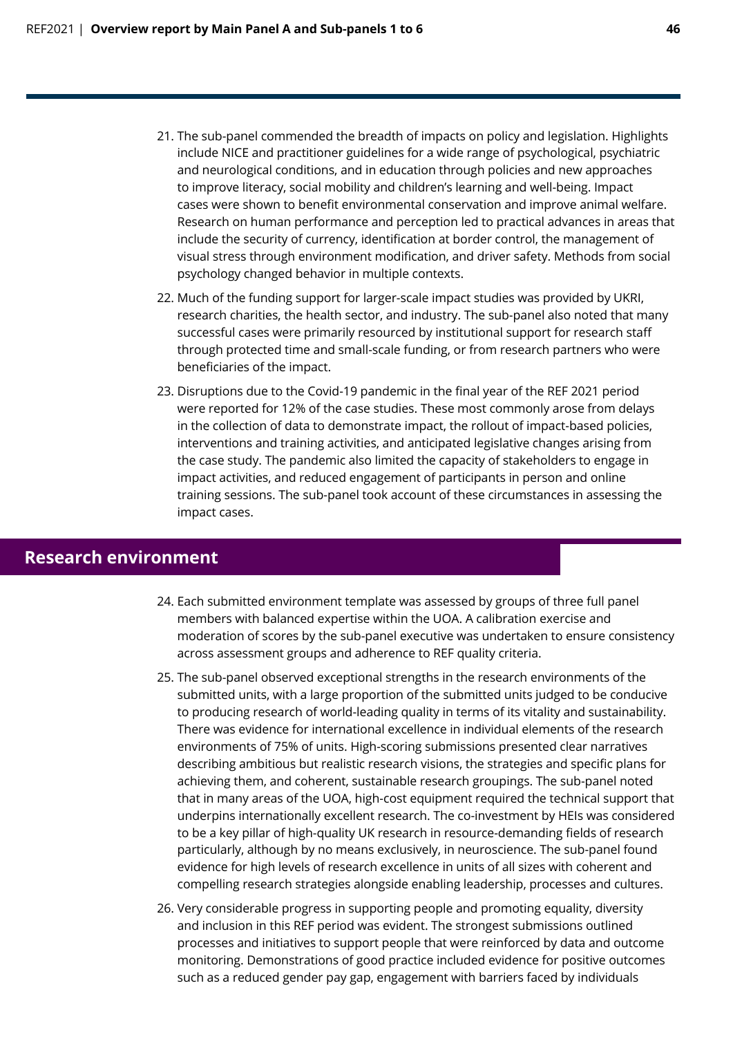21. The sub-panel commended the breadth of impacts on policy and legislation. Highlights include NICE and practitioner guidelines for a wide range of psychological, psychiatric and neurological conditions, and in education through policies and new approaches to improve literacy, social mobility and children's learning and well-being. Impact cases were shown to benefit environmental conservation and improve animal welfare. Research on human performance and perception led to practical advances in areas that include the security of currency, identification at border control, the management of visual stress through environment modification, and driver safety. Methods from social psychology changed behavior in multiple contexts.

22. Much of the funding support for larger-scale impact studies was provided by UKRI, research charities, the health sector, and industry. The sub-panel also noted that many successful cases were primarily resourced by institutional support for research staff through protected time and small-scale funding, or from research partners who were beneficiaries of the impact.

23. Disruptions due to the Covid-19 pandemic in the final year of the REF 2021 period were reported for 12% of the case studies. These most commonly arose from delays in the collection of data to demonstrate impact, the rollout of impact-based policies, interventions and training activities, and anticipated legislative changes arising from the case study. The pandemic also limited the capacity of stakeholders to engage in impact activities, and reduced engagement of participants in person and online training sessions. The sub-panel took account of these circumstances in assessing the impact cases.

## Research environment

24. Each submitted environment template was assessed by groups of three full panel members with balanced expertise within the UOA. A calibration exercise and moderation of scores by the sub-panel executive was undertaken to ensure consistency across assessment groups and adherence to REF quality criteria.

25. The sub-panel observed exceptional strengths in the research environments of the submitted units, with a large proportion of the submitted units judged to be conducive to producing research of world-leading quality in terms of its vitality and sustainability. There was evidence for international excellence in individual elements of the research environments of 75% of units. High-scoring submissions presented clear narratives describing ambitious but realistic research visions, the strategies and specific plans for achieving them, and coherent, sustainable research groupings. The sub-panel noted that in many areas of the UOA, high-cost equipment required the technical support that underpins internationally excellent research. The co-investment by HEIs was considered to be a key pillar of high-quality UK research in resource-demanding fields of research particularly, although by no means exclusively, in neuroscience. The sub-panel found evidence for high levels of research excellence in units of all sizes with coherent and compelling research strategies alongside enabling leadership, processes and cultures.

26. Very considerable progress in supporting people and promoting equality, diversity and inclusion in this REF period was evident. The strongest submissions outlined processes and initiatives to support people that were reinforced by data and outcome monitoring. Demonstrations of good practice included evidence for positive outcomes such as a reduced gender pay gap, engagement with barriers faced by individuals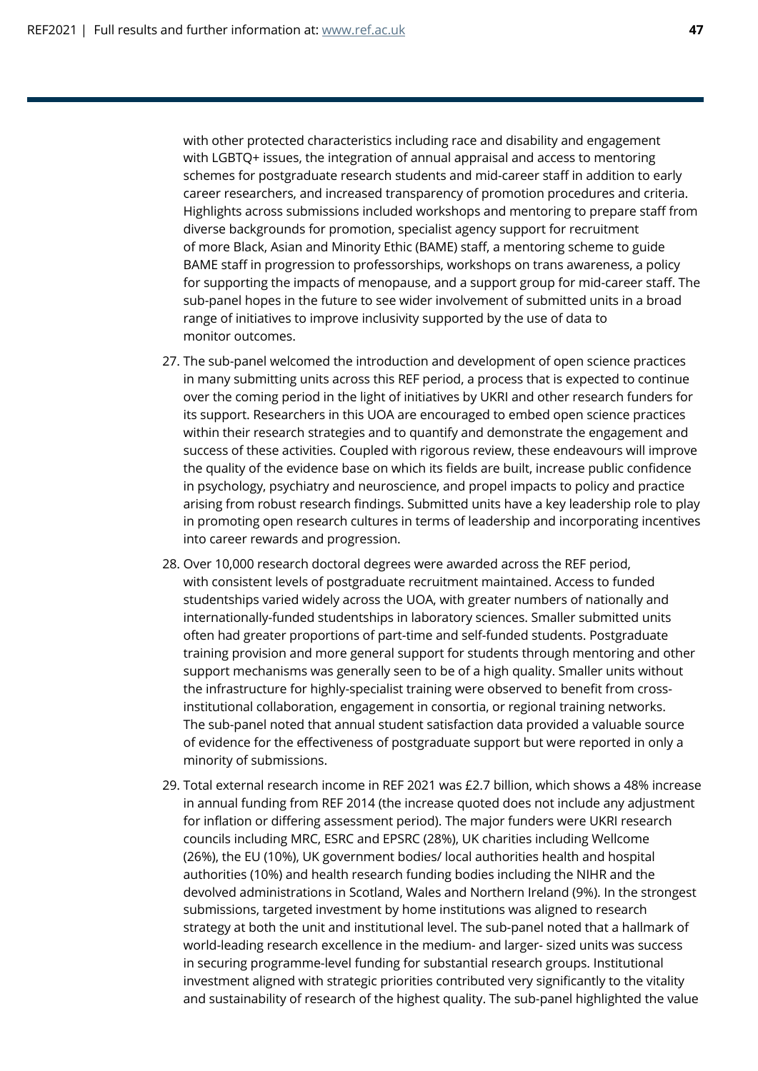with other protected characteristics including race and disability and engagement with LGBTQ+ issues, the integration of annual appraisal and access to mentoring schemes for postgraduate research students and mid-career staff in addition to early career researchers, and increased transparency of promotion procedures and criteria. Highlights across submissions included workshops and mentoring to prepare staff from diverse backgrounds for promotion, specialist agency support for recruitment of more Black, Asian and Minority Ethic (BAME) staff, a mentoring scheme to guide BAME staff in progression to professorships, workshops on trans awareness, a policy for supporting the impacts of menopause, and a support group for mid-career staff. The sub-panel hopes in the future to see wider involvement of submitted units in a broad range of initiatives to improve inclusivity supported by the use of data to monitor outcomes.

27. The sub-panel welcomed the introduction and development of open science practices in many submitting units across this REF period, a process that is expected to continue over the coming period in the light of initiatives by UKRI and other research funders for its support. Researchers in this UOA are encouraged to embed open science practices within their research strategies and to quantify and demonstrate the engagement and success of these activities. Coupled with rigorous review, these endeavours will improve the quality of the evidence base on which its fields are built, increase public confidence in psychology, psychiatry and neuroscience, and propel impacts to policy and practice arising from robust research findings. Submitted units have a key leadership role to play in promoting open research cultures in terms of leadership and incorporating incentives into career rewards and progression.

28. Over 10,000 research doctoral degrees were awarded across the REF period, with consistent levels of postgraduate recruitment maintained. Access to funded studentships varied widely across the UOA, with greater numbers of nationally and internationally-funded studentships in laboratory sciences. Smaller submitted units often had greater proportions of part-time and self-funded students. Postgraduate training provision and more general support for students through mentoring and other support mechanisms was generally seen to be of a high quality. Smaller units without the infrastructure for highly-specialist training were observed to benefit from cross-institutional collaboration, engagement in consortia, or regional training networks. The sub-panel noted that annual student satisfaction data provided a valuable source of evidence for the effectiveness of postgraduate support but were reported in only a minority of submissions.

29. Total external research income in REF 2021 was £2.7 billion, which shows a 48% increase in annual funding from REF 2014 (the increase quoted does not include any adjustment for inflation or differing assessment period). The major funders were UKRI research councils including MRC, ESRC and EPSRC (28%), UK charities including Wellcome (26%), the EU (10%), UK government bodies/ local authorities health and hospital authorities (10%) and health research funding bodies including the NIHR and the devolved administrations in Scotland, Wales and Northern Ireland (9%). In the strongest submissions, targeted investment by home institutions was aligned to research strategy at both the unit and institutional level. The sub-panel noted that a hallmark of world-leading research excellence in the medium- and larger- sized units was success in securing programme-level funding for substantial research groups. Institutional investment aligned with strategic priorities contributed very significantly to the vitality and sustainability of research of the highest quality. The sub-panel highlighted the value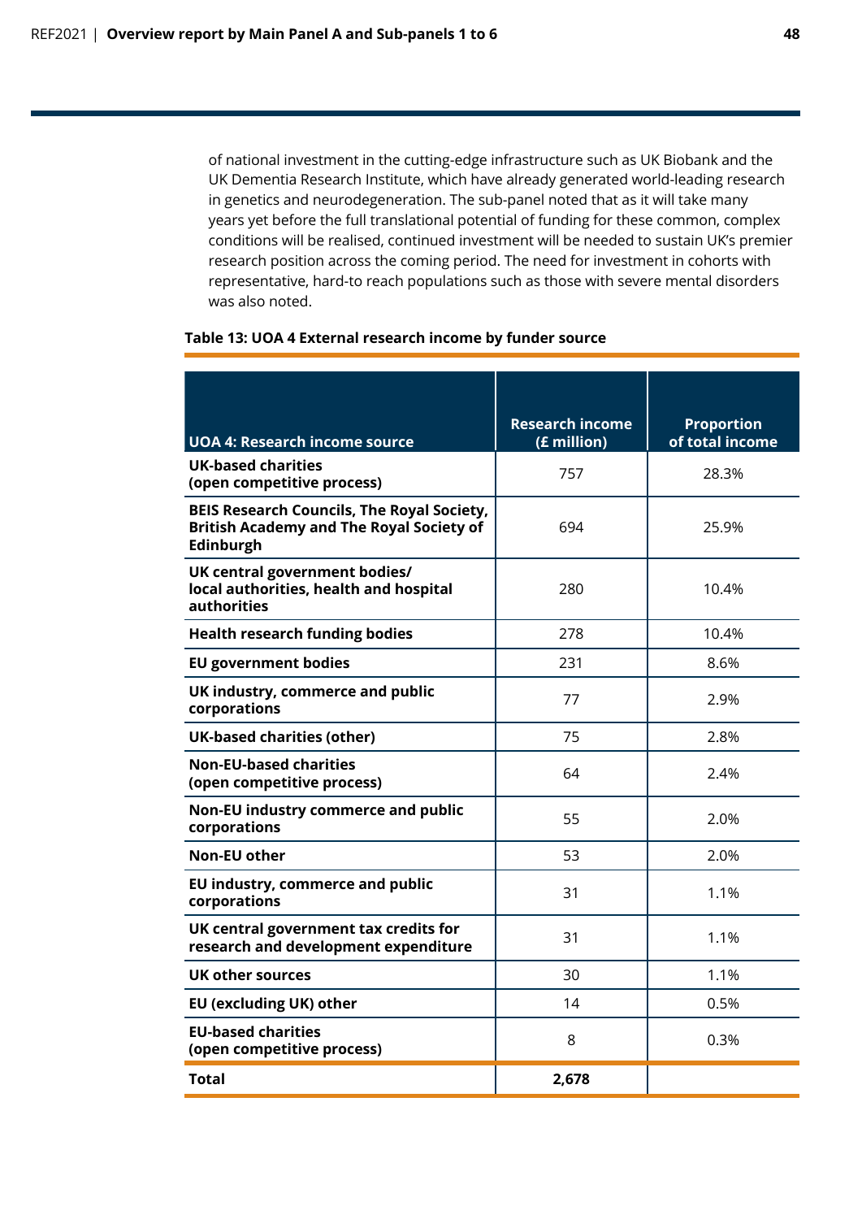of national investment in the cutting-edge infrastructure such as UK Biobank and the UK Dementia Research Institute, which have already generated world-leading research in genetics and neurodegeneration. The sub-panel noted that as it will take many years yet before the full translational potential of funding for these common, complex conditions will be realised, continued investment will be needed to sustain UK's premier research position across the coming period. The need for investment in cohorts with representative, hard-to reach populations such as those with severe mental disorders was also noted.

**Table 13: UOA 4 External research income by funder source**

| UOA 4: Research income source | Research income (£ million) | Proportion of total income |
|---|---|---|
| **UK-based charities (open competitive process)** | 757 | 28.3% |
| **BEIS Research Councils, The Royal Society, British Academy and The Royal Society of Edinburgh** | 694 | 25.9% |
| **UK central government bodies/ local authorities, health and hospital authorities** | 280 | 10.4% |
| **Health research funding bodies** | 278 | 10.4% |
| **EU government bodies** | 231 | 8.6% |
| **UK industry, commerce and public corporations** | 77 | 2.9% |
| **UK-based charities (other)** | 75 | 2.8% |
| **Non-EU-based charities (open competitive process)** | 64 | 2.4% |
| **Non-EU industry commerce and public corporations** | 55 | 2.0% |
| **Non-EU other** | 53 | 2.0% |
| **EU industry, commerce and public corporations** | 31 | 1.1% |
| **UK central government tax credits for research and development expenditure** | 31 | 1.1% |
| **UK other sources** | 30 | 1.1% |
| **EU (excluding UK) other** | 14 | 0.5% |
| **EU-based charities (open competitive process)** | 8 | 0.3% |
| **Total** | **2,678** | |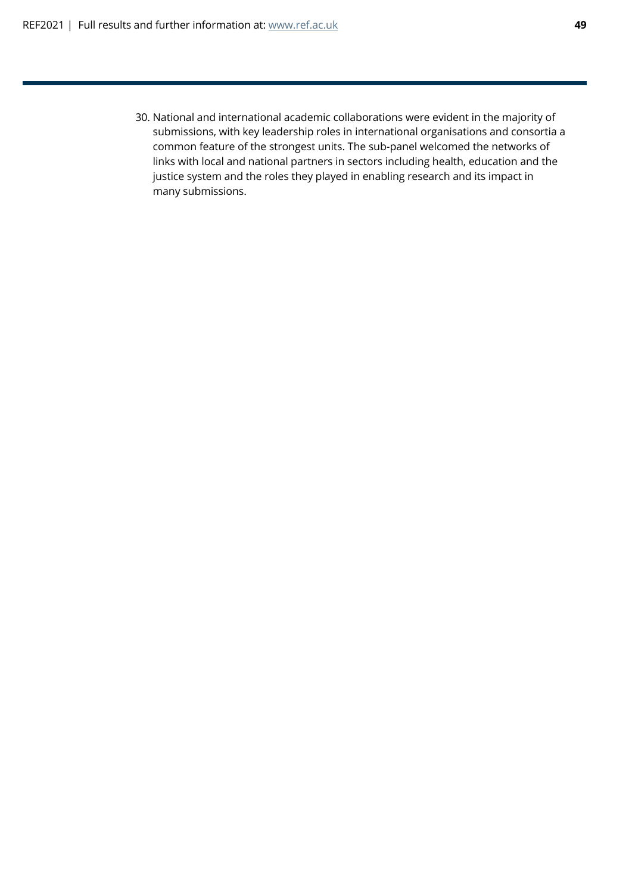30. National and international academic collaborations were evident in the majority of submissions, with key leadership roles in international organisations and consortia a common feature of the strongest units. The sub-panel welcomed the networks of links with local and national partners in sectors including health, education and the justice system and the roles they played in enabling research and its impact in many submissions.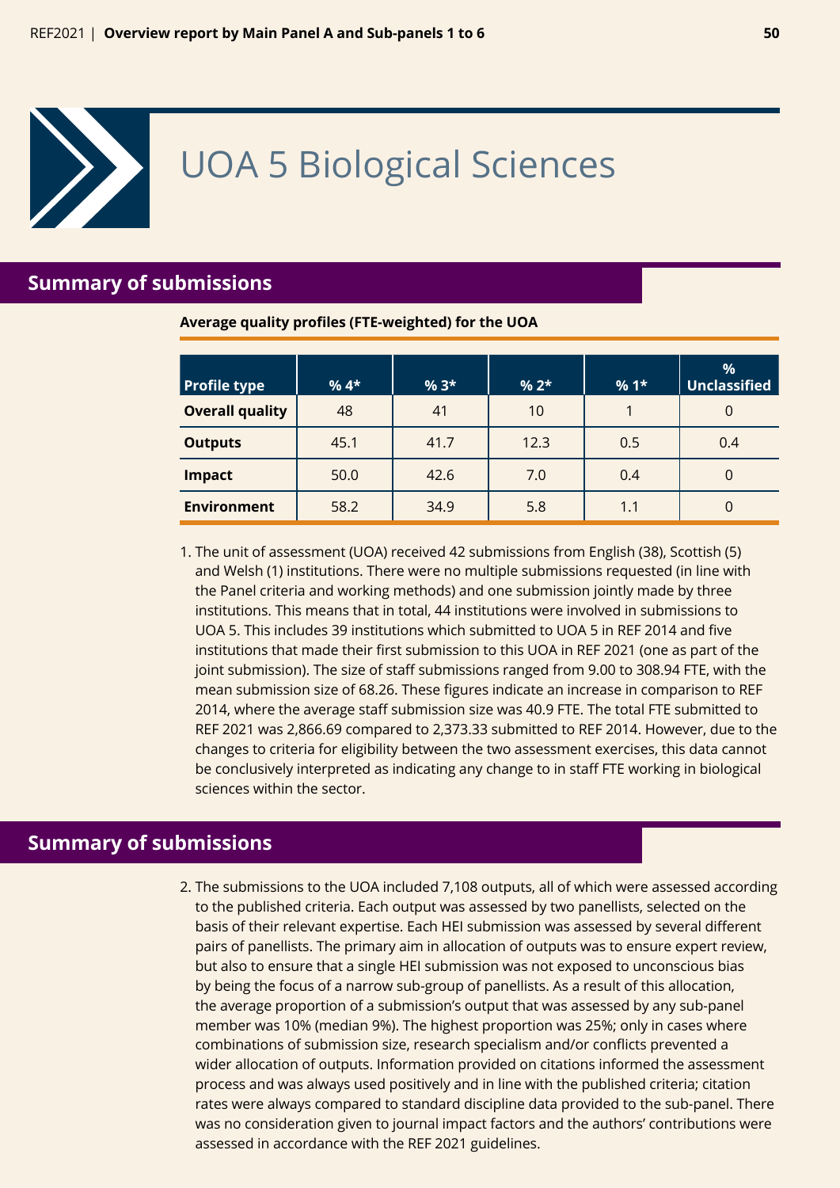# UOA 5 Biological Sciences

## Summary of submissions

**Average quality profiles (FTE-weighted) for the UOA**

| Profile type | % 4* | % 3* | % 2* | % 1* | % Unclassified |
|---|---|---|---|---|---|
| **Overall quality** | 48 | 41 | 10 | 1 | 0 |
| **Outputs** | 45.1 | 41.7 | 12.3 | 0.5 | 0.4 |
| **Impact** | 50.0 | 42.6 | 7.0 | 0.4 | 0 |
| **Environment** | 58.2 | 34.9 | 5.8 | 1.1 | 0 |

1. The unit of assessment (UOA) received 42 submissions from English (38), Scottish (5) and Welsh (1) institutions. There were no multiple submissions requested (in line with the Panel criteria and working methods) and one submission jointly made by three institutions. This means that in total, 44 institutions were involved in submissions to UOA 5. This includes 39 institutions which submitted to UOA 5 in REF 2014 and five institutions that made their first submission to this UOA in REF 2021 (one as part of the joint submission). The size of staff submissions ranged from 9.00 to 308.94 FTE, with the mean submission size of 68.26. These figures indicate an increase in comparison to REF 2014, where the average staff submission size was 40.9 FTE. The total FTE submitted to REF 2021 was 2,866.69 compared to 2,373.33 submitted to REF 2014. However, due to the changes to criteria for eligibility between the two assessment exercises, this data cannot be conclusively interpreted as indicating any change to in staff FTE working in biological sciences within the sector.

## Summary of submissions

2. The submissions to the UOA included 7,108 outputs, all of which were assessed according to the published criteria. Each output was assessed by two panellists, selected on the basis of their relevant expertise. Each HEI submission was assessed by several different pairs of panellists. The primary aim in allocation of outputs was to ensure expert review, but also to ensure that a single HEI submission was not exposed to unconscious bias by being the focus of a narrow sub-group of panellists. As a result of this allocation, the average proportion of a submission's output that was assessed by any sub-panel member was 10% (median 9%). The highest proportion was 25%; only in cases where combinations of submission size, research specialism and/or conflicts prevented a wider allocation of outputs. Information provided on citations informed the assessment process and was always used positively and in line with the published criteria; citation rates were always compared to standard discipline data provided to the sub-panel. There was no consideration given to journal impact factors and the authors' contributions were assessed in accordance with the REF 2021 guidelines.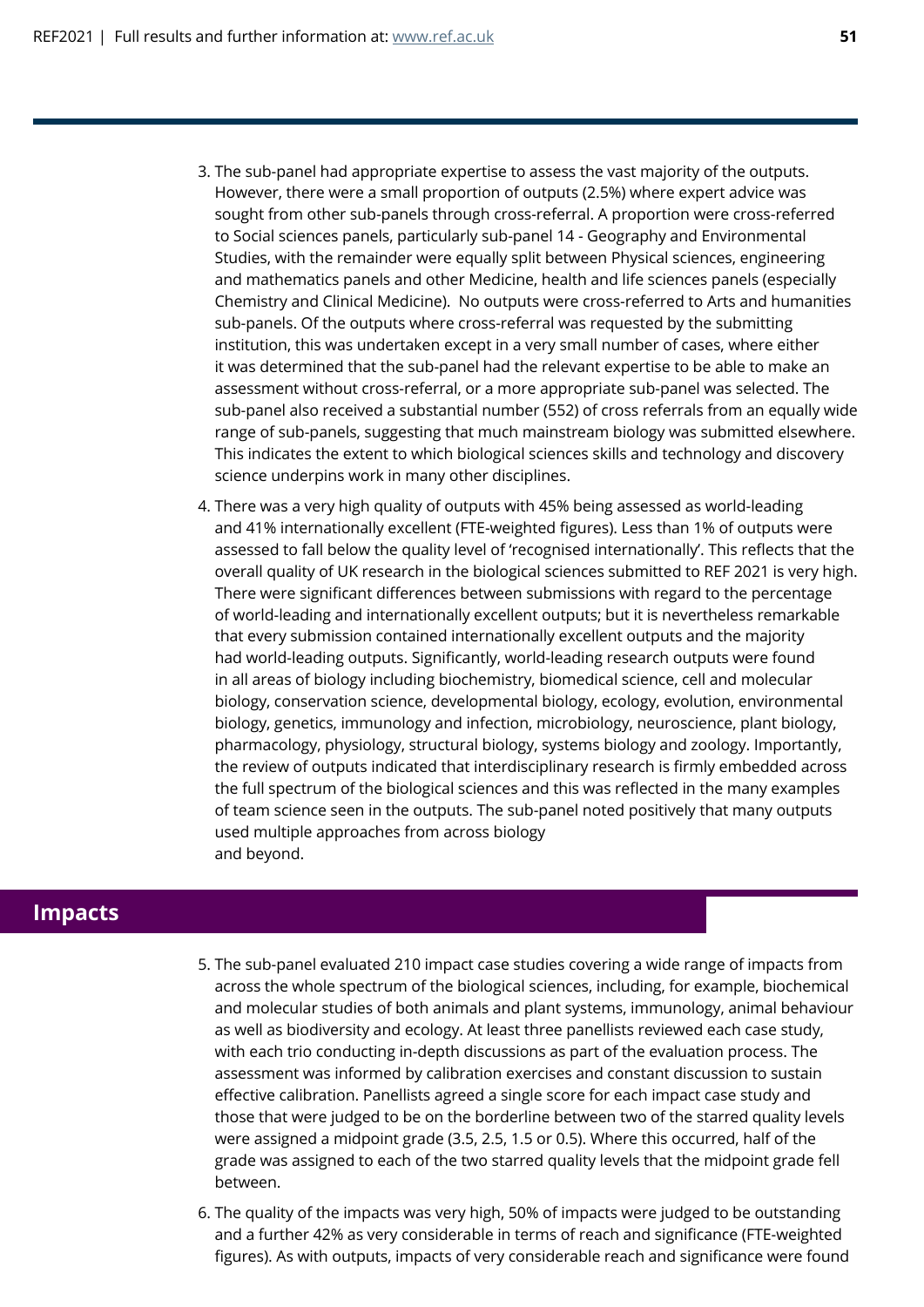3. The sub-panel had appropriate expertise to assess the vast majority of the outputs. However, there were a small proportion of outputs (2.5%) where expert advice was sought from other sub-panels through cross-referral. A proportion were cross-referred to Social sciences panels, particularly sub-panel 14 - Geography and Environmental Studies, with the remainder were equally split between Physical sciences, engineering and mathematics panels and other Medicine, health and life sciences panels (especially Chemistry and Clinical Medicine). No outputs were cross-referred to Arts and humanities sub-panels. Of the outputs where cross-referral was requested by the submitting institution, this was undertaken except in a very small number of cases, where either it was determined that the sub-panel had the relevant expertise to be able to make an assessment without cross-referral, or a more appropriate sub-panel was selected. The sub-panel also received a substantial number (552) of cross referrals from an equally wide range of sub-panels, suggesting that much mainstream biology was submitted elsewhere. This indicates the extent to which biological sciences skills and technology and discovery science underpins work in many other disciplines.

4. There was a very high quality of outputs with 45% being assessed as world-leading and 41% internationally excellent (FTE-weighted figures). Less than 1% of outputs were assessed to fall below the quality level of 'recognised internationally'. This reflects that the overall quality of UK research in the biological sciences submitted to REF 2021 is very high. There were significant differences between submissions with regard to the percentage of world-leading and internationally excellent outputs; but it is nevertheless remarkable that every submission contained internationally excellent outputs and the majority had world-leading outputs. Significantly, world-leading research outputs were found in all areas of biology including biochemistry, biomedical science, cell and molecular biology, conservation science, developmental biology, ecology, evolution, environmental biology, genetics, immunology and infection, microbiology, neuroscience, plant biology, pharmacology, physiology, structural biology, systems biology and zoology. Importantly, the review of outputs indicated that interdisciplinary research is firmly embedded across the full spectrum of the biological sciences and this was reflected in the many examples of team science seen in the outputs. The sub-panel noted positively that many outputs used multiple approaches from across biology and beyond.

## Impacts

5. The sub-panel evaluated 210 impact case studies covering a wide range of impacts from across the whole spectrum of the biological sciences, including, for example, biochemical and molecular studies of both animals and plant systems, immunology, animal behaviour as well as biodiversity and ecology. At least three panellists reviewed each case study, with each trio conducting in-depth discussions as part of the evaluation process. The assessment was informed by calibration exercises and constant discussion to sustain effective calibration. Panellists agreed a single score for each impact case study and those that were judged to be on the borderline between two of the starred quality levels were assigned a midpoint grade (3.5, 2.5, 1.5 or 0.5). Where this occurred, half of the grade was assigned to each of the two starred quality levels that the midpoint grade fell between.

6. The quality of the impacts was very high, 50% of impacts were judged to be outstanding and a further 42% as very considerable in terms of reach and significance (FTE-weighted figures). As with outputs, impacts of very considerable reach and significance were found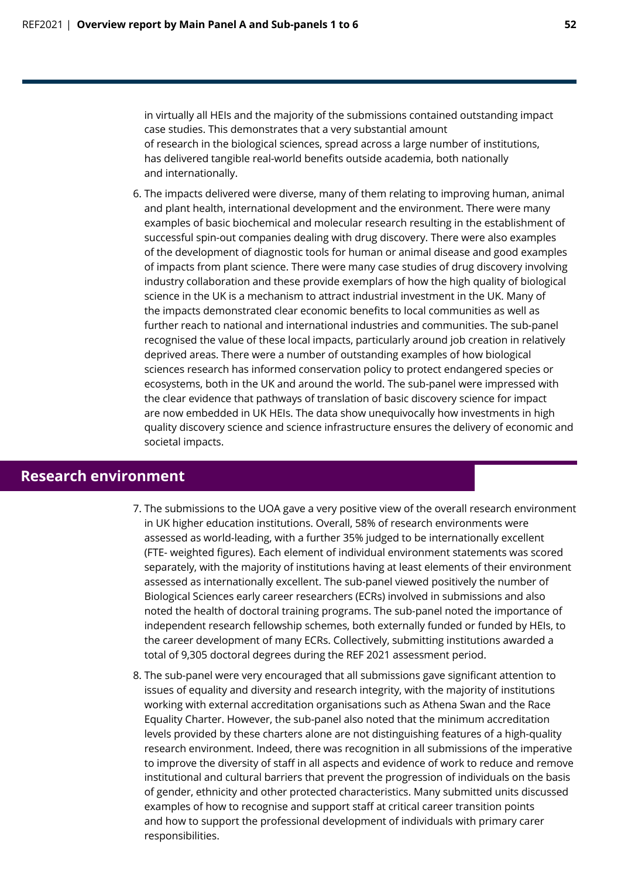in virtually all HEIs and the majority of the submissions contained outstanding impact case studies. This demonstrates that a very substantial amount of research in the biological sciences, spread across a large number of institutions, has delivered tangible real-world benefits outside academia, both nationally and internationally.

6. The impacts delivered were diverse, many of them relating to improving human, animal and plant health, international development and the environment. There were many examples of basic biochemical and molecular research resulting in the establishment of successful spin-out companies dealing with drug discovery. There were also examples of the development of diagnostic tools for human or animal disease and good examples of impacts from plant science. There were many case studies of drug discovery involving industry collaboration and these provide exemplars of how the high quality of biological science in the UK is a mechanism to attract industrial investment in the UK. Many of the impacts demonstrated clear economic benefits to local communities as well as further reach to national and international industries and communities. The sub-panel recognised the value of these local impacts, particularly around job creation in relatively deprived areas. There were a number of outstanding examples of how biological sciences research has informed conservation policy to protect endangered species or ecosystems, both in the UK and around the world. The sub-panel were impressed with the clear evidence that pathways of translation of basic discovery science for impact are now embedded in UK HEIs. The data show unequivocally how investments in high quality discovery science and science infrastructure ensures the delivery of economic and societal impacts.

## Research environment

7. The submissions to the UOA gave a very positive view of the overall research environment in UK higher education institutions. Overall, 58% of research environments were assessed as world-leading, with a further 35% judged to be internationally excellent (FTE- weighted figures). Each element of individual environment statements was scored separately, with the majority of institutions having at least elements of their environment assessed as internationally excellent. The sub-panel viewed positively the number of Biological Sciences early career researchers (ECRs) involved in submissions and also noted the health of doctoral training programs. The sub-panel noted the importance of independent research fellowship schemes, both externally funded or funded by HEIs, to the career development of many ECRs. Collectively, submitting institutions awarded a total of 9,305 doctoral degrees during the REF 2021 assessment period.

8. The sub-panel were very encouraged that all submissions gave significant attention to issues of equality and diversity and research integrity, with the majority of institutions working with external accreditation organisations such as Athena Swan and the Race Equality Charter. However, the sub-panel also noted that the minimum accreditation levels provided by these charters alone are not distinguishing features of a high-quality research environment. Indeed, there was recognition in all submissions of the imperative to improve the diversity of staff in all aspects and evidence of work to reduce and remove institutional and cultural barriers that prevent the progression of individuals on the basis of gender, ethnicity and other protected characteristics. Many submitted units discussed examples of how to recognise and support staff at critical career transition points and how to support the professional development of individuals with primary carer responsibilities.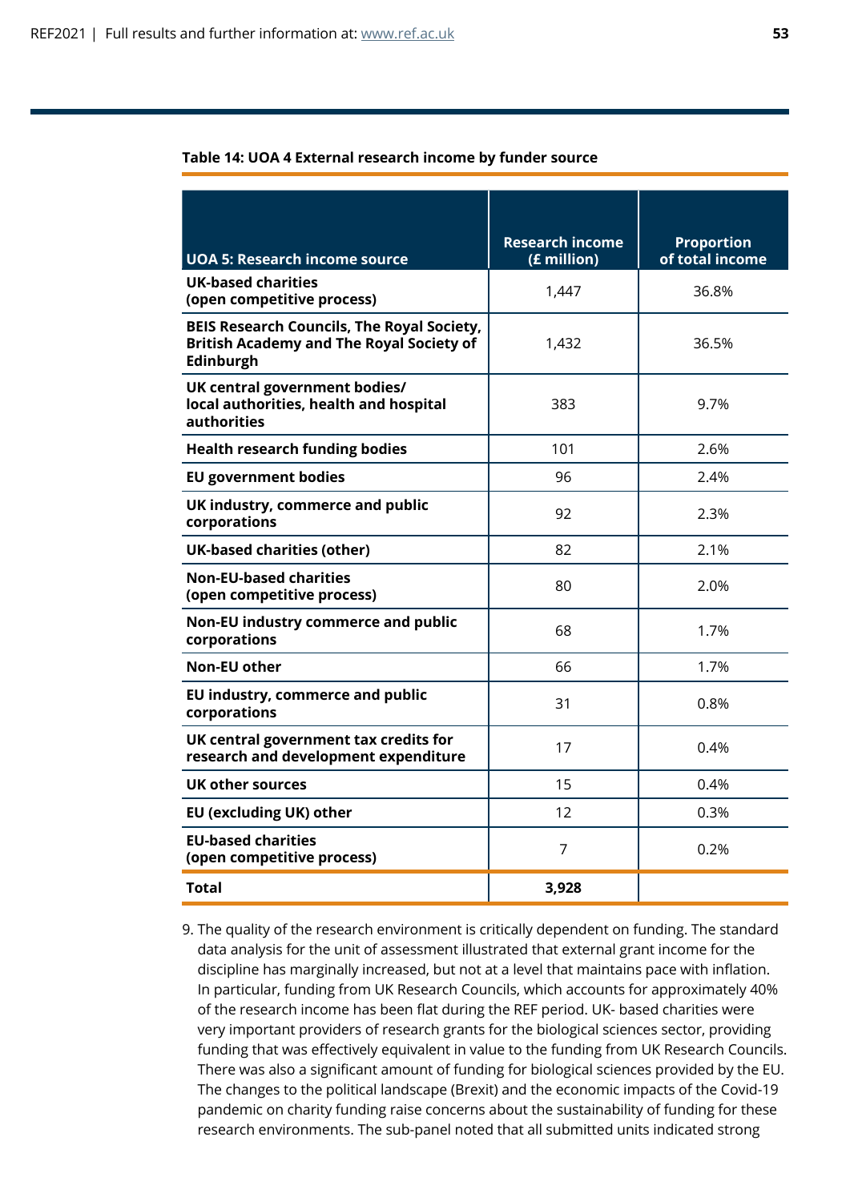**Table 14: UOA 4 External research income by funder source**

| UOA 5: Research income source | Research income (£ million) | Proportion of total income |
|---|---|---|
| **UK-based charities (open competitive process)** | 1,447 | 36.8% |
| **BEIS Research Councils, The Royal Society, British Academy and The Royal Society of Edinburgh** | 1,432 | 36.5% |
| **UK central government bodies/ local authorities, health and hospital authorities** | 383 | 9.7% |
| **Health research funding bodies** | 101 | 2.6% |
| **EU government bodies** | 96 | 2.4% |
| **UK industry, commerce and public corporations** | 92 | 2.3% |
| **UK-based charities (other)** | 82 | 2.1% |
| **Non-EU-based charities (open competitive process)** | 80 | 2.0% |
| **Non-EU industry commerce and public corporations** | 68 | 1.7% |
| **Non-EU other** | 66 | 1.7% |
| **EU industry, commerce and public corporations** | 31 | 0.8% |
| **UK central government tax credits for research and development expenditure** | 17 | 0.4% |
| **UK other sources** | 15 | 0.4% |
| **EU (excluding UK) other** | 12 | 0.3% |
| **EU-based charities (open competitive process)** | 7 | 0.2% |
| **Total** | **3,928** | |

9. The quality of the research environment is critically dependent on funding. The standard data analysis for the unit of assessment illustrated that external grant income for the discipline has marginally increased, but not at a level that maintains pace with inflation. In particular, funding from UK Research Councils, which accounts for approximately 40% of the research income has been flat during the REF period. UK- based charities were very important providers of research grants for the biological sciences sector, providing funding that was effectively equivalent in value to the funding from UK Research Councils. There was also a significant amount of funding for biological sciences provided by the EU. The changes to the political landscape (Brexit) and the economic impacts of the Covid-19 pandemic on charity funding raise concerns about the sustainability of funding for these research environments. The sub-panel noted that all submitted units indicated strong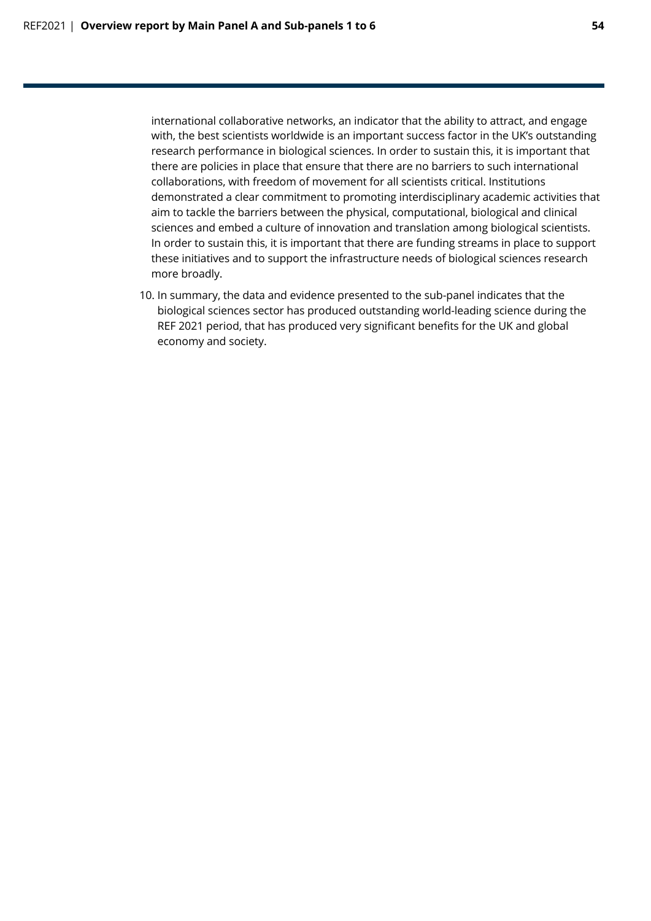international collaborative networks, an indicator that the ability to attract, and engage with, the best scientists worldwide is an important success factor in the UK's outstanding research performance in biological sciences. In order to sustain this, it is important that there are policies in place that ensure that there are no barriers to such international collaborations, with freedom of movement for all scientists critical. Institutions demonstrated a clear commitment to promoting interdisciplinary academic activities that aim to tackle the barriers between the physical, computational, biological and clinical sciences and embed a culture of innovation and translation among biological scientists. In order to sustain this, it is important that there are funding streams in place to support these initiatives and to support the infrastructure needs of biological sciences research more broadly.

10. In summary, the data and evidence presented to the sub-panel indicates that the biological sciences sector has produced outstanding world-leading science during the REF 2021 period, that has produced very significant benefits for the UK and global economy and society.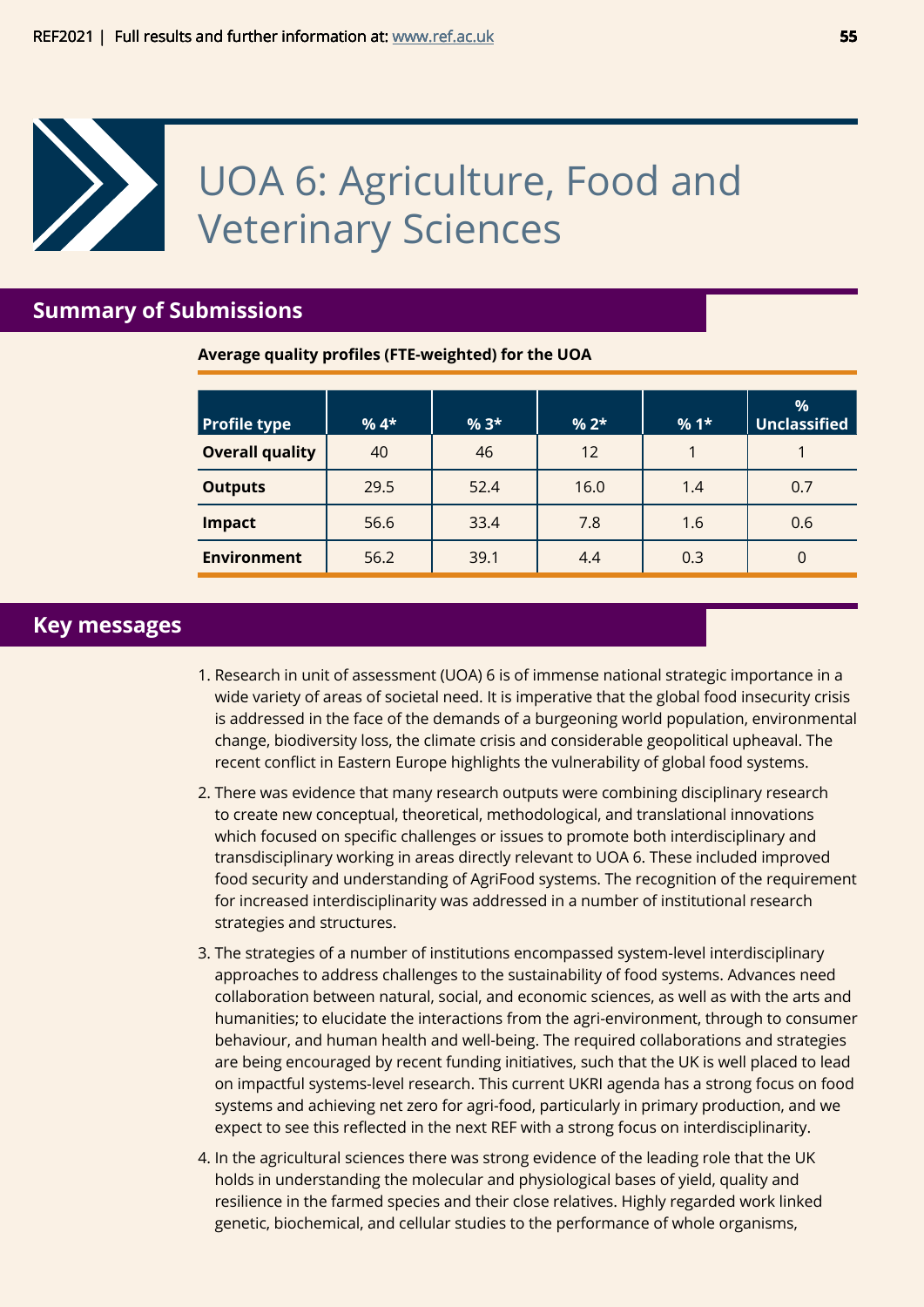# UOA 6: Agriculture, Food and Veterinary Sciences

## Summary of Submissions

**Average quality profiles (FTE-weighted) for the UOA**

| Profile type | % 4* | % 3* | % 2* | % 1* | % Unclassified |
|---|---|---|---|---|---|
| **Overall quality** | 40 | 46 | 12 | 1 | 1 |
| **Outputs** | 29.5 | 52.4 | 16.0 | 1.4 | 0.7 |
| **Impact** | 56.6 | 33.4 | 7.8 | 1.6 | 0.6 |
| **Environment** | 56.2 | 39.1 | 4.4 | 0.3 | 0 |

## Key messages

1. Research in unit of assessment (UOA) 6 is of immense national strategic importance in a wide variety of areas of societal need. It is imperative that the global food insecurity crisis is addressed in the face of the demands of a burgeoning world population, environmental change, biodiversity loss, the climate crisis and considerable geopolitical upheaval. The recent conflict in Eastern Europe highlights the vulnerability of global food systems.

2. There was evidence that many research outputs were combining disciplinary research to create new conceptual, theoretical, methodological, and translational innovations which focused on specific challenges or issues to promote both interdisciplinary and transdisciplinary working in areas directly relevant to UOA 6. These included improved food security and understanding of AgriFood systems. The recognition of the requirement for increased interdisciplinarity was addressed in a number of institutional research strategies and structures.

3. The strategies of a number of institutions encompassed system-level interdisciplinary approaches to address challenges to the sustainability of food systems. Advances need collaboration between natural, social, and economic sciences, as well as with the arts and humanities; to elucidate the interactions from the agri-environment, through to consumer behaviour, and human health and well-being. The required collaborations and strategies are being encouraged by recent funding initiatives, such that the UK is well placed to lead on impactful systems-level research. This current UKRI agenda has a strong focus on food systems and achieving net zero for agri-food, particularly in primary production, and we expect to see this reflected in the next REF with a strong focus on interdisciplinarity.

4. In the agricultural sciences there was strong evidence of the leading role that the UK holds in understanding the molecular and physiological bases of yield, quality and resilience in the farmed species and their close relatives. Highly regarded work linked genetic, biochemical, and cellular studies to the performance of whole organisms,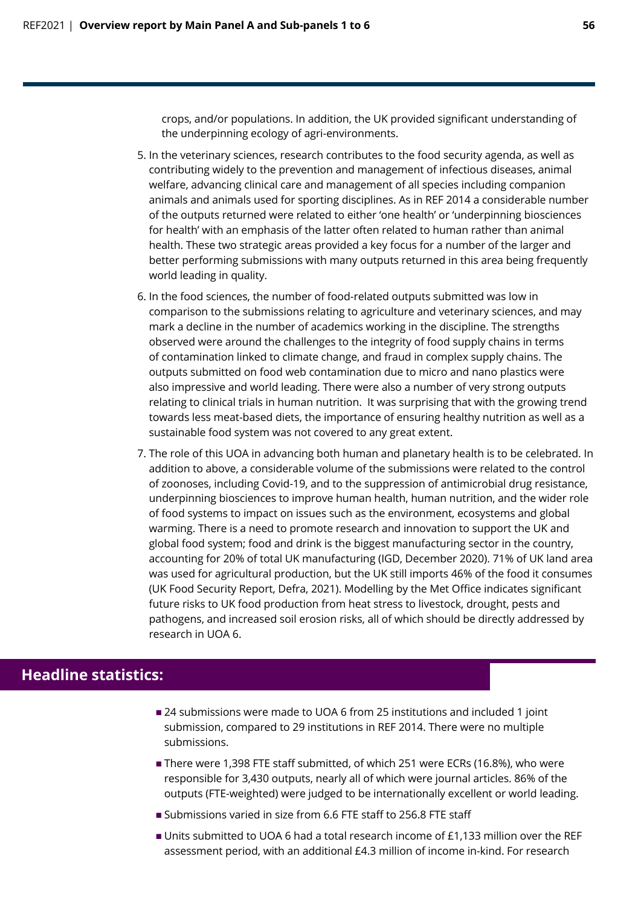crops, and/or populations. In addition, the UK provided significant understanding of the underpinning ecology of agri-environments.

5. In the veterinary sciences, research contributes to the food security agenda, as well as contributing widely to the prevention and management of infectious diseases, animal welfare, advancing clinical care and management of all species including companion animals and animals used for sporting disciplines. As in REF 2014 a considerable number of the outputs returned were related to either 'one health' or 'underpinning biosciences for health' with an emphasis of the latter often related to human rather than animal health. These two strategic areas provided a key focus for a number of the larger and better performing submissions with many outputs returned in this area being frequently world leading in quality.

6. In the food sciences, the number of food-related outputs submitted was low in comparison to the submissions relating to agriculture and veterinary sciences, and may mark a decline in the number of academics working in the discipline. The strengths observed were around the challenges to the integrity of food supply chains in terms of contamination linked to climate change, and fraud in complex supply chains. The outputs submitted on food web contamination due to micro and nano plastics were also impressive and world leading. There were also a number of very strong outputs relating to clinical trials in human nutrition. It was surprising that with the growing trend towards less meat-based diets, the importance of ensuring healthy nutrition as well as a sustainable food system was not covered to any great extent.

7. The role of this UOA in advancing both human and planetary health is to be celebrated. In addition to above, a considerable volume of the submissions were related to the control of zoonoses, including Covid-19, and to the suppression of antimicrobial drug resistance, underpinning biosciences to improve human health, human nutrition, and the wider role of food systems to impact on issues such as the environment, ecosystems and global warming. There is a need to promote research and innovation to support the UK and global food system; food and drink is the biggest manufacturing sector in the country, accounting for 20% of total UK manufacturing (IGD, December 2020). 71% of UK land area was used for agricultural production, but the UK still imports 46% of the food it consumes (UK Food Security Report, Defra, 2021). Modelling by the Met Office indicates significant future risks to UK food production from heat stress to livestock, drought, pests and pathogens, and increased soil erosion risks, all of which should be directly addressed by research in UOA 6.

## Headline statistics:

- 24 submissions were made to UOA 6 from 25 institutions and included 1 joint submission, compared to 29 institutions in REF 2014. There were no multiple submissions.
- There were 1,398 FTE staff submitted, of which 251 were ECRs (16.8%), who were responsible for 3,430 outputs, nearly all of which were journal articles. 86% of the outputs (FTE-weighted) were judged to be internationally excellent or world leading.
- Submissions varied in size from 6.6 FTE staff to 256.8 FTE staff
- Units submitted to UOA 6 had a total research income of £1,133 million over the REF assessment period, with an additional £4.3 million of income in-kind. For research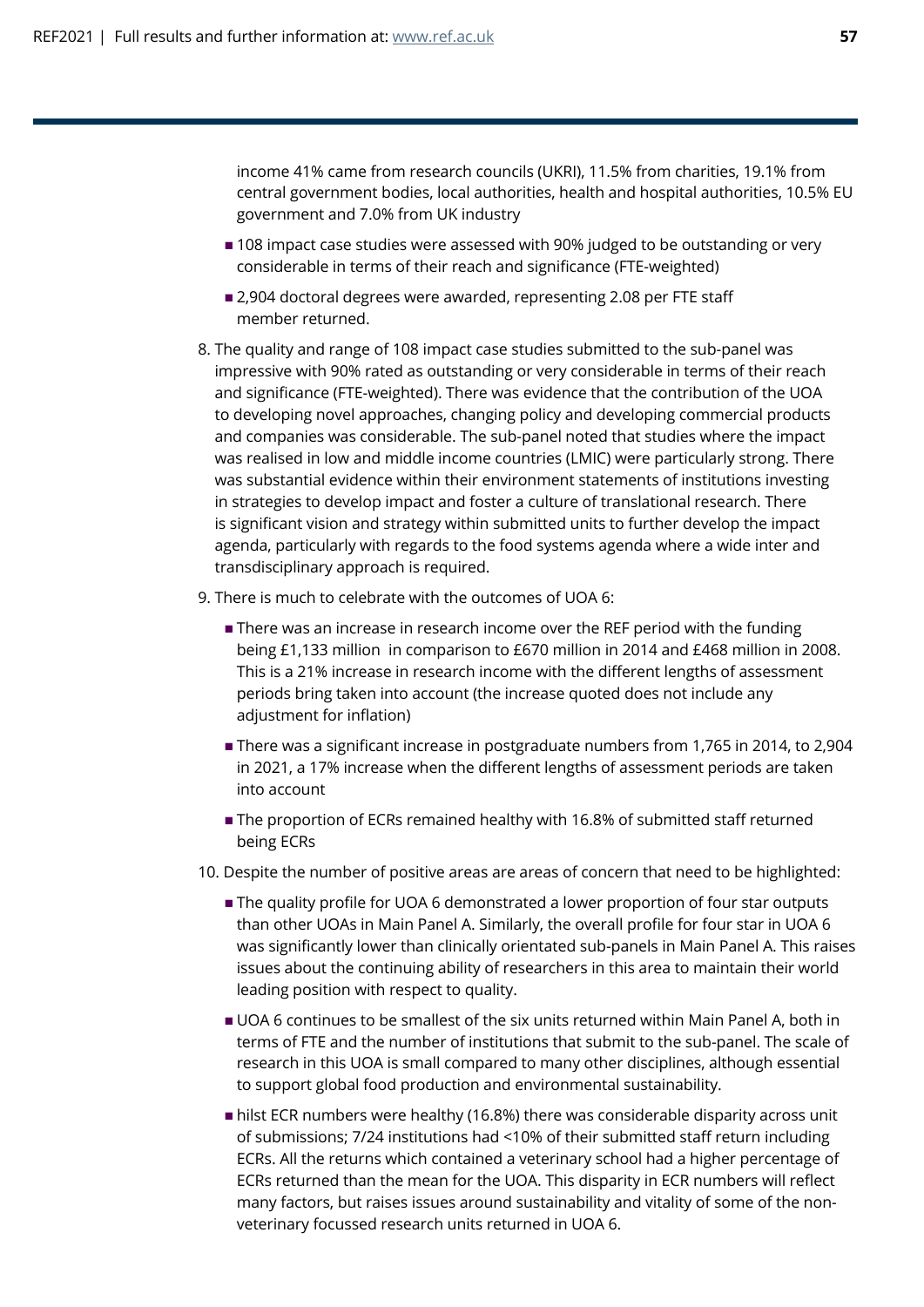income 41% came from research councils (UKRI), 11.5% from charities, 19.1% from central government bodies, local authorities, health and hospital authorities, 10.5% EU government and 7.0% from UK industry

- 108 impact case studies were assessed with 90% judged to be outstanding or very considerable in terms of their reach and significance (FTE-weighted)
- 2,904 doctoral degrees were awarded, representing 2.08 per FTE staff member returned.

8. The quality and range of 108 impact case studies submitted to the sub-panel was impressive with 90% rated as outstanding or very considerable in terms of their reach and significance (FTE-weighted). There was evidence that the contribution of the UOA to developing novel approaches, changing policy and developing commercial products and companies was considerable. The sub-panel noted that studies where the impact was realised in low and middle income countries (LMIC) were particularly strong. There was substantial evidence within their environment statements of institutions investing in strategies to develop impact and foster a culture of translational research. There is significant vision and strategy within submitted units to further develop the impact agenda, particularly with regards to the food systems agenda where a wide inter and transdisciplinary approach is required.

9. There is much to celebrate with the outcomes of UOA 6:

   - There was an increase in research income over the REF period with the funding being £1,133 million in comparison to £670 million in 2014 and £468 million in 2008. This is a 21% increase in research income with the different lengths of assessment periods bring taken into account (the increase quoted does not include any adjustment for inflation)
   - There was a significant increase in postgraduate numbers from 1,765 in 2014, to 2,904 in 2021, a 17% increase when the different lengths of assessment periods are taken into account
   - The proportion of ECRs remained healthy with 16.8% of submitted staff returned being ECRs

10. Despite the number of positive areas are areas of concern that need to be highlighted:

    - The quality profile for UOA 6 demonstrated a lower proportion of four star outputs than other UOAs in Main Panel A. Similarly, the overall profile for four star in UOA 6 was significantly lower than clinically orientated sub-panels in Main Panel A. This raises issues about the continuing ability of researchers in this area to maintain their world leading position with respect to quality.
    - UOA 6 continues to be smallest of the six units returned within Main Panel A, both in terms of FTE and the number of institutions that submit to the sub-panel. The scale of research in this UOA is small compared to many other disciplines, although essential to support global food production and environmental sustainability.
    - hilst ECR numbers were healthy (16.8%) there was considerable disparity across unit of submissions; 7/24 institutions had <10% of their submitted staff return including ECRs. All the returns which contained a veterinary school had a higher percentage of ECRs returned than the mean for the UOA. This disparity in ECR numbers will reflect many factors, but raises issues around sustainability and vitality of some of the non-veterinary focussed research units returned in UOA 6.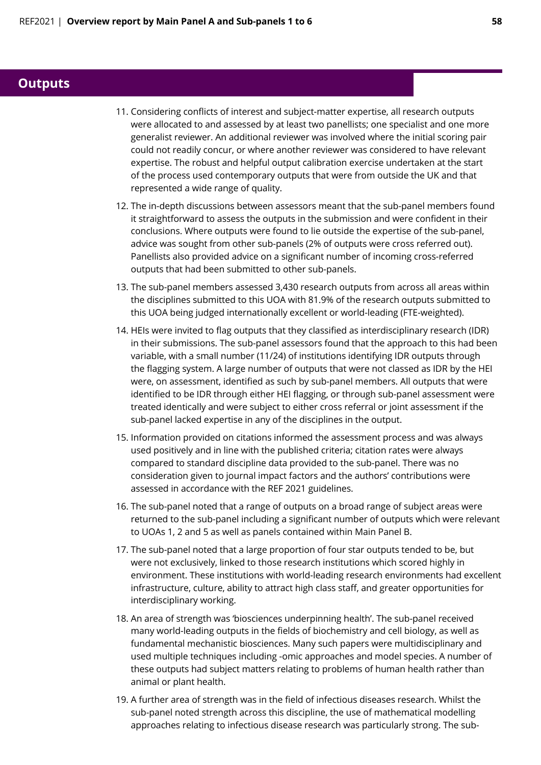## Outputs

11. Considering conflicts of interest and subject-matter expertise, all research outputs were allocated to and assessed by at least two panellists; one specialist and one more generalist reviewer. An additional reviewer was involved where the initial scoring pair could not readily concur, or where another reviewer was considered to have relevant expertise. The robust and helpful output calibration exercise undertaken at the start of the process used contemporary outputs that were from outside the UK and that represented a wide range of quality.
12. The in-depth discussions between assessors meant that the sub-panel members found it straightforward to assess the outputs in the submission and were confident in their conclusions. Where outputs were found to lie outside the expertise of the sub-panel, advice was sought from other sub-panels (2% of outputs were cross referred out). Panellists also provided advice on a significant number of incoming cross-referred outputs that had been submitted to other sub-panels.
13. The sub-panel members assessed 3,430 research outputs from across all areas within the disciplines submitted to this UOA with 81.9% of the research outputs submitted to this UOA being judged internationally excellent or world-leading (FTE-weighted).
14. HEIs were invited to flag outputs that they classified as interdisciplinary research (IDR) in their submissions. The sub-panel assessors found that the approach to this had been variable, with a small number (11/24) of institutions identifying IDR outputs through the flagging system. A large number of outputs that were not classed as IDR by the HEI were, on assessment, identified as such by sub-panel members. All outputs that were identified to be IDR through either HEI flagging, or through sub-panel assessment were treated identically and were subject to either cross referral or joint assessment if the sub-panel lacked expertise in any of the disciplines in the output.
15. Information provided on citations informed the assessment process and was always used positively and in line with the published criteria; citation rates were always compared to standard discipline data provided to the sub-panel. There was no consideration given to journal impact factors and the authors' contributions were assessed in accordance with the REF 2021 guidelines.
16. The sub-panel noted that a range of outputs on a broad range of subject areas were returned to the sub-panel including a significant number of outputs which were relevant to UOAs 1, 2 and 5 as well as panels contained within Main Panel B.
17. The sub-panel noted that a large proportion of four star outputs tended to be, but were not exclusively, linked to those research institutions which scored highly in environment. These institutions with world-leading research environments had excellent infrastructure, culture, ability to attract high class staff, and greater opportunities for interdisciplinary working.
18. An area of strength was 'biosciences underpinning health'. The sub-panel received many world-leading outputs in the fields of biochemistry and cell biology, as well as fundamental mechanistic biosciences. Many such papers were multidisciplinary and used multiple techniques including -omic approaches and model species. A number of these outputs had subject matters relating to problems of human health rather than animal or plant health.
19. A further area of strength was in the field of infectious diseases research. Whilst the sub-panel noted strength across this discipline, the use of mathematical modelling approaches relating to infectious disease research was particularly strong. The sub-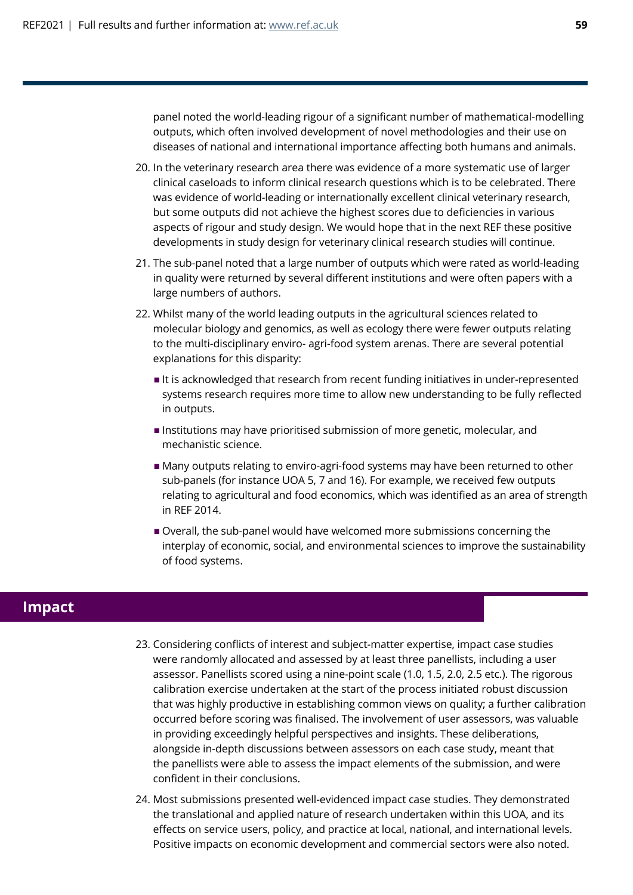panel noted the world-leading rigour of a significant number of mathematical-modelling outputs, which often involved development of novel methodologies and their use on diseases of national and international importance affecting both humans and animals.

20. In the veterinary research area there was evidence of a more systematic use of larger clinical caseloads to inform clinical research questions which is to be celebrated. There was evidence of world-leading or internationally excellent clinical veterinary research, but some outputs did not achieve the highest scores due to deficiencies in various aspects of rigour and study design. We would hope that in the next REF these positive developments in study design for veterinary clinical research studies will continue.

21. The sub-panel noted that a large number of outputs which were rated as world-leading in quality were returned by several different institutions and were often papers with a large numbers of authors.

22. Whilst many of the world leading outputs in the agricultural sciences related to molecular biology and genomics, as well as ecology there were fewer outputs relating to the multi-disciplinary enviro- agri-food system arenas. There are several potential explanations for this disparity:

    - It is acknowledged that research from recent funding initiatives in under-represented systems research requires more time to allow new understanding to be fully reflected in outputs.
    - Institutions may have prioritised submission of more genetic, molecular, and mechanistic science.
    - Many outputs relating to enviro-agri-food systems may have been returned to other sub-panels (for instance UOA 5, 7 and 16). For example, we received few outputs relating to agricultural and food economics, which was identified as an area of strength in REF 2014.
    - Overall, the sub-panel would have welcomed more submissions concerning the interplay of economic, social, and environmental sciences to improve the sustainability of food systems.

## Impact

23. Considering conflicts of interest and subject-matter expertise, impact case studies were randomly allocated and assessed by at least three panellists, including a user assessor. Panellists scored using a nine-point scale (1.0, 1.5, 2.0, 2.5 etc.). The rigorous calibration exercise undertaken at the start of the process initiated robust discussion that was highly productive in establishing common views on quality; a further calibration occurred before scoring was finalised. The involvement of user assessors, was valuable in providing exceedingly helpful perspectives and insights. These deliberations, alongside in-depth discussions between assessors on each case study, meant that the panellists were able to assess the impact elements of the submission, and were confident in their conclusions.

24. Most submissions presented well-evidenced impact case studies. They demonstrated the translational and applied nature of research undertaken within this UOA, and its effects on service users, policy, and practice at local, national, and international levels. Positive impacts on economic development and commercial sectors were also noted.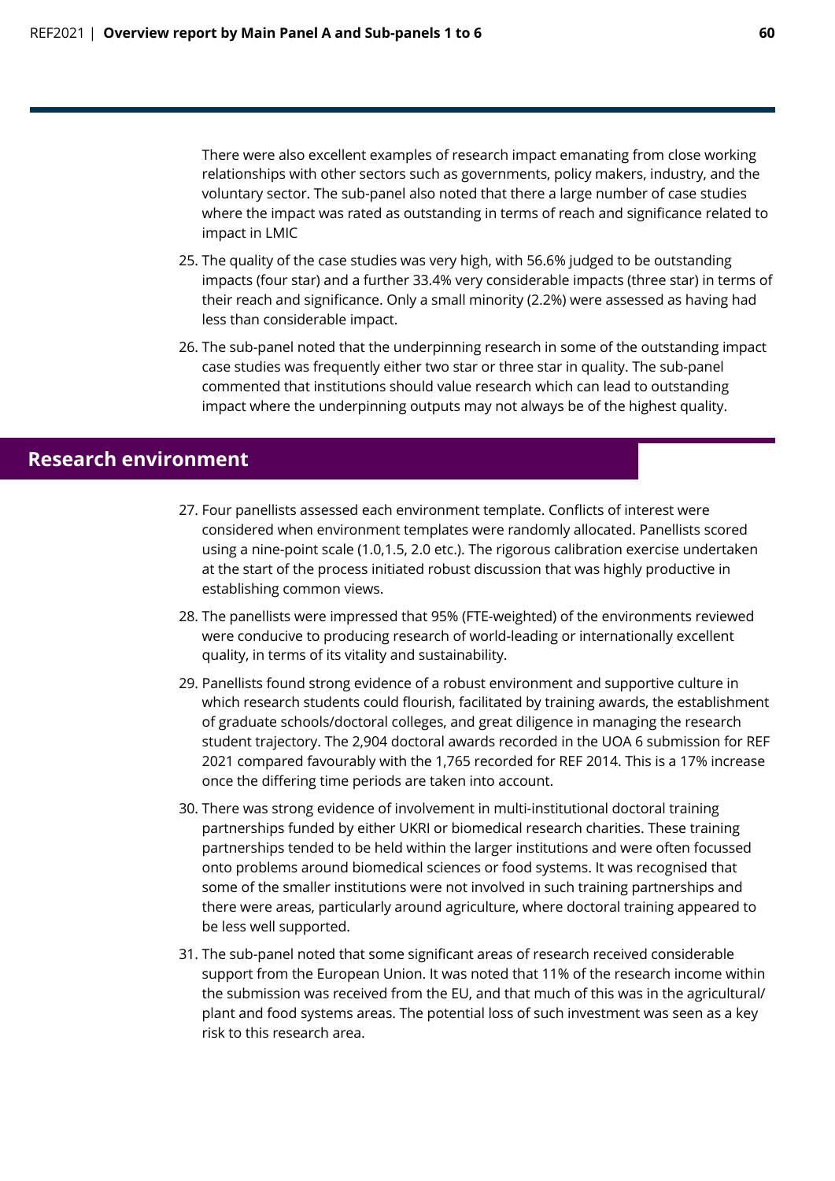There were also excellent examples of research impact emanating from close working relationships with other sectors such as governments, policy makers, industry, and the voluntary sector. The sub-panel also noted that there a large number of case studies where the impact was rated as outstanding in terms of reach and significance related to impact in LMIC

25. The quality of the case studies was very high, with 56.6% judged to be outstanding impacts (four star) and a further 33.4% very considerable impacts (three star) in terms of their reach and significance. Only a small minority (2.2%) were assessed as having had less than considerable impact.

26. The sub-panel noted that the underpinning research in some of the outstanding impact case studies was frequently either two star or three star in quality. The sub-panel commented that institutions should value research which can lead to outstanding impact where the underpinning outputs may not always be of the highest quality.

## Research environment

27. Four panellists assessed each environment template. Conflicts of interest were considered when environment templates were randomly allocated. Panellists scored using a nine-point scale (1.0,1.5, 2.0 etc.). The rigorous calibration exercise undertaken at the start of the process initiated robust discussion that was highly productive in establishing common views.

28. The panellists were impressed that 95% (FTE-weighted) of the environments reviewed were conducive to producing research of world-leading or internationally excellent quality, in terms of its vitality and sustainability.

29. Panellists found strong evidence of a robust environment and supportive culture in which research students could flourish, facilitated by training awards, the establishment of graduate schools/doctoral colleges, and great diligence in managing the research student trajectory. The 2,904 doctoral awards recorded in the UOA 6 submission for REF 2021 compared favourably with the 1,765 recorded for REF 2014. This is a 17% increase once the differing time periods are taken into account.

30. There was strong evidence of involvement in multi-institutional doctoral training partnerships funded by either UKRI or biomedical research charities. These training partnerships tended to be held within the larger institutions and were often focussed onto problems around biomedical sciences or food systems. It was recognised that some of the smaller institutions were not involved in such training partnerships and there were areas, particularly around agriculture, where doctoral training appeared to be less well supported.

31. The sub-panel noted that some significant areas of research received considerable support from the European Union. It was noted that 11% of the research income within the submission was received from the EU, and that much of this was in the agricultural/ plant and food systems areas. The potential loss of such investment was seen as a key risk to this research area.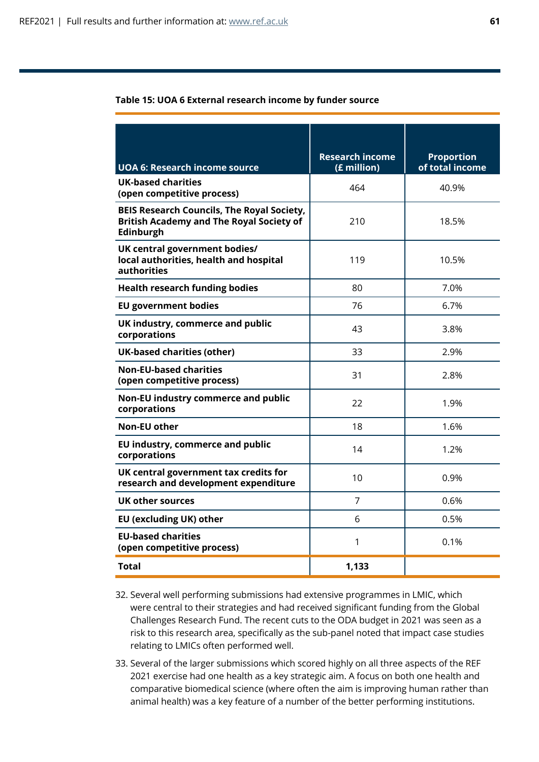**Table 15: UOA 6 External research income by funder source**

| UOA 6: Research income source | Research income (£ million) | Proportion of total income |
|---|---|---|
| **UK-based charities (open competitive process)** | 464 | 40.9% |
| **BEIS Research Councils, The Royal Society, British Academy and The Royal Society of Edinburgh** | 210 | 18.5% |
| **UK central government bodies/ local authorities, health and hospital authorities** | 119 | 10.5% |
| **Health research funding bodies** | 80 | 7.0% |
| **EU government bodies** | 76 | 6.7% |
| **UK industry, commerce and public corporations** | 43 | 3.8% |
| **UK-based charities (other)** | 33 | 2.9% |
| **Non-EU-based charities (open competitive process)** | 31 | 2.8% |
| **Non-EU industry commerce and public corporations** | 22 | 1.9% |
| **Non-EU other** | 18 | 1.6% |
| **EU industry, commerce and public corporations** | 14 | 1.2% |
| **UK central government tax credits for research and development expenditure** | 10 | 0.9% |
| **UK other sources** | 7 | 0.6% |
| **EU (excluding UK) other** | 6 | 0.5% |
| **EU-based charities (open competitive process)** | 1 | 0.1% |
| **Total** | **1,133** | |

32. Several well performing submissions had extensive programmes in LMIC, which were central to their strategies and had received significant funding from the Global Challenges Research Fund. The recent cuts to the ODA budget in 2021 was seen as a risk to this research area, specifically as the sub-panel noted that impact case studies relating to LMICs often performed well.

33. Several of the larger submissions which scored highly on all three aspects of the REF 2021 exercise had one health as a key strategic aim. A focus on both one health and comparative biomedical science (where often the aim is improving human rather than animal health) was a key feature of a number of the better performing institutions.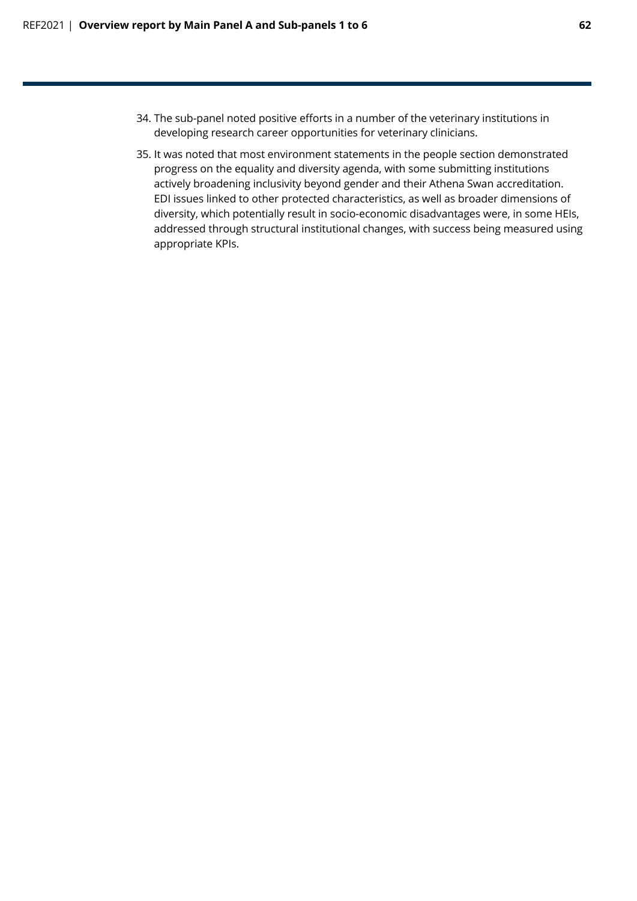34. The sub-panel noted positive efforts in a number of the veterinary institutions in developing research career opportunities for veterinary clinicians.

35. It was noted that most environment statements in the people section demonstrated progress on the equality and diversity agenda, with some submitting institutions actively broadening inclusivity beyond gender and their Athena Swan accreditation. EDI issues linked to other protected characteristics, as well as broader dimensions of diversity, which potentially result in socio-economic disadvantages were, in some HEIs, addressed through structural institutional changes, with success being measured using appropriate KPIs.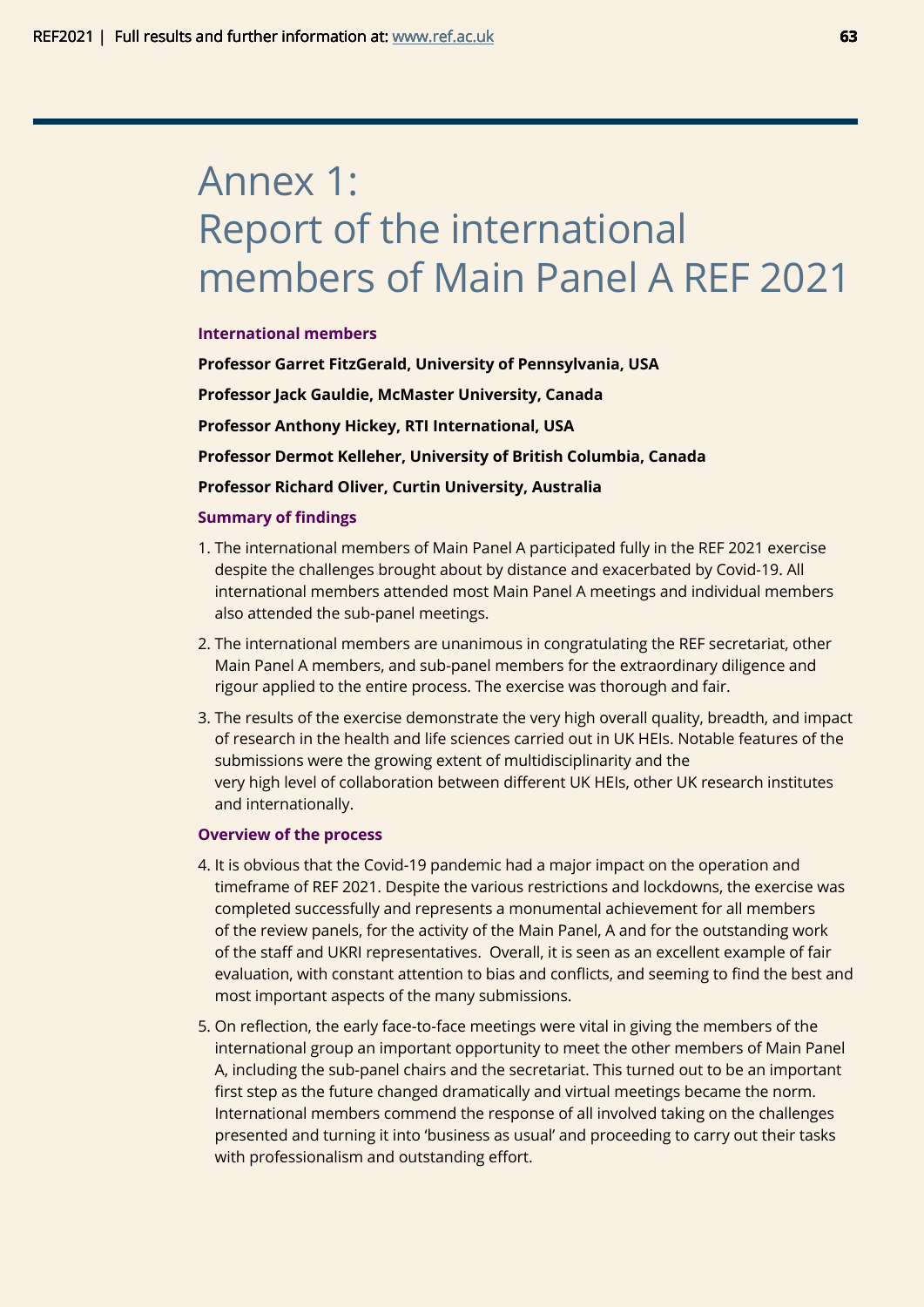# Annex 1: Report of the international members of Main Panel A REF 2021

### International members

**Professor Garret FitzGerald, University of Pennsylvania, USA**

**Professor Jack Gauldie, McMaster University, Canada**

**Professor Anthony Hickey, RTI International, USA**

**Professor Dermot Kelleher, University of British Columbia, Canada**

**Professor Richard Oliver, Curtin University, Australia**

### Summary of findings

1. The international members of Main Panel A participated fully in the REF 2021 exercise despite the challenges brought about by distance and exacerbated by Covid-19. All international members attended most Main Panel A meetings and individual members also attended the sub-panel meetings.
2. The international members are unanimous in congratulating the REF secretariat, other Main Panel A members, and sub-panel members for the extraordinary diligence and rigour applied to the entire process. The exercise was thorough and fair.
3. The results of the exercise demonstrate the very high overall quality, breadth, and impact of research in the health and life sciences carried out in UK HEIs. Notable features of the submissions were the growing extent of multidisciplinarity and the very high level of collaboration between different UK HEIs, other UK research institutes and internationally.

### Overview of the process

4. It is obvious that the Covid-19 pandemic had a major impact on the operation and timeframe of REF 2021. Despite the various restrictions and lockdowns, the exercise was completed successfully and represents a monumental achievement for all members of the review panels, for the activity of the Main Panel, A and for the outstanding work of the staff and UKRI representatives. Overall, it is seen as an excellent example of fair evaluation, with constant attention to bias and conflicts, and seeming to find the best and most important aspects of the many submissions.
5. On reflection, the early face-to-face meetings were vital in giving the members of the international group an important opportunity to meet the other members of Main Panel A, including the sub-panel chairs and the secretariat. This turned out to be an important first step as the future changed dramatically and virtual meetings became the norm. International members commend the response of all involved taking on the challenges presented and turning it into 'business as usual' and proceeding to carry out their tasks with professionalism and outstanding effort.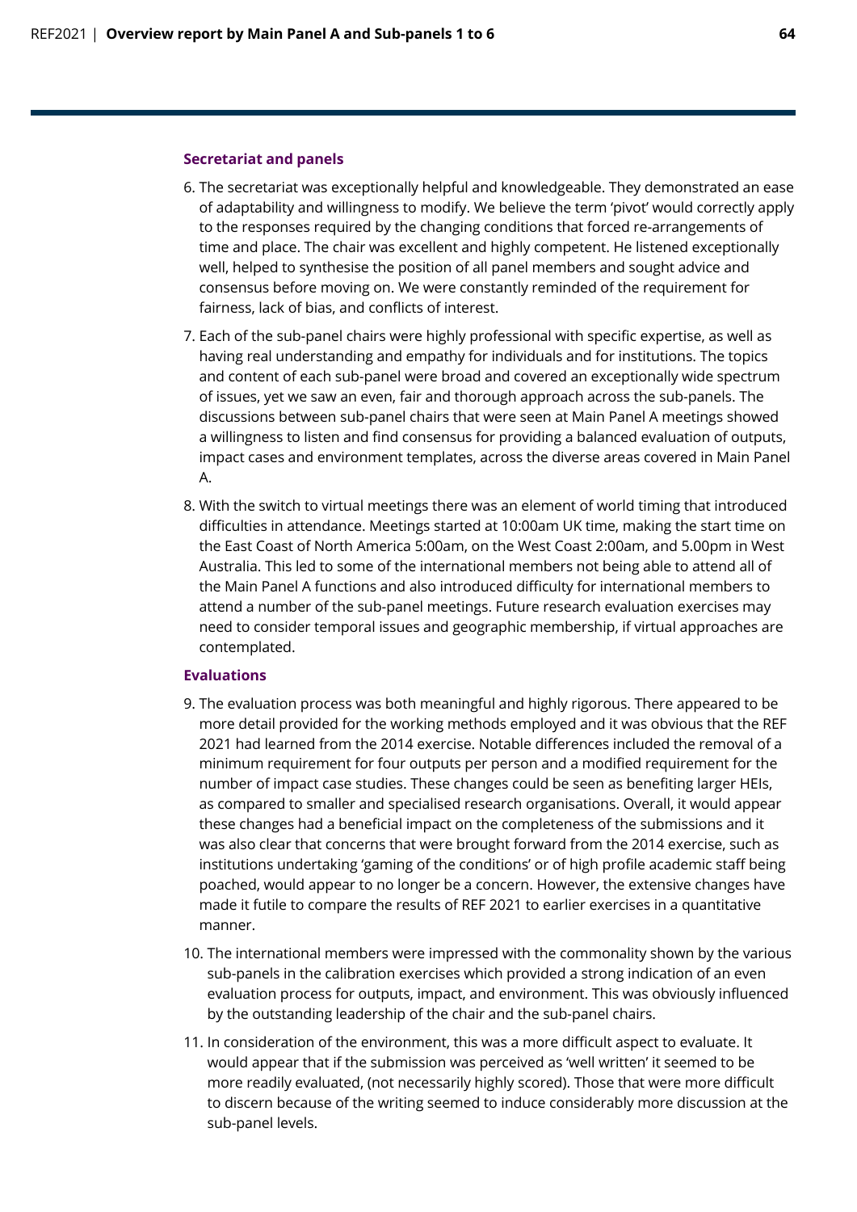### Secretariat and panels

6. The secretariat was exceptionally helpful and knowledgeable. They demonstrated an ease of adaptability and willingness to modify. We believe the term 'pivot' would correctly apply to the responses required by the changing conditions that forced re-arrangements of time and place. The chair was excellent and highly competent. He listened exceptionally well, helped to synthesise the position of all panel members and sought advice and consensus before moving on. We were constantly reminded of the requirement for fairness, lack of bias, and conflicts of interest.

7. Each of the sub-panel chairs were highly professional with specific expertise, as well as having real understanding and empathy for individuals and for institutions. The topics and content of each sub-panel were broad and covered an exceptionally wide spectrum of issues, yet we saw an even, fair and thorough approach across the sub-panels. The discussions between sub-panel chairs that were seen at Main Panel A meetings showed a willingness to listen and find consensus for providing a balanced evaluation of outputs, impact cases and environment templates, across the diverse areas covered in Main Panel A.

8. With the switch to virtual meetings there was an element of world timing that introduced difficulties in attendance. Meetings started at 10:00am UK time, making the start time on the East Coast of North America 5:00am, on the West Coast 2:00am, and 5.00pm in West Australia. This led to some of the international members not being able to attend all of the Main Panel A functions and also introduced difficulty for international members to attend a number of the sub-panel meetings. Future research evaluation exercises may need to consider temporal issues and geographic membership, if virtual approaches are contemplated.

### Evaluations

9. The evaluation process was both meaningful and highly rigorous. There appeared to be more detail provided for the working methods employed and it was obvious that the REF 2021 had learned from the 2014 exercise. Notable differences included the removal of a minimum requirement for four outputs per person and a modified requirement for the number of impact case studies. These changes could be seen as benefiting larger HEIs, as compared to smaller and specialised research organisations. Overall, it would appear these changes had a beneficial impact on the completeness of the submissions and it was also clear that concerns that were brought forward from the 2014 exercise, such as institutions undertaking 'gaming of the conditions' or of high profile academic staff being poached, would appear to no longer be a concern. However, the extensive changes have made it futile to compare the results of REF 2021 to earlier exercises in a quantitative manner.

10. The international members were impressed with the commonality shown by the various sub-panels in the calibration exercises which provided a strong indication of an even evaluation process for outputs, impact, and environment. This was obviously influenced by the outstanding leadership of the chair and the sub-panel chairs.

11. In consideration of the environment, this was a more difficult aspect to evaluate. It would appear that if the submission was perceived as 'well written' it seemed to be more readily evaluated, (not necessarily highly scored). Those that were more difficult to discern because of the writing seemed to induce considerably more discussion at the sub-panel levels.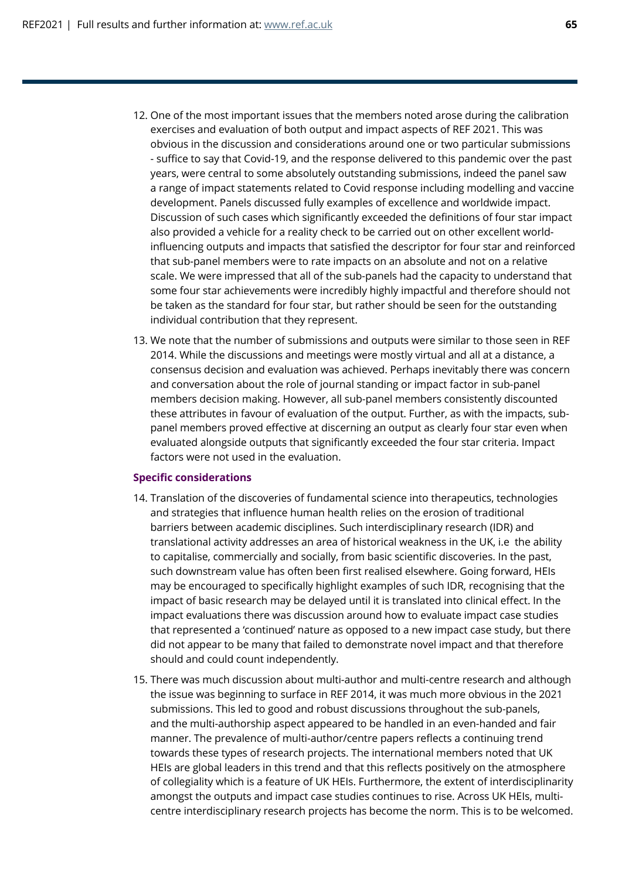12. One of the most important issues that the members noted arose during the calibration exercises and evaluation of both output and impact aspects of REF 2021. This was obvious in the discussion and considerations around one or two particular submissions - suffice to say that Covid-19, and the response delivered to this pandemic over the past years, were central to some absolutely outstanding submissions, indeed the panel saw a range of impact statements related to Covid response including modelling and vaccine development. Panels discussed fully examples of excellence and worldwide impact. Discussion of such cases which significantly exceeded the definitions of four star impact also provided a vehicle for a reality check to be carried out on other excellent world-influencing outputs and impacts that satisfied the descriptor for four star and reinforced that sub-panel members were to rate impacts on an absolute and not on a relative scale. We were impressed that all of the sub-panels had the capacity to understand that some four star achievements were incredibly highly impactful and therefore should not be taken as the standard for four star, but rather should be seen for the outstanding individual contribution that they represent.

13. We note that the number of submissions and outputs were similar to those seen in REF 2014. While the discussions and meetings were mostly virtual and all at a distance, a consensus decision and evaluation was achieved. Perhaps inevitably there was concern and conversation about the role of journal standing or impact factor in sub-panel members decision making. However, all sub-panel members consistently discounted these attributes in favour of evaluation of the output. Further, as with the impacts, sub-panel members proved effective at discerning an output as clearly four star even when evaluated alongside outputs that significantly exceeded the four star criteria. Impact factors were not used in the evaluation.

**Specific considerations**

14. Translation of the discoveries of fundamental science into therapeutics, technologies and strategies that influence human health relies on the erosion of traditional barriers between academic disciplines. Such interdisciplinary research (IDR) and translational activity addresses an area of historical weakness in the UK, i.e the ability to capitalise, commercially and socially, from basic scientific discoveries. In the past, such downstream value has often been first realised elsewhere. Going forward, HEIs may be encouraged to specifically highlight examples of such IDR, recognising that the impact of basic research may be delayed until it is translated into clinical effect. In the impact evaluations there was discussion around how to evaluate impact case studies that represented a 'continued' nature as opposed to a new impact case study, but there did not appear to be many that failed to demonstrate novel impact and that therefore should and could count independently.

15. There was much discussion about multi-author and multi-centre research and although the issue was beginning to surface in REF 2014, it was much more obvious in the 2021 submissions. This led to good and robust discussions throughout the sub-panels, and the multi-authorship aspect appeared to be handled in an even-handed and fair manner. The prevalence of multi-author/centre papers reflects a continuing trend towards these types of research projects. The international members noted that UK HEIs are global leaders in this trend and that this reflects positively on the atmosphere of collegiality which is a feature of UK HEIs. Furthermore, the extent of interdisciplinarity amongst the outputs and impact case studies continues to rise. Across UK HEIs, multi-centre interdisciplinary research projects has become the norm. This is to be welcomed.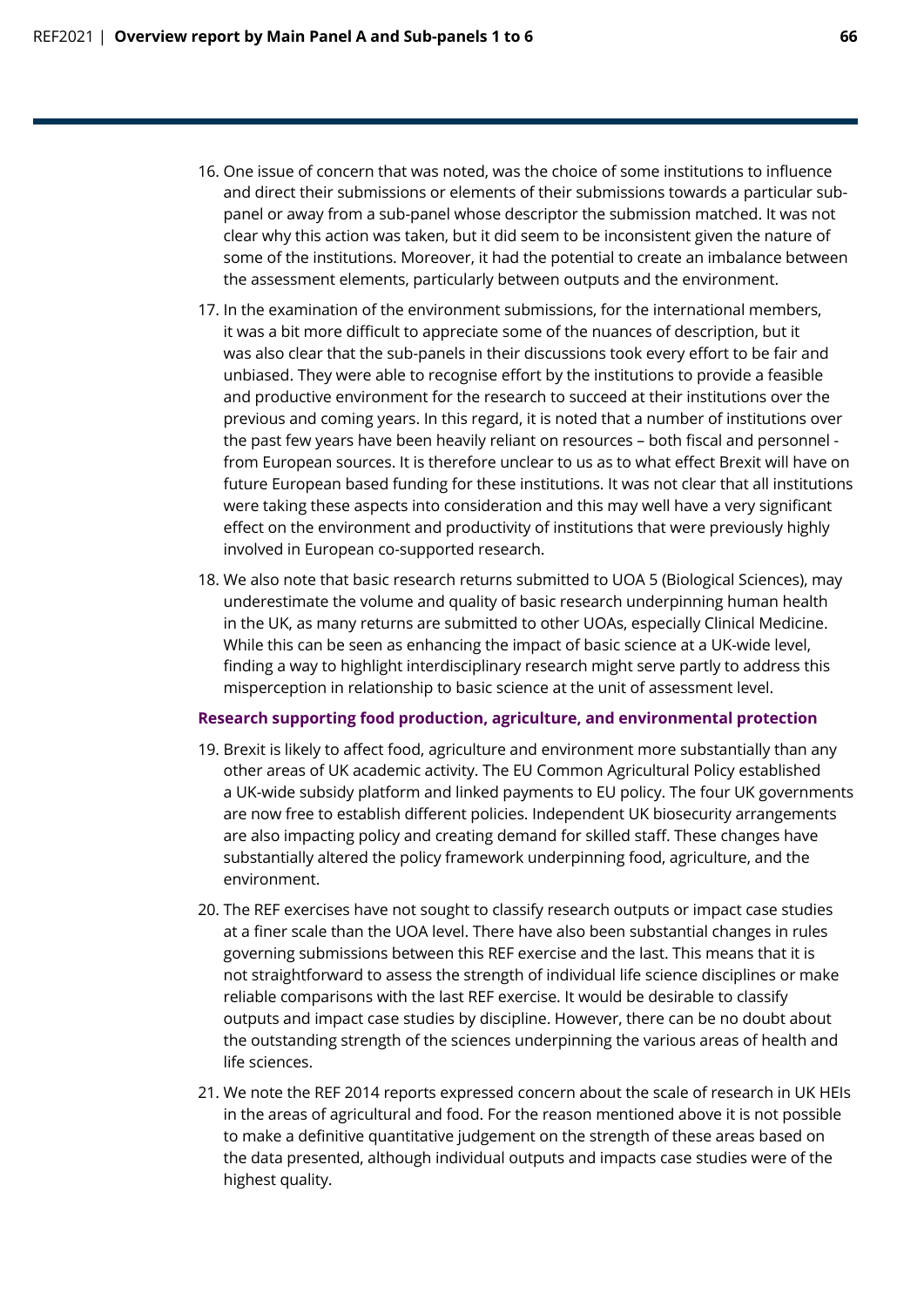16. One issue of concern that was noted, was the choice of some institutions to influence and direct their submissions or elements of their submissions towards a particular sub-panel or away from a sub-panel whose descriptor the submission matched. It was not clear why this action was taken, but it did seem to be inconsistent given the nature of some of the institutions. Moreover, it had the potential to create an imbalance between the assessment elements, particularly between outputs and the environment.

17. In the examination of the environment submissions, for the international members, it was a bit more difficult to appreciate some of the nuances of description, but it was also clear that the sub-panels in their discussions took every effort to be fair and unbiased. They were able to recognise effort by the institutions to provide a feasible and productive environment for the research to succeed at their institutions over the previous and coming years. In this regard, it is noted that a number of institutions over the past few years have been heavily reliant on resources – both fiscal and personnel - from European sources. It is therefore unclear to us as to what effect Brexit will have on future European based funding for these institutions. It was not clear that all institutions were taking these aspects into consideration and this may well have a very significant effect on the environment and productivity of institutions that were previously highly involved in European co-supported research.

18. We also note that basic research returns submitted to UOA 5 (Biological Sciences), may underestimate the volume and quality of basic research underpinning human health in the UK, as many returns are submitted to other UOAs, especially Clinical Medicine. While this can be seen as enhancing the impact of basic science at a UK-wide level, finding a way to highlight interdisciplinary research might serve partly to address this misperception in relationship to basic science at the unit of assessment level.

### Research supporting food production, agriculture, and environmental protection

19. Brexit is likely to affect food, agriculture and environment more substantially than any other areas of UK academic activity. The EU Common Agricultural Policy established a UK-wide subsidy platform and linked payments to EU policy. The four UK governments are now free to establish different policies. Independent UK biosecurity arrangements are also impacting policy and creating demand for skilled staff. These changes have substantially altered the policy framework underpinning food, agriculture, and the environment.

20. The REF exercises have not sought to classify research outputs or impact case studies at a finer scale than the UOA level. There have also been substantial changes in rules governing submissions between this REF exercise and the last. This means that it is not straightforward to assess the strength of individual life science disciplines or make reliable comparisons with the last REF exercise. It would be desirable to classify outputs and impact case studies by discipline. However, there can be no doubt about the outstanding strength of the sciences underpinning the various areas of health and life sciences.

21. We note the REF 2014 reports expressed concern about the scale of research in UK HEIs in the areas of agricultural and food. For the reason mentioned above it is not possible to make a definitive quantitative judgement on the strength of these areas based on the data presented, although individual outputs and impacts case studies were of the highest quality.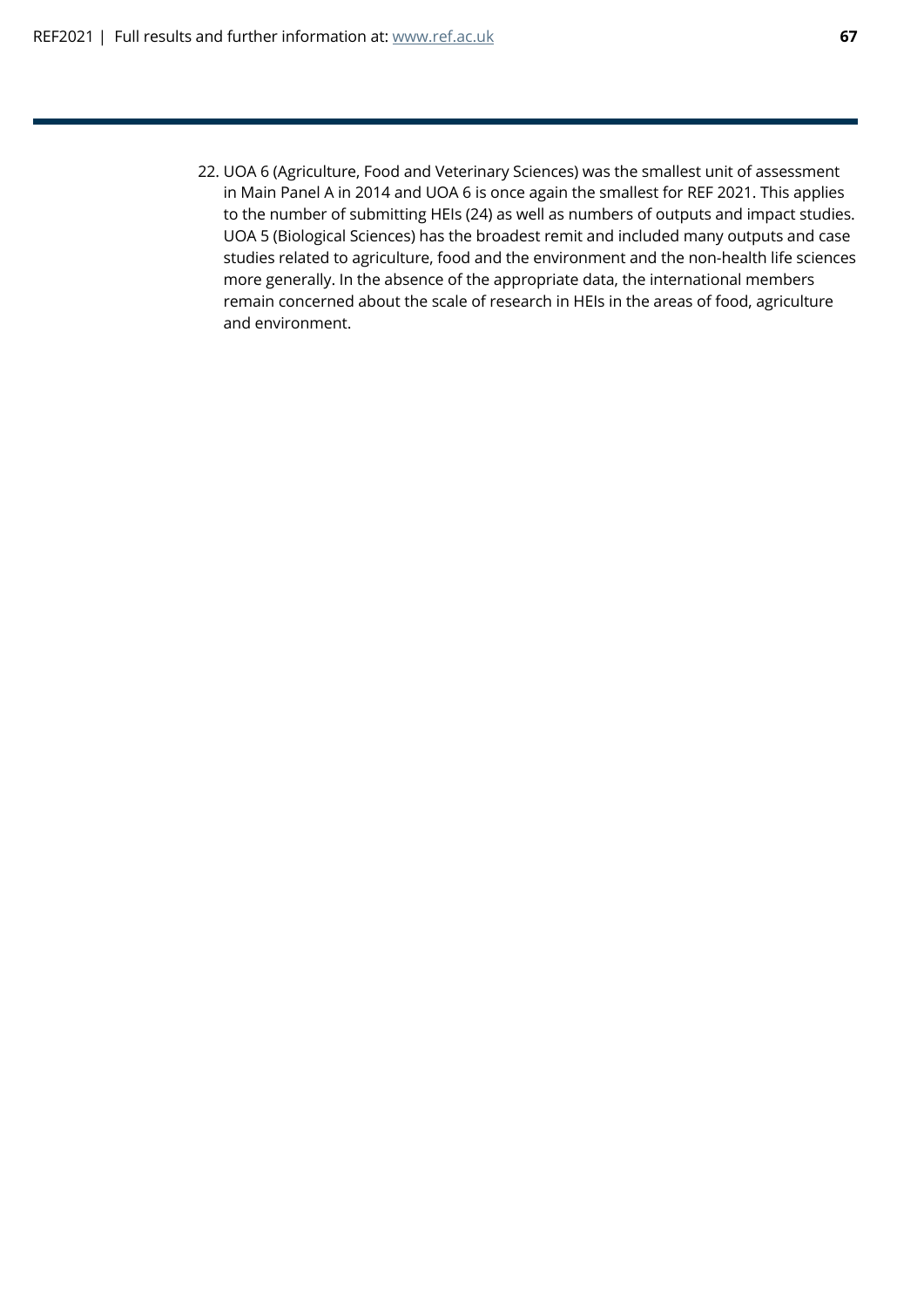22. UOA 6 (Agriculture, Food and Veterinary Sciences) was the smallest unit of assessment in Main Panel A in 2014 and UOA 6 is once again the smallest for REF 2021. This applies to the number of submitting HEIs (24) as well as numbers of outputs and impact studies. UOA 5 (Biological Sciences) has the broadest remit and included many outputs and case studies related to agriculture, food and the environment and the non-health life sciences more generally. In the absence of the appropriate data, the international members remain concerned about the scale of research in HEIs in the areas of food, agriculture and environment.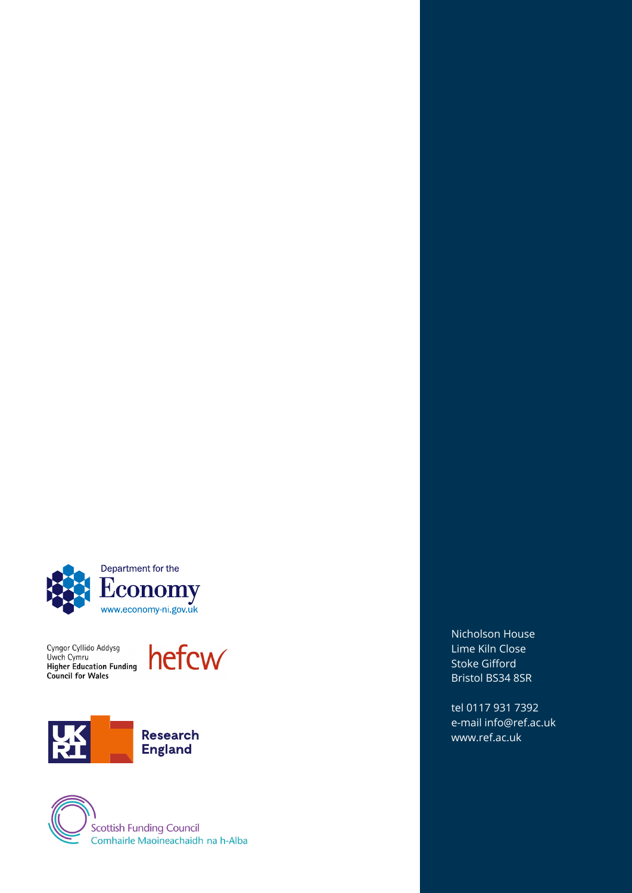Department for the
Economy
www.economy-ni.gov.uk

Cyngor Cyllido Addysg Uwch Cymru
Higher Education Funding Council for Wales
hefcw

Research England

Scottish Funding Council
Comhairle Maoineachaidh na h-Alba

Nicholson House
Lime Kiln Close
Stoke Gifford
Bristol BS34 8SR

tel 0117 931 7392
e-mail info@ref.ac.uk
www.ref.ac.uk